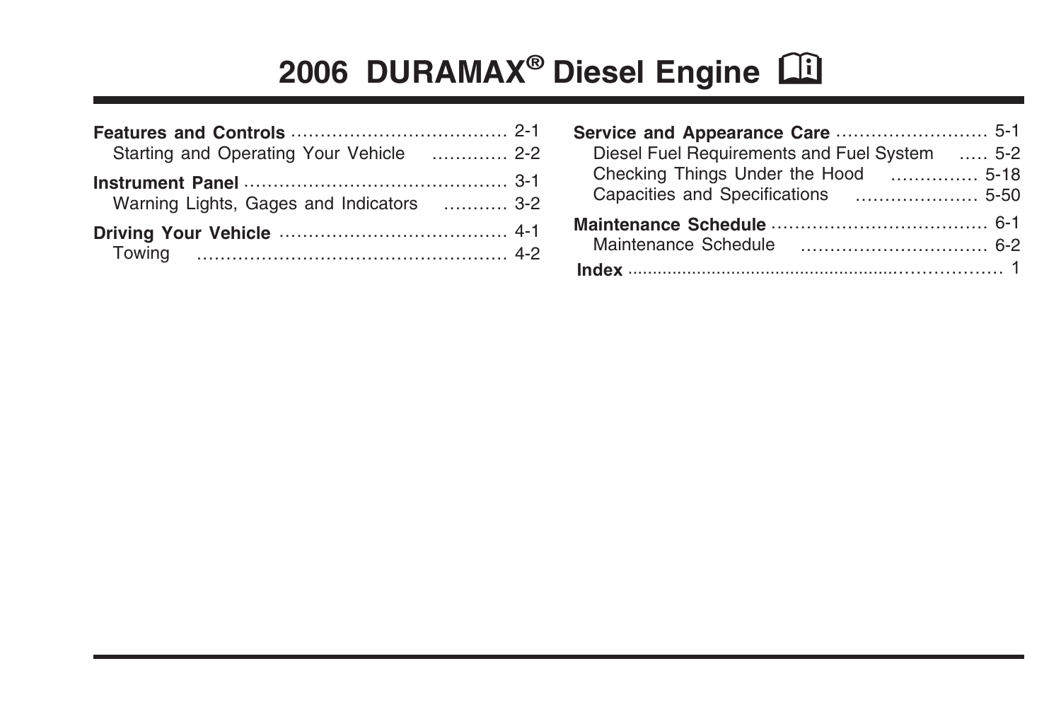# 2006 DURAMAX® Diesel Engine

**Features and Controls** ..................................... 2-1
Starting and Operating Your Vehicle ............. 2-2

**Instrument Panel** ............................................. 3-1
Warning Lights, Gages and Indicators ........... 3-2

**Driving Your Vehicle** ....................................... 4-1
Towing ..................................................... 4-2

**Service and Appearance Care** .......................... 5-1
Diesel Fuel Requirements and Fuel System ..... 5-2
Checking Things Under the Hood ............... 5-18
Capacities and Specifications ..................... 5-50

**Maintenance Schedule** ..................................... 6-1
Maintenance Schedule ................................ 6-2

**Index** ........................................................................ 1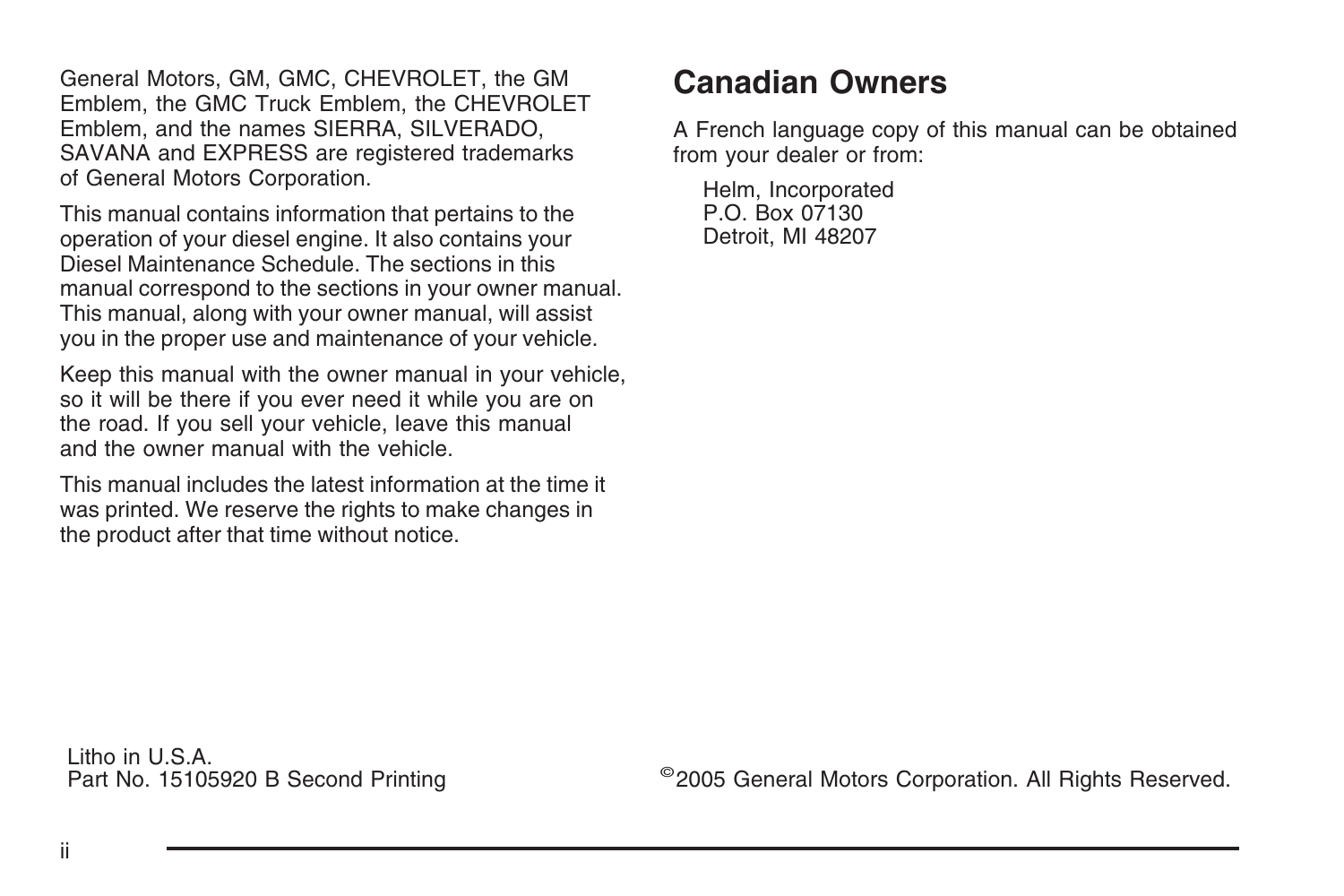General Motors, GM, GMC, CHEVROLET, the GM Emblem, the GMC Truck Emblem, the CHEVROLET Emblem, and the names SIERRA, SILVERADO, SAVANA and EXPRESS are registered trademarks of General Motors Corporation.

This manual contains information that pertains to the operation of your diesel engine. It also contains your Diesel Maintenance Schedule. The sections in this manual correspond to the sections in your owner manual. This manual, along with your owner manual, will assist you in the proper use and maintenance of your vehicle.

Keep this manual with the owner manual in your vehicle, so it will be there if you ever need it while you are on the road. If you sell your vehicle, leave this manual and the owner manual with the vehicle.

This manual includes the latest information at the time it was printed. We reserve the rights to make changes in the product after that time without notice.

## Canadian Owners

A French language copy of this manual can be obtained from your dealer or from:

Helm, Incorporated
P.O. Box 07130
Detroit, MI 48207

Litho in U.S.A.
Part No. 15105920 B Second Printing

©2005 General Motors Corporation. All Rights Reserved.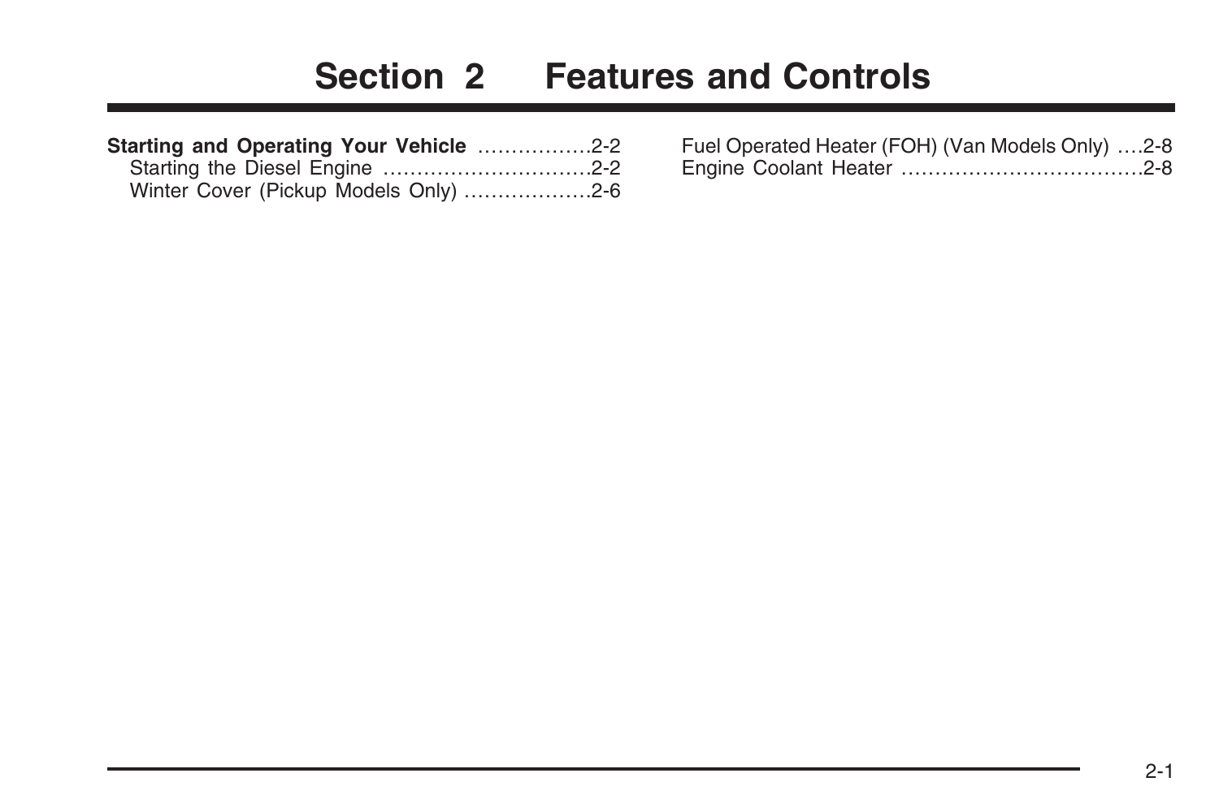# Section 2 Features and Controls

**Starting and Operating Your Vehicle** ................2-2
Starting the Diesel Engine ..............................2-2
Winter Cover (Pickup Models Only) ..................2-6
Fuel Operated Heater (FOH) (Van Models Only) ....2-8
Engine Coolant Heater ...................................2-8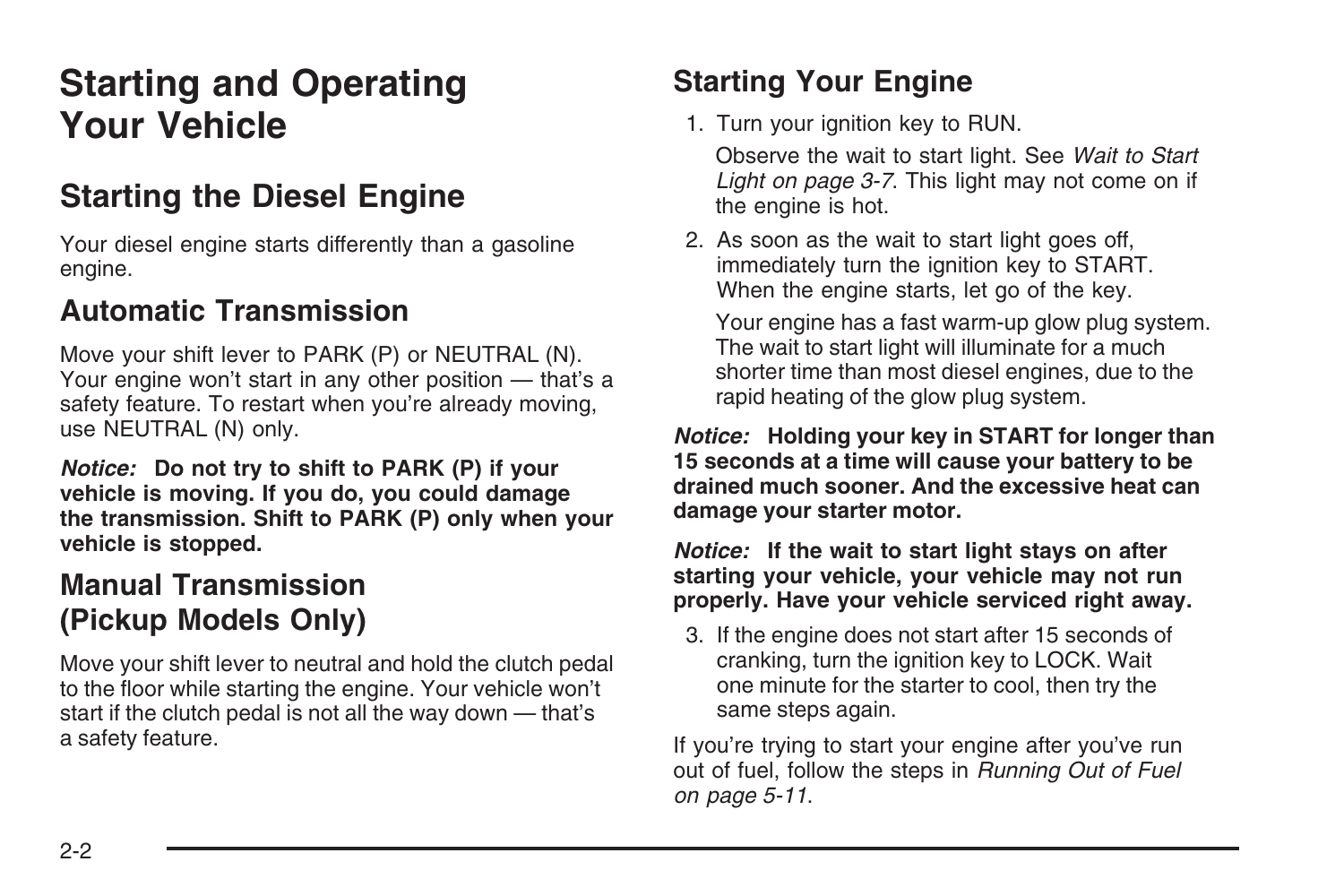# Starting and Operating Your Vehicle

## Starting the Diesel Engine

Your diesel engine starts differently than a gasoline engine.

### Automatic Transmission

Move your shift lever to PARK (P) or NEUTRAL (N). Your engine won't start in any other position — that's a safety feature. To restart when you're already moving, use NEUTRAL (N) only.

***Notice:*** **Do not try to shift to PARK (P) if your vehicle is moving. If you do, you could damage the transmission. Shift to PARK (P) only when your vehicle is stopped.**

### Manual Transmission (Pickup Models Only)

Move your shift lever to neutral and hold the clutch pedal to the floor while starting the engine. Your vehicle won't start if the clutch pedal is not all the way down — that's a safety feature.

### Starting Your Engine

1. Turn your ignition key to RUN.

   Observe the wait to start light. See *Wait to Start Light on page 3-7*. This light may not come on if the engine is hot.

2. As soon as the wait to start light goes off, immediately turn the ignition key to START. When the engine starts, let go of the key.

   Your engine has a fast warm-up glow plug system. The wait to start light will illuminate for a much shorter time than most diesel engines, due to the rapid heating of the glow plug system.

***Notice:*** **Holding your key in START for longer than 15 seconds at a time will cause your battery to be drained much sooner. And the excessive heat can damage your starter motor.**

***Notice:*** **If the wait to start light stays on after starting your vehicle, your vehicle may not run properly. Have your vehicle serviced right away.**

3. If the engine does not start after 15 seconds of cranking, turn the ignition key to LOCK. Wait one minute for the starter to cool, then try the same steps again.

If you're trying to start your engine after you've run out of fuel, follow the steps in *Running Out of Fuel on page 5-11*.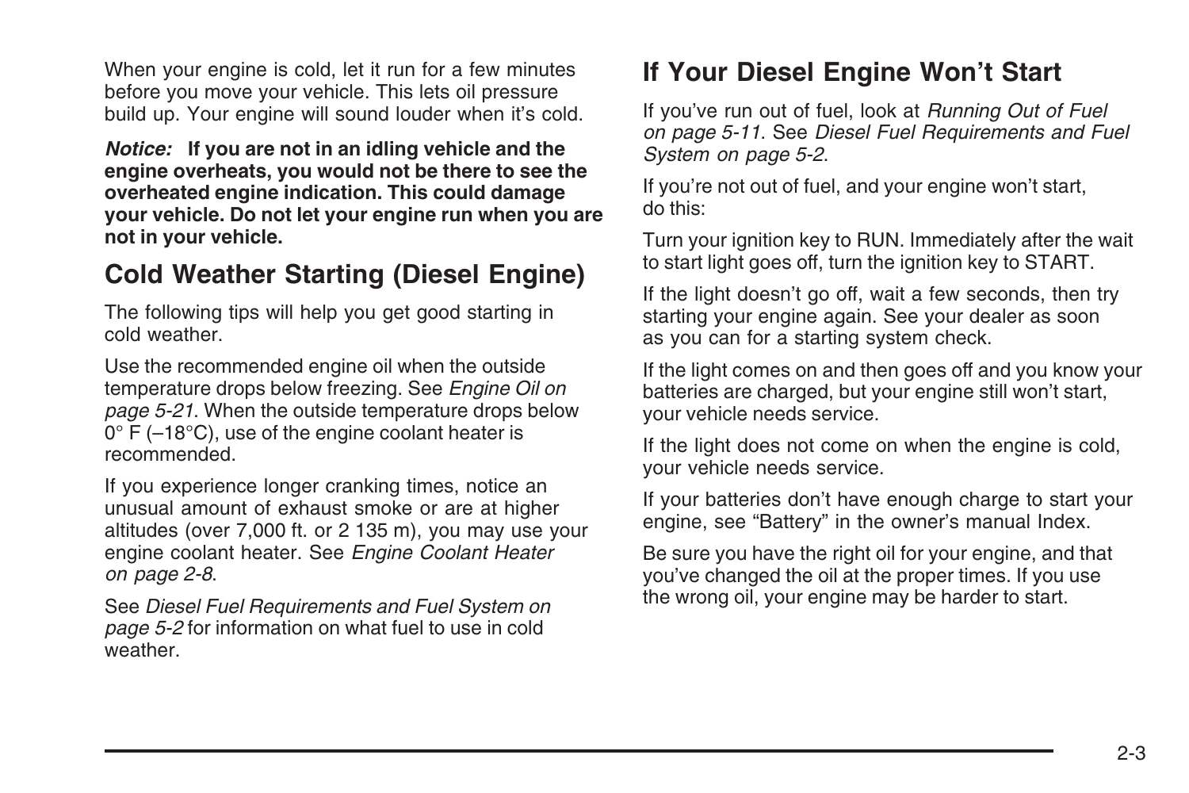When your engine is cold, let it run for a few minutes before you move your vehicle. This lets oil pressure build up. Your engine will sound louder when it's cold.

***Notice:*** **If you are not in an idling vehicle and the engine overheats, you would not be there to see the overheated engine indication. This could damage your vehicle. Do not let your engine run when you are not in your vehicle.**

## Cold Weather Starting (Diesel Engine)

The following tips will help you get good starting in cold weather.

Use the recommended engine oil when the outside temperature drops below freezing. See *Engine Oil on page 5-21*. When the outside temperature drops below 0° F (–18°C), use of the engine coolant heater is recommended.

If you experience longer cranking times, notice an unusual amount of exhaust smoke or are at higher altitudes (over 7,000 ft. or 2 135 m), you may use your engine coolant heater. See *Engine Coolant Heater on page 2-8*.

See *Diesel Fuel Requirements and Fuel System on page 5-2* for information on what fuel to use in cold weather.

## If Your Diesel Engine Won't Start

If you've run out of fuel, look at *Running Out of Fuel on page 5-11*. See *Diesel Fuel Requirements and Fuel System on page 5-2*.

If you're not out of fuel, and your engine won't start, do this:

Turn your ignition key to RUN. Immediately after the wait to start light goes off, turn the ignition key to START.

If the light doesn't go off, wait a few seconds, then try starting your engine again. See your dealer as soon as you can for a starting system check.

If the light comes on and then goes off and you know your batteries are charged, but your engine still won't start, your vehicle needs service.

If the light does not come on when the engine is cold, your vehicle needs service.

If your batteries don't have enough charge to start your engine, see "Battery" in the owner's manual Index.

Be sure you have the right oil for your engine, and that you've changed the oil at the proper times. If you use the wrong oil, your engine may be harder to start.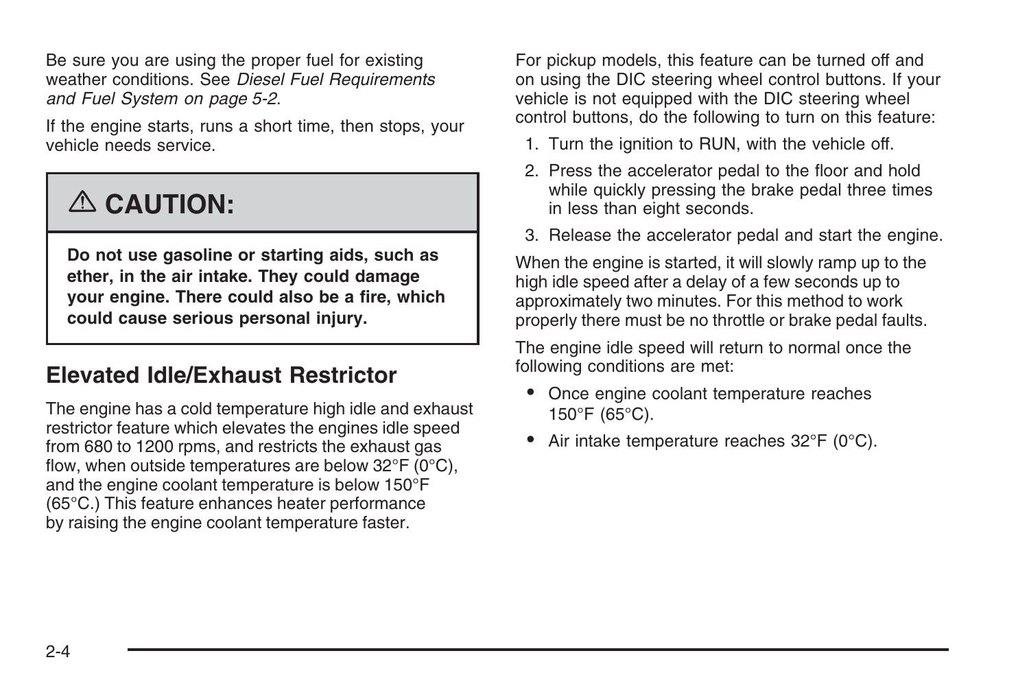Be sure you are using the proper fuel for existing weather conditions. See *Diesel Fuel Requirements and Fuel System on page 5-2*.

If the engine starts, runs a short time, then stops, your vehicle needs service.

> ⚠ **CAUTION:**
>
> **Do not use gasoline or starting aids, such as ether, in the air intake. They could damage your engine. There could also be a fire, which could cause serious personal injury.**

## Elevated Idle/Exhaust Restrictor

The engine has a cold temperature high idle and exhaust restrictor feature which elevates the engines idle speed from 680 to 1200 rpms, and restricts the exhaust gas flow, when outside temperatures are below 32°F (0°C), and the engine coolant temperature is below 150°F (65°C.) This feature enhances heater performance by raising the engine coolant temperature faster.

For pickup models, this feature can be turned off and on using the DIC steering wheel control buttons. If your vehicle is not equipped with the DIC steering wheel control buttons, do the following to turn on this feature:

1. Turn the ignition to RUN, with the vehicle off.
2. Press the accelerator pedal to the floor and hold while quickly pressing the brake pedal three times in less than eight seconds.
3. Release the accelerator pedal and start the engine.

When the engine is started, it will slowly ramp up to the high idle speed after a delay of a few seconds up to approximately two minutes. For this method to work properly there must be no throttle or brake pedal faults.

The engine idle speed will return to normal once the following conditions are met:

- Once engine coolant temperature reaches 150°F (65°C).
- Air intake temperature reaches 32°F (0°C).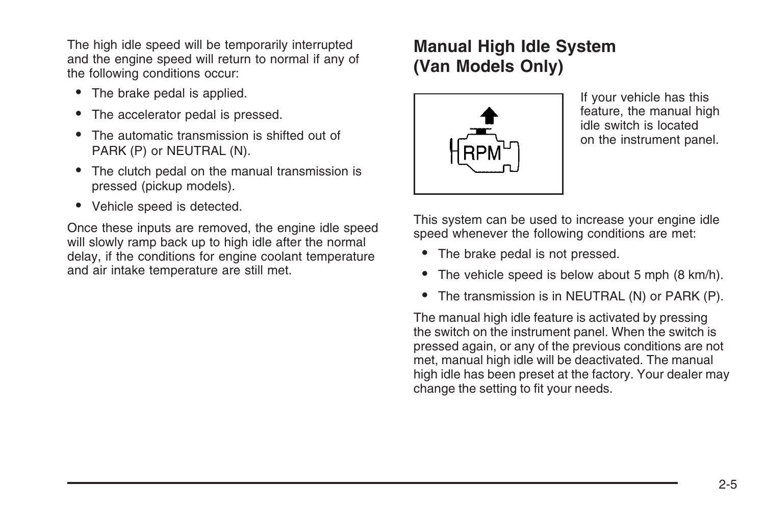The high idle speed will be temporarily interrupted and the engine speed will return to normal if any of the following conditions occur:

- The brake pedal is applied.
- The accelerator pedal is pressed.
- The automatic transmission is shifted out of PARK (P) or NEUTRAL (N).
- The clutch pedal on the manual transmission is pressed (pickup models).
- Vehicle speed is detected.

Once these inputs are removed, the engine idle speed will slowly ramp back up to high idle after the normal delay, if the conditions for engine coolant temperature and air intake temperature are still met.

## Manual High Idle System (Van Models Only)

If your vehicle has this feature, the manual high idle switch is located on the instrument panel.

This system can be used to increase your engine idle speed whenever the following conditions are met:

- The brake pedal is not pressed.
- The vehicle speed is below about 5 mph (8 km/h).
- The transmission is in NEUTRAL (N) or PARK (P).

The manual high idle feature is activated by pressing the switch on the instrument panel. When the switch is pressed again, or any of the previous conditions are not met, manual high idle will be deactivated. The manual high idle has been preset at the factory. Your dealer may change the setting to fit your needs.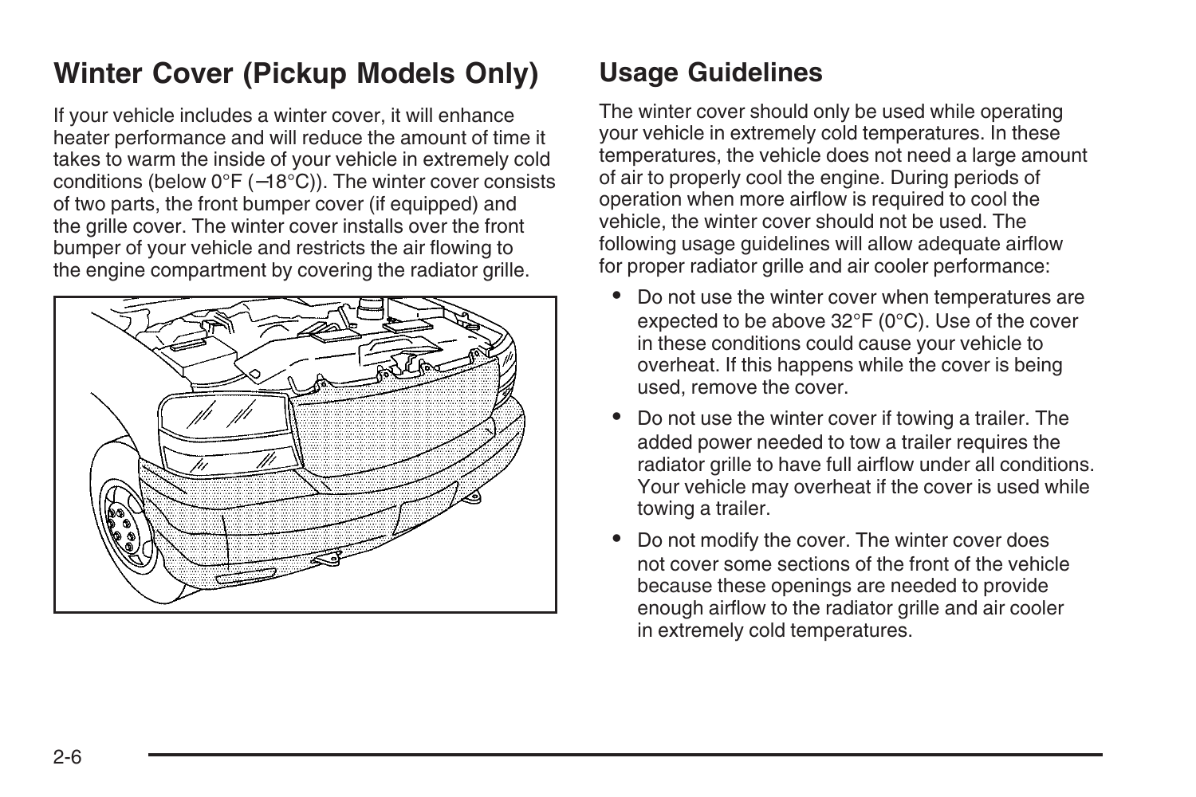## Winter Cover (Pickup Models Only)

If your vehicle includes a winter cover, it will enhance heater performance and will reduce the amount of time it takes to warm the inside of your vehicle in extremely cold conditions (below 0°F (–18°C)). The winter cover consists of two parts, the front bumper cover (if equipped) and the grille cover. The winter cover installs over the front bumper of your vehicle and restricts the air flowing to the engine compartment by covering the radiator grille.

## Usage Guidelines

The winter cover should only be used while operating your vehicle in extremely cold temperatures. In these temperatures, the vehicle does not need a large amount of air to properly cool the engine. During periods of operation when more airflow is required to cool the vehicle, the winter cover should not be used. The following usage guidelines will allow adequate airflow for proper radiator grille and air cooler performance:

- Do not use the winter cover when temperatures are expected to be above 32°F (0°C). Use of the cover in these conditions could cause your vehicle to overheat. If this happens while the cover is being used, remove the cover.
- Do not use the winter cover if towing a trailer. The added power needed to tow a trailer requires the radiator grille to have full airflow under all conditions. Your vehicle may overheat if the cover is used while towing a trailer.
- Do not modify the cover. The winter cover does not cover some sections of the front of the vehicle because these openings are needed to provide enough airflow to the radiator grille and air cooler in extremely cold temperatures.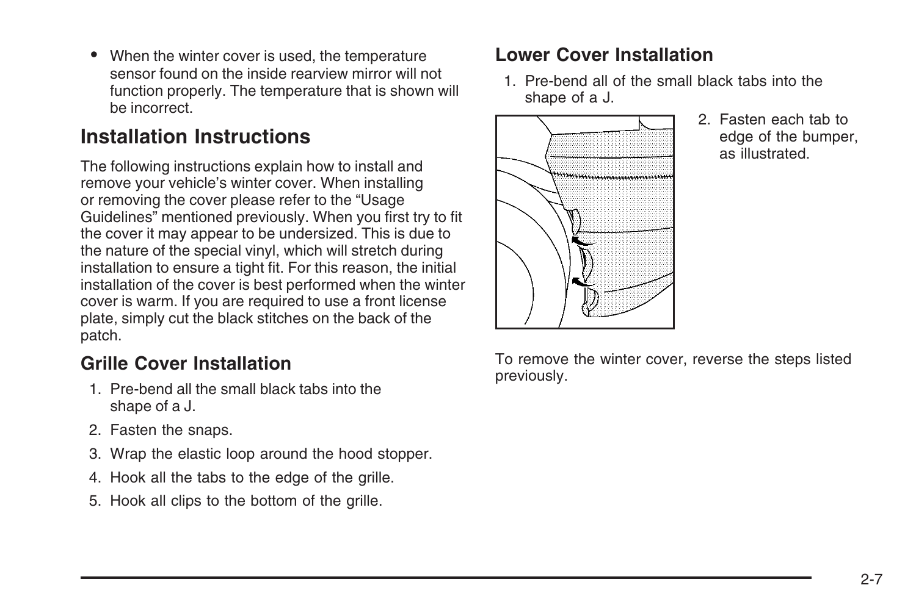- When the winter cover is used, the temperature sensor found on the inside rearview mirror will not function properly. The temperature that is shown will be incorrect.

## Installation Instructions

The following instructions explain how to install and remove your vehicle's winter cover. When installing or removing the cover please refer to the "Usage Guidelines" mentioned previously. When you first try to fit the cover it may appear to be undersized. This is due to the nature of the special vinyl, which will stretch during installation to ensure a tight fit. For this reason, the initial installation of the cover is best performed when the winter cover is warm. If you are required to use a front license plate, simply cut the black stitches on the back of the patch.

### Grille Cover Installation

1. Pre-bend all the small black tabs into the shape of a J.
2. Fasten the snaps.
3. Wrap the elastic loop around the hood stopper.
4. Hook all the tabs to the edge of the grille.
5. Hook all clips to the bottom of the grille.

### Lower Cover Installation

1. Pre-bend all of the small black tabs into the shape of a J.
2. Fasten each tab to edge of the bumper, as illustrated.

To remove the winter cover, reverse the steps listed previously.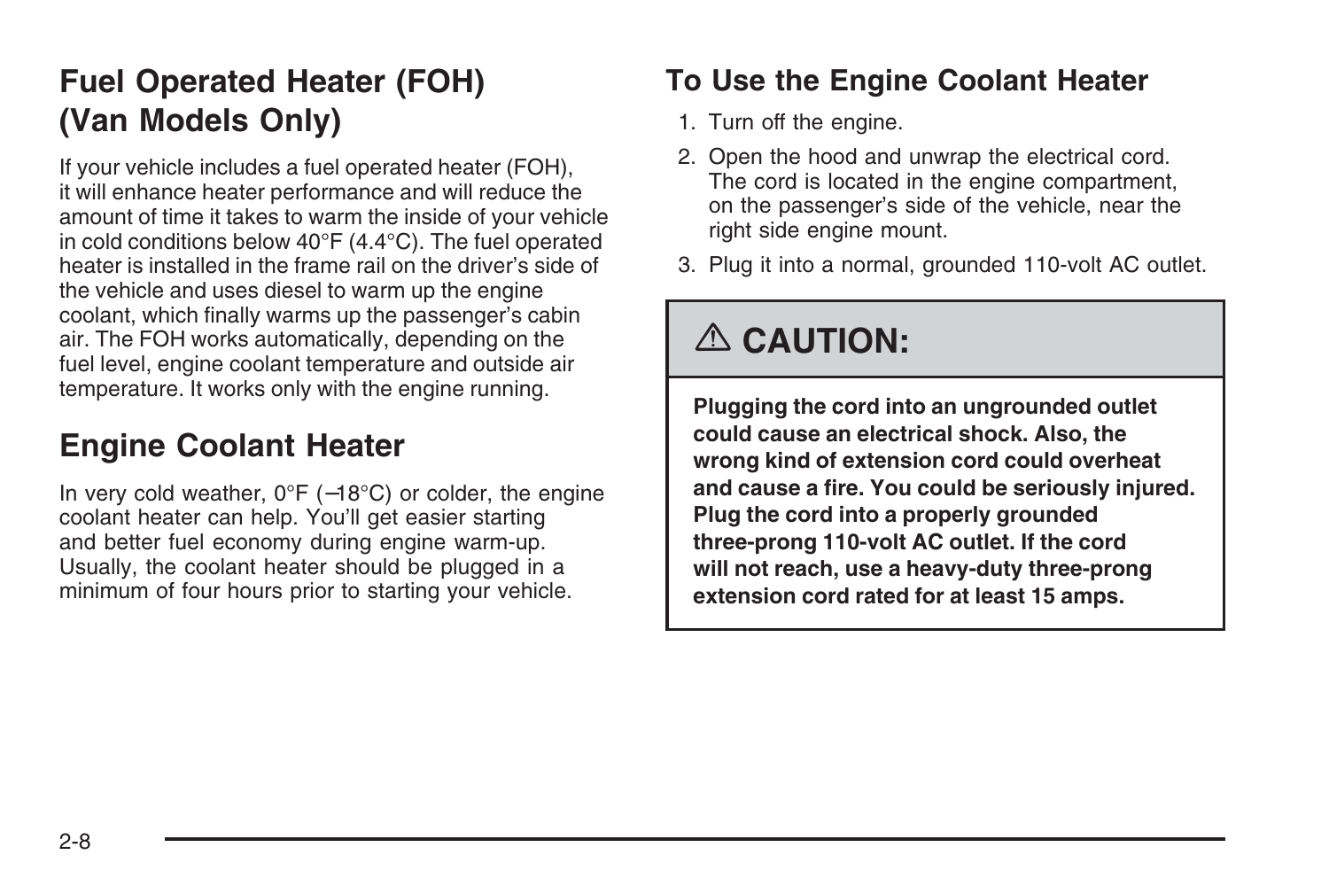## Fuel Operated Heater (FOH) (Van Models Only)

If your vehicle includes a fuel operated heater (FOH), it will enhance heater performance and will reduce the amount of time it takes to warm the inside of your vehicle in cold conditions below 40°F (4.4°C). The fuel operated heater is installed in the frame rail on the driver's side of the vehicle and uses diesel to warm up the engine coolant, which finally warms up the passenger's cabin air. The FOH works automatically, depending on the fuel level, engine coolant temperature and outside air temperature. It works only with the engine running.

## Engine Coolant Heater

In very cold weather, 0°F (–18°C) or colder, the engine coolant heater can help. You'll get easier starting and better fuel economy during engine warm-up. Usually, the coolant heater should be plugged in a minimum of four hours prior to starting your vehicle.

### To Use the Engine Coolant Heater

1. Turn off the engine.
2. Open the hood and unwrap the electrical cord. The cord is located in the engine compartment, on the passenger's side of the vehicle, near the right side engine mount.
3. Plug it into a normal, grounded 110-volt AC outlet.

> **⚠ CAUTION:**
>
> **Plugging the cord into an ungrounded outlet could cause an electrical shock. Also, the wrong kind of extension cord could overheat and cause a fire. You could be seriously injured. Plug the cord into a properly grounded three-prong 110-volt AC outlet. If the cord will not reach, use a heavy-duty three-prong extension cord rated for at least 15 amps.**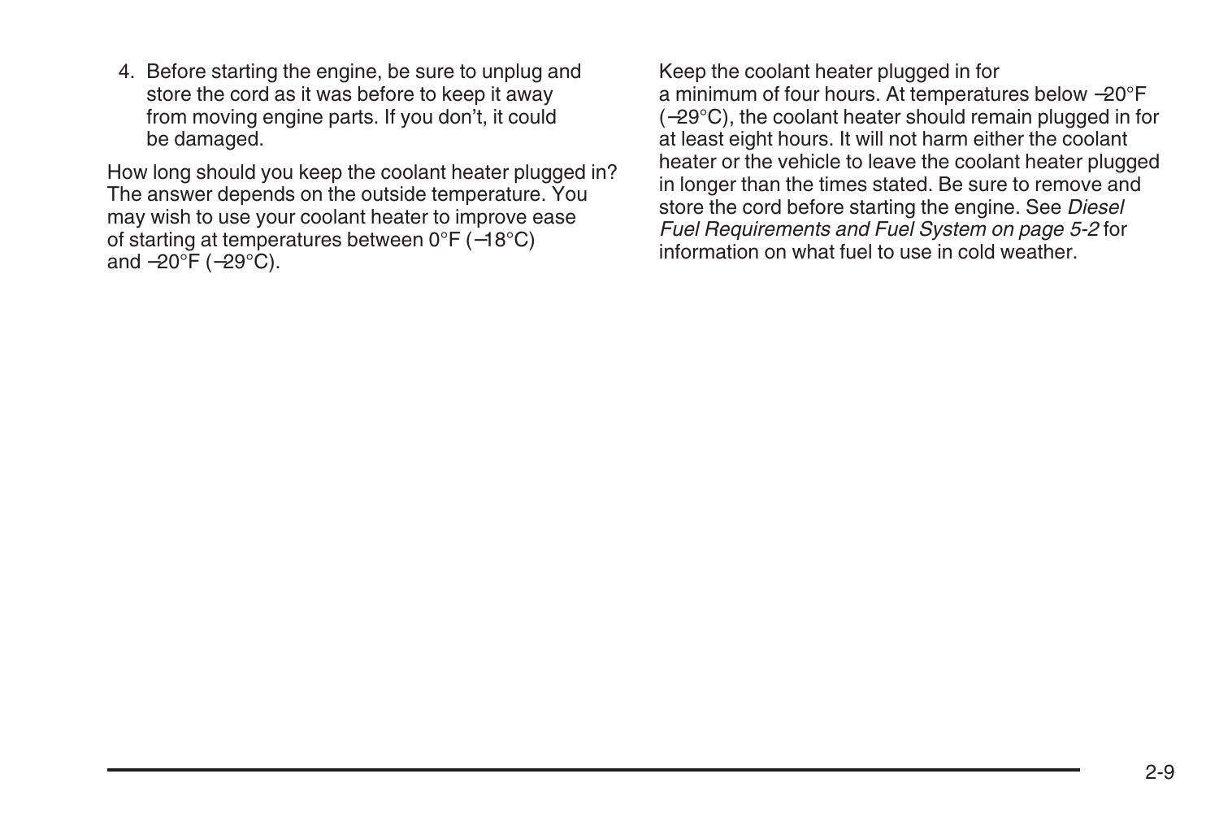4. Before starting the engine, be sure to unplug and store the cord as it was before to keep it away from moving engine parts. If you don't, it could be damaged.

How long should you keep the coolant heater plugged in? The answer depends on the outside temperature. You may wish to use your coolant heater to improve ease of starting at temperatures between 0°F (−18°C) and −20°F (−29°C).

Keep the coolant heater plugged in for a minimum of four hours. At temperatures below −20°F (−29°C), the coolant heater should remain plugged in for at least eight hours. It will not harm either the coolant heater or the vehicle to leave the coolant heater plugged in longer than the times stated. Be sure to remove and store the cord before starting the engine. See *Diesel Fuel Requirements and Fuel System on page 5-2* for information on what fuel to use in cold weather.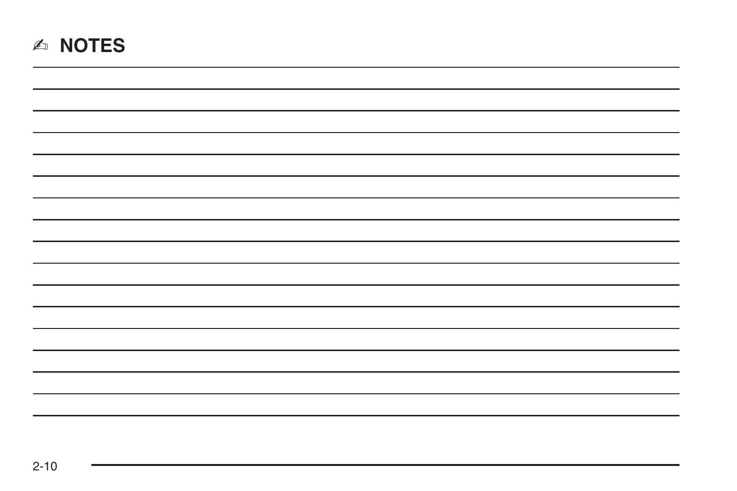# ✍ NOTES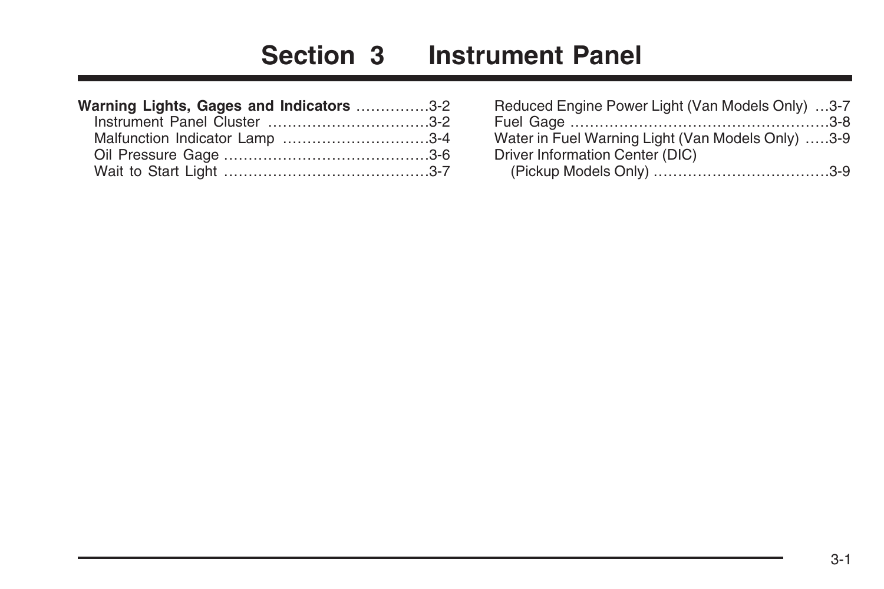# Section 3 Instrument Panel

**Warning Lights, Gages and Indicators** ...............3-2
- Instrument Panel Cluster ................................3-2
- Malfunction Indicator Lamp .............................3-4
- Oil Pressure Gage ..........................................3-6
- Wait to Start Light ..........................................3-7
- Reduced Engine Power Light (Van Models Only) ...3-7
- Fuel Gage ....................................................3-8
- Water in Fuel Warning Light (Van Models Only) .....3-9
- Driver Information Center (DIC) (Pickup Models Only) ....................................3-9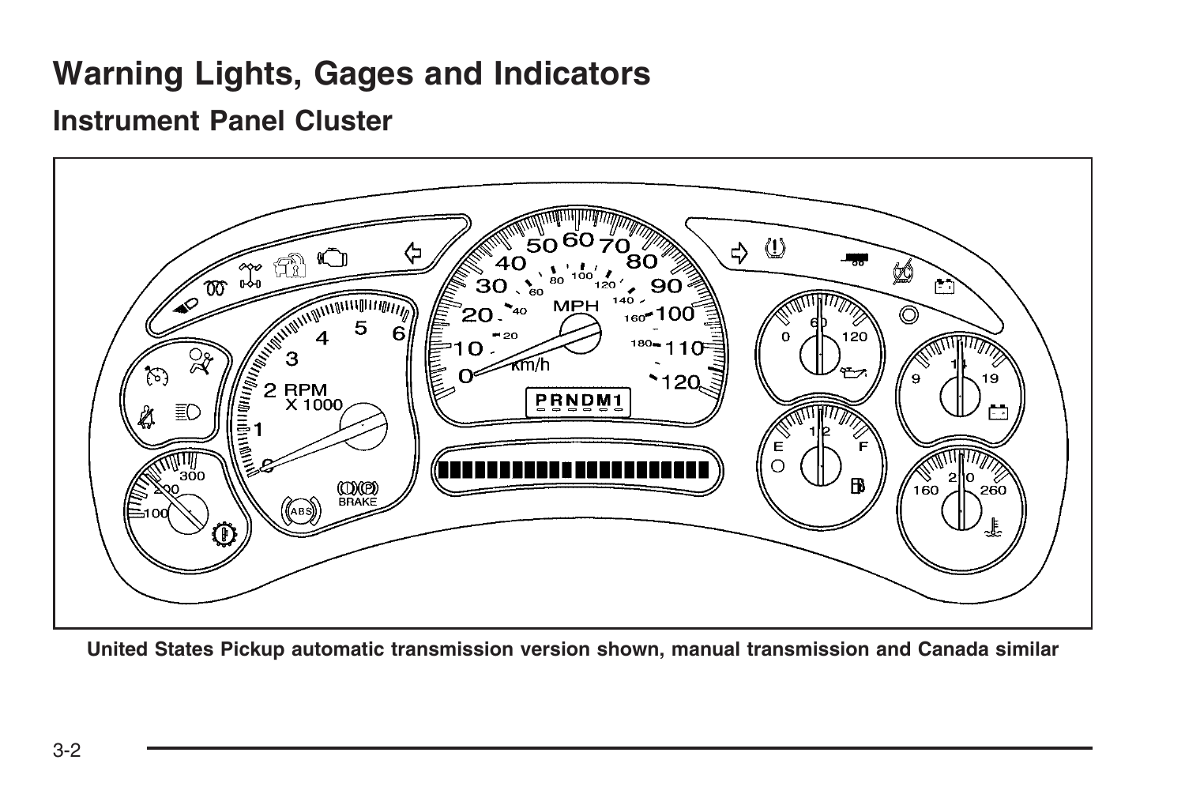# Warning Lights, Gages and Indicators

## Instrument Panel Cluster

United States Pickup automatic transmission version shown, manual transmission and Canada similar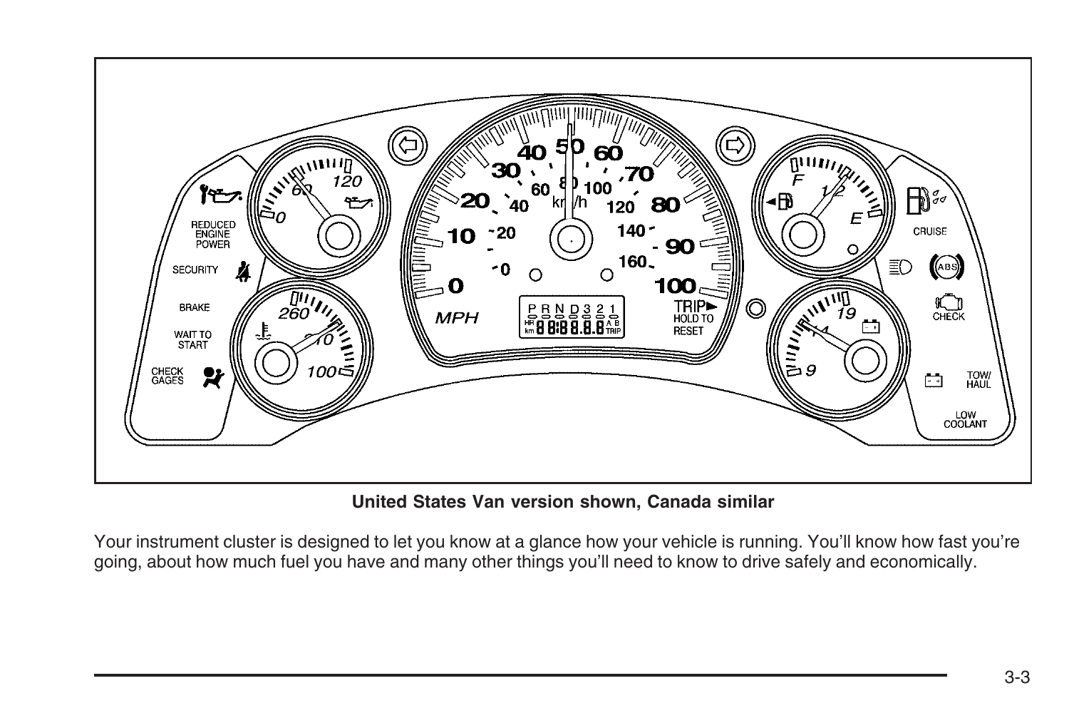United States Van version shown, Canada similar

Your instrument cluster is designed to let you know at a glance how your vehicle is running. You'll know how fast you're going, about how much fuel you have and many other things you'll need to know to drive safely and economically.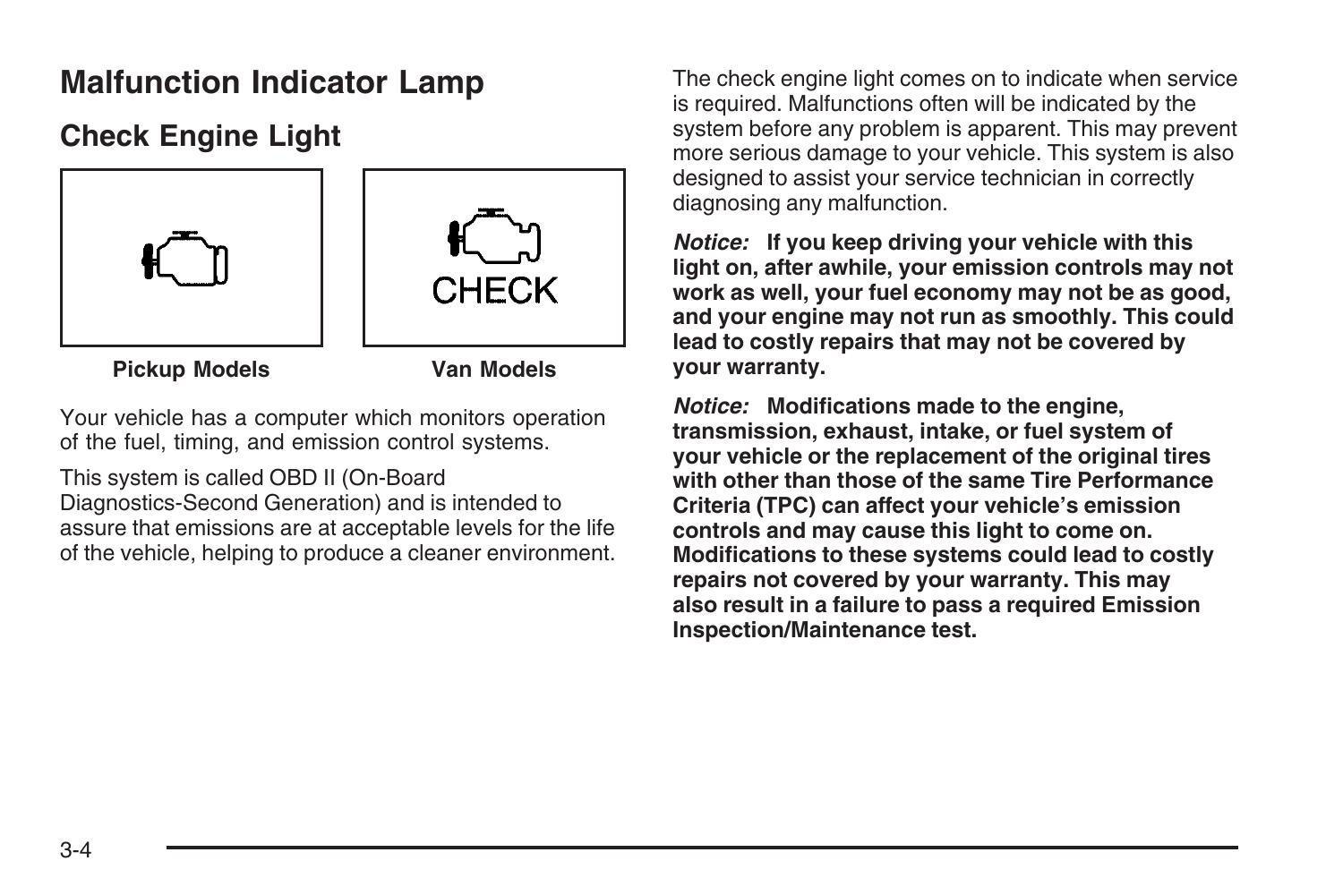# Malfunction Indicator Lamp

## Check Engine Light

**Pickup Models** **Van Models**

Your vehicle has a computer which monitors operation of the fuel, timing, and emission control systems.

This system is called OBD II (On-Board Diagnostics-Second Generation) and is intended to assure that emissions are at acceptable levels for the life of the vehicle, helping to produce a cleaner environment.

The check engine light comes on to indicate when service is required. Malfunctions often will be indicated by the system before any problem is apparent. This may prevent more serious damage to your vehicle. This system is also designed to assist your service technician in correctly diagnosing any malfunction.

***Notice:*** **If you keep driving your vehicle with this light on, after awhile, your emission controls may not work as well, your fuel economy may not be as good, and your engine may not run as smoothly. This could lead to costly repairs that may not be covered by your warranty.**

***Notice:*** **Modifications made to the engine, transmission, exhaust, intake, or fuel system of your vehicle or the replacement of the original tires with other than those of the same Tire Performance Criteria (TPC) can affect your vehicle's emission controls and may cause this light to come on. Modifications to these systems could lead to costly repairs not covered by your warranty. This may also result in a failure to pass a required Emission Inspection/Maintenance test.**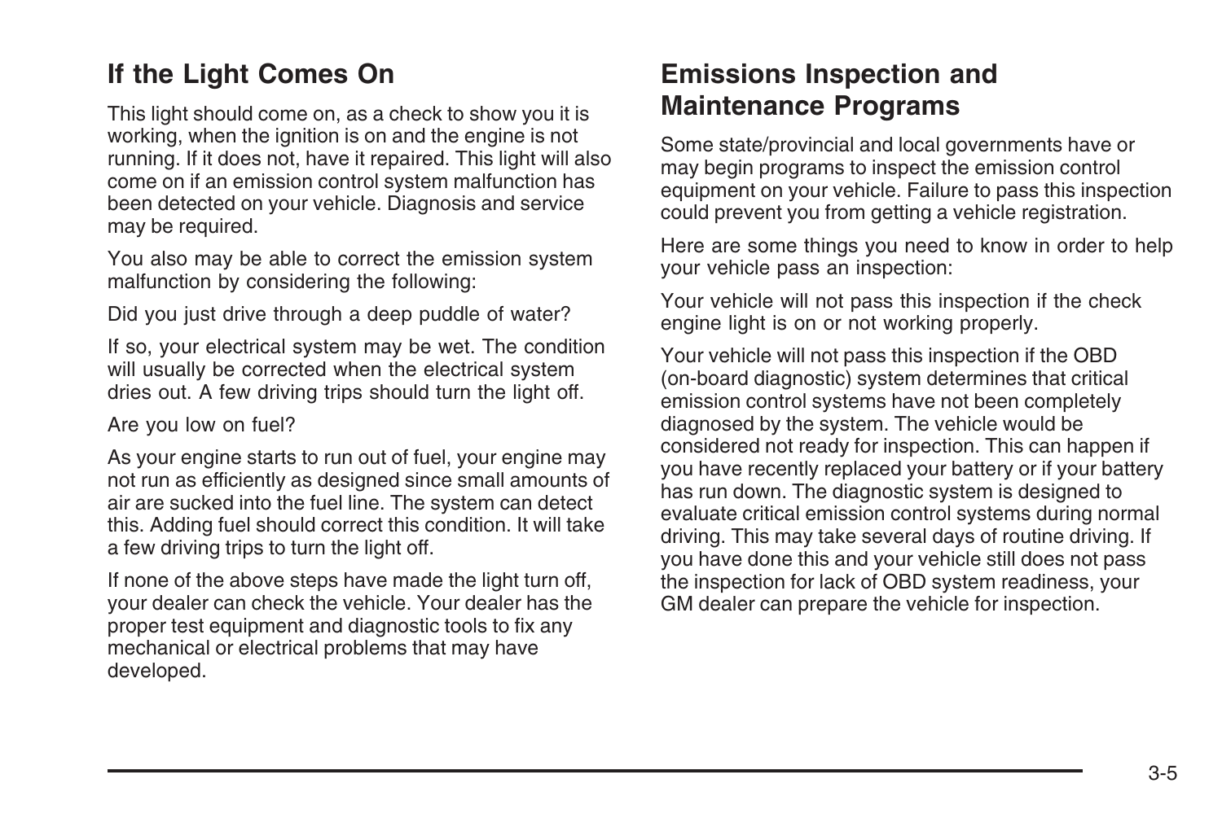## If the Light Comes On

This light should come on, as a check to show you it is working, when the ignition is on and the engine is not running. If it does not, have it repaired. This light will also come on if an emission control system malfunction has been detected on your vehicle. Diagnosis and service may be required.

You also may be able to correct the emission system malfunction by considering the following:

Did you just drive through a deep puddle of water?

If so, your electrical system may be wet. The condition will usually be corrected when the electrical system dries out. A few driving trips should turn the light off.

Are you low on fuel?

As your engine starts to run out of fuel, your engine may not run as efficiently as designed since small amounts of air are sucked into the fuel line. The system can detect this. Adding fuel should correct this condition. It will take a few driving trips to turn the light off.

If none of the above steps have made the light turn off, your dealer can check the vehicle. Your dealer has the proper test equipment and diagnostic tools to fix any mechanical or electrical problems that may have developed.

## Emissions Inspection and Maintenance Programs

Some state/provincial and local governments have or may begin programs to inspect the emission control equipment on your vehicle. Failure to pass this inspection could prevent you from getting a vehicle registration.

Here are some things you need to know in order to help your vehicle pass an inspection:

Your vehicle will not pass this inspection if the check engine light is on or not working properly.

Your vehicle will not pass this inspection if the OBD (on-board diagnostic) system determines that critical emission control systems have not been completely diagnosed by the system. The vehicle would be considered not ready for inspection. This can happen if you have recently replaced your battery or if your battery has run down. The diagnostic system is designed to evaluate critical emission control systems during normal driving. This may take several days of routine driving. If you have done this and your vehicle still does not pass the inspection for lack of OBD system readiness, your GM dealer can prepare the vehicle for inspection.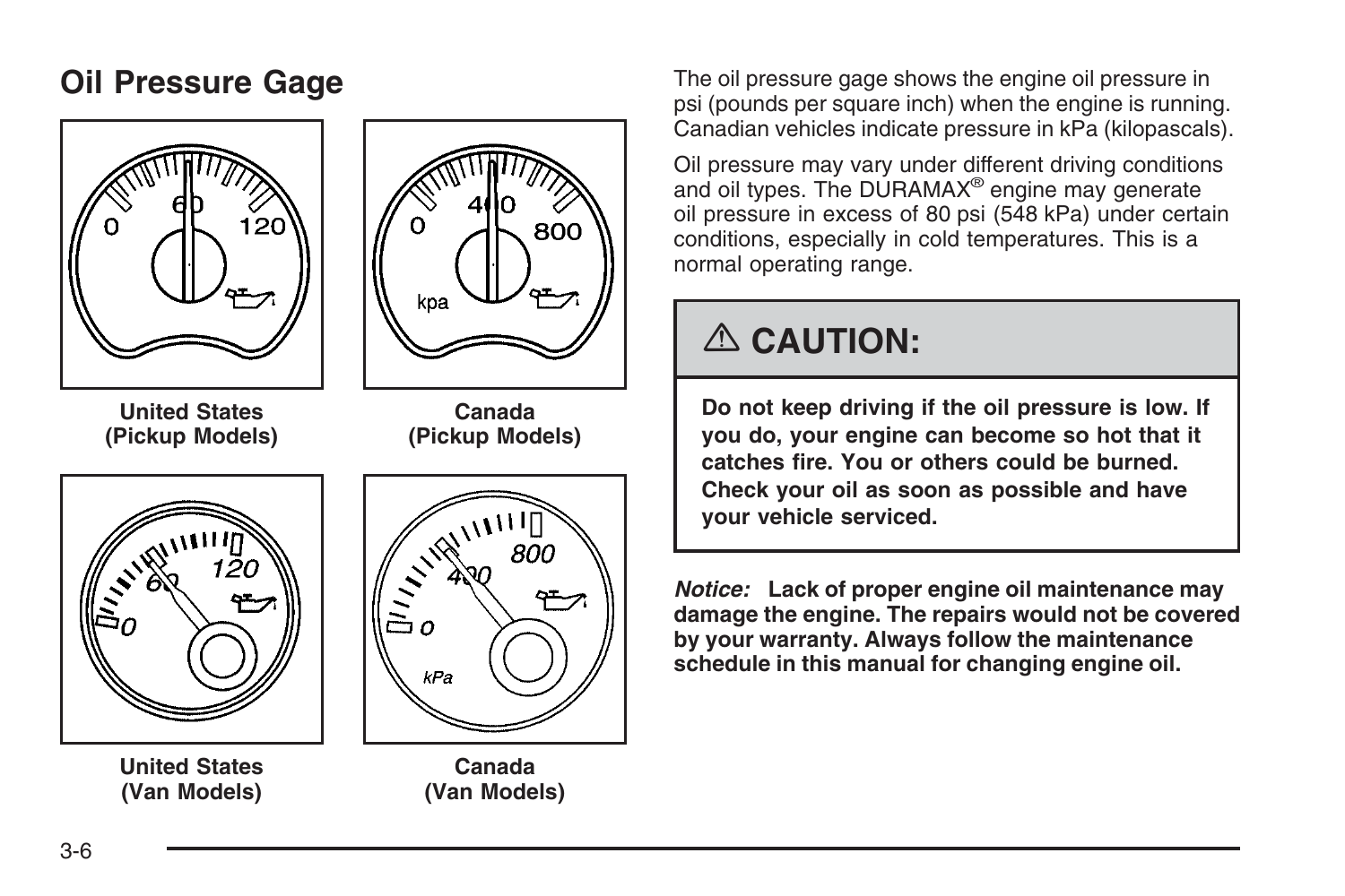## Oil Pressure Gage

**United States (Pickup Models)**

**Canada (Pickup Models)**

**United States (Van Models)**

**Canada (Van Models)**

The oil pressure gage shows the engine oil pressure in psi (pounds per square inch) when the engine is running. Canadian vehicles indicate pressure in kPa (kilopascals).

Oil pressure may vary under different driving conditions and oil types. The DURAMAX® engine may generate oil pressure in excess of 80 psi (548 kPa) under certain conditions, especially in cold temperatures. This is a normal operating range.

### ⚠ CAUTION:

**Do not keep driving if the oil pressure is low. If you do, your engine can become so hot that it catches fire. You or others could be burned. Check your oil as soon as possible and have your vehicle serviced.**

***Notice:*** **Lack of proper engine oil maintenance may damage the engine. The repairs would not be covered by your warranty. Always follow the maintenance schedule in this manual for changing engine oil.**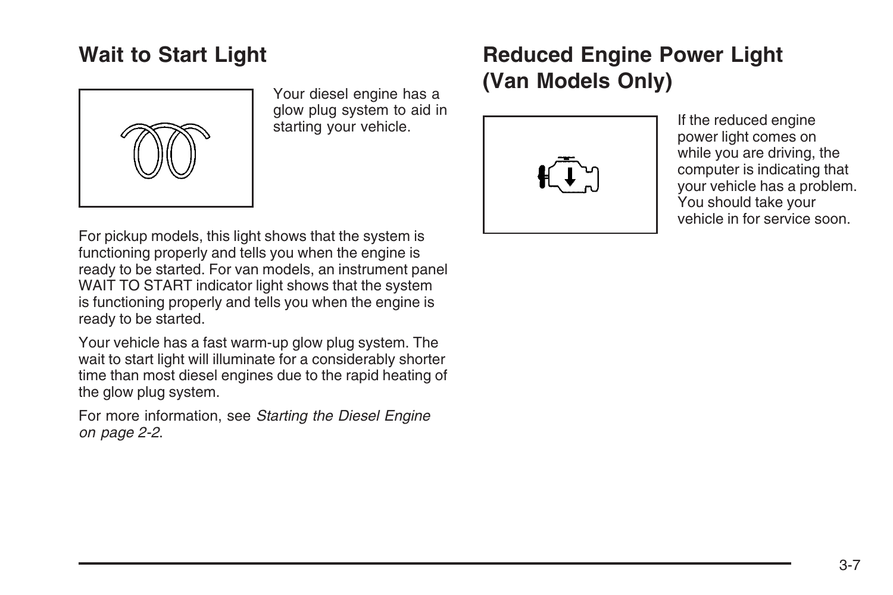## Wait to Start Light

Your diesel engine has a glow plug system to aid in starting your vehicle.

For pickup models, this light shows that the system is functioning properly and tells you when the engine is ready to be started. For van models, an instrument panel WAIT TO START indicator light shows that the system is functioning properly and tells you when the engine is ready to be started.

Your vehicle has a fast warm-up glow plug system. The wait to start light will illuminate for a considerably shorter time than most diesel engines due to the rapid heating of the glow plug system.

For more information, see *Starting the Diesel Engine on page 2-2*.

## Reduced Engine Power Light (Van Models Only)

If the reduced engine power light comes on while you are driving, the computer is indicating that your vehicle has a problem. You should take your vehicle in for service soon.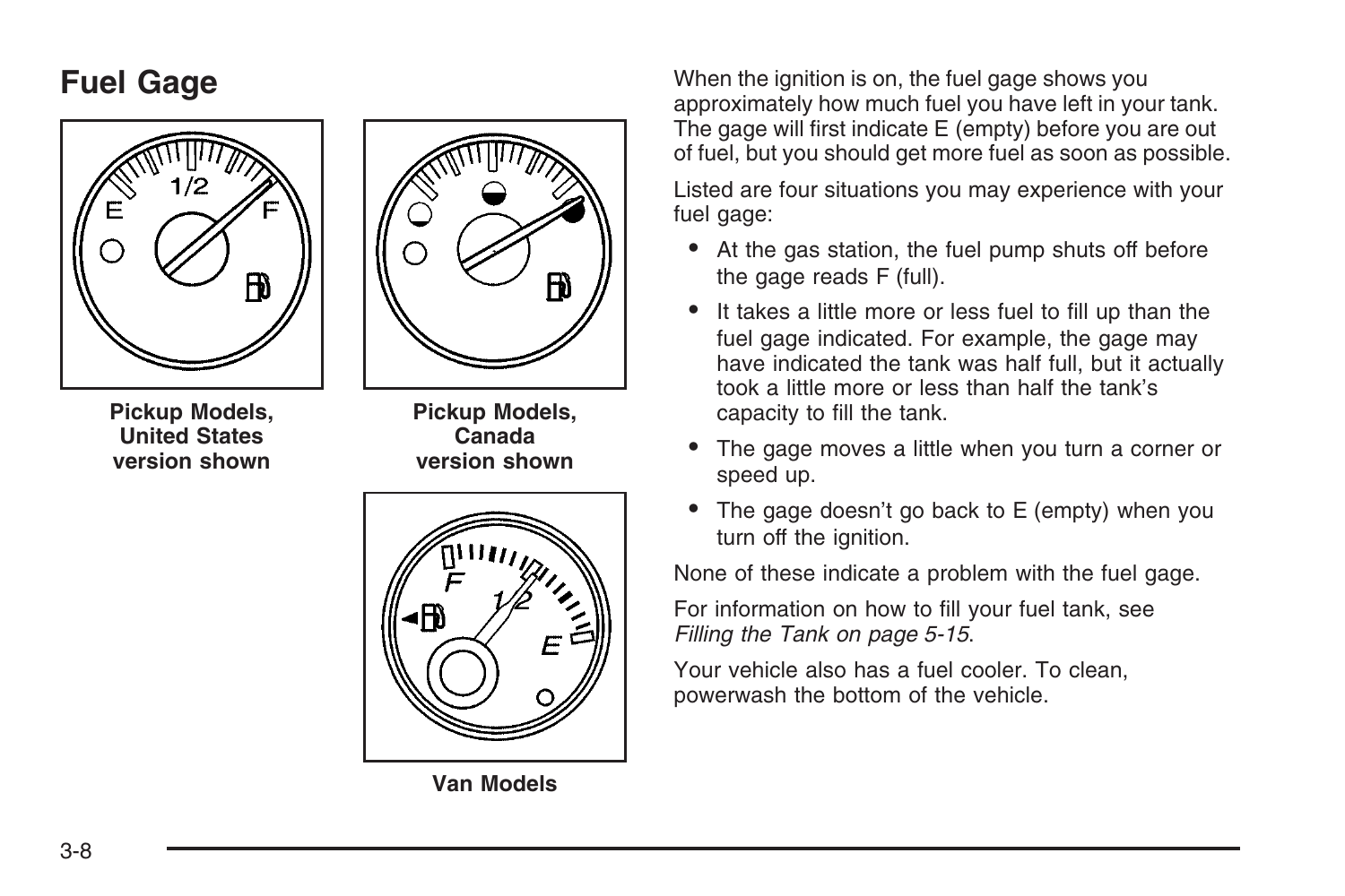## Fuel Gage

Pickup Models, United States version shown

Pickup Models, Canada version shown

Van Models

When the ignition is on, the fuel gage shows you approximately how much fuel you have left in your tank. The gage will first indicate E (empty) before you are out of fuel, but you should get more fuel as soon as possible.

Listed are four situations you may experience with your fuel gage:

- At the gas station, the fuel pump shuts off before the gage reads F (full).
- It takes a little more or less fuel to fill up than the fuel gage indicated. For example, the gage may have indicated the tank was half full, but it actually took a little more or less than half the tank's capacity to fill the tank.
- The gage moves a little when you turn a corner or speed up.
- The gage doesn't go back to E (empty) when you turn off the ignition.

None of these indicate a problem with the fuel gage.

For information on how to fill your fuel tank, see *Filling the Tank on page 5-15*.

Your vehicle also has a fuel cooler. To clean, powerwash the bottom of the vehicle.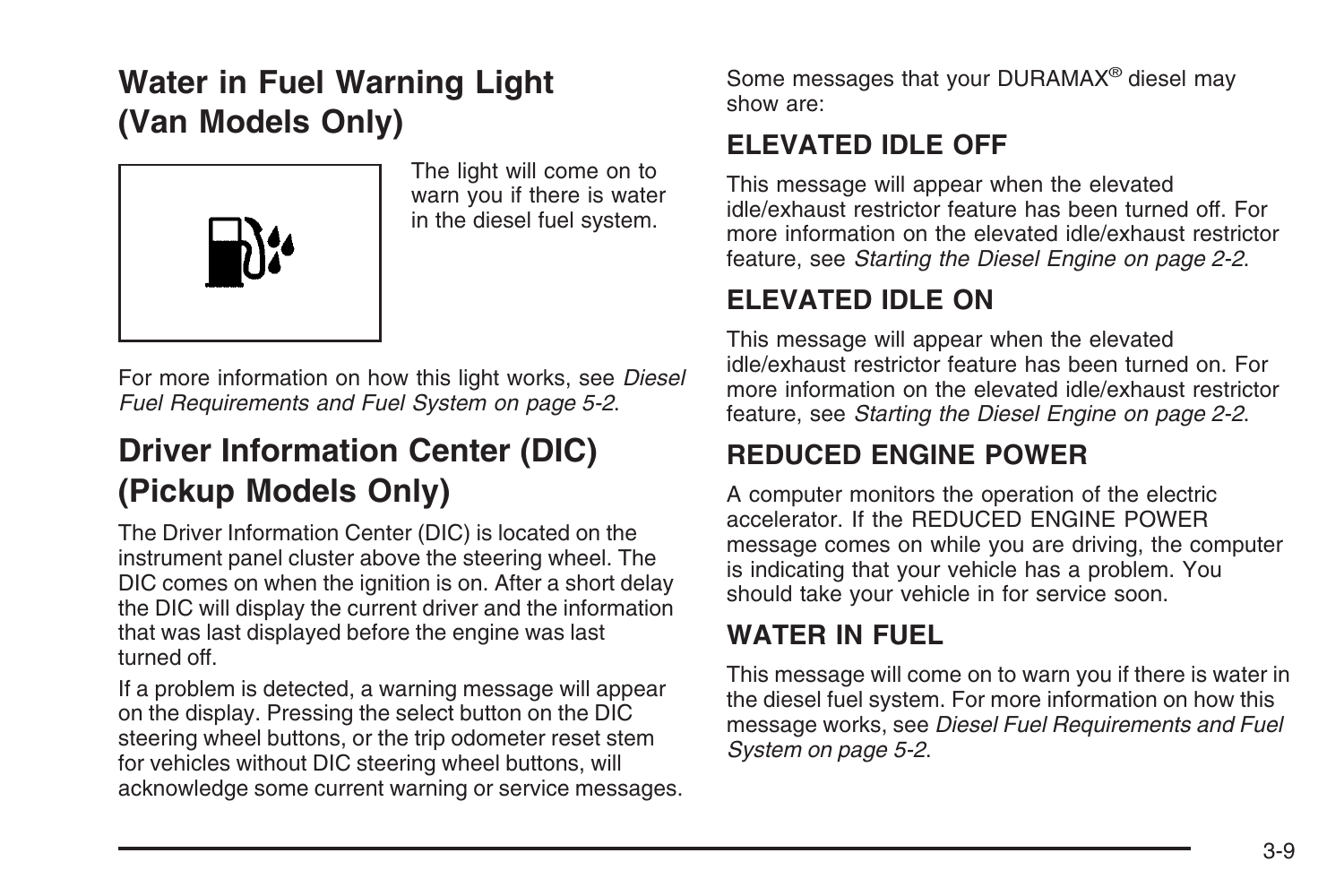## Water in Fuel Warning Light (Van Models Only)

The light will come on to warn you if there is water in the diesel fuel system.

For more information on how this light works, see *Diesel Fuel Requirements and Fuel System on page 5-2*.

## Driver Information Center (DIC) (Pickup Models Only)

The Driver Information Center (DIC) is located on the instrument panel cluster above the steering wheel. The DIC comes on when the ignition is on. After a short delay the DIC will display the current driver and the information that was last displayed before the engine was last turned off.

If a problem is detected, a warning message will appear on the display. Pressing the select button on the DIC steering wheel buttons, or the trip odometer reset stem for vehicles without DIC steering wheel buttons, will acknowledge some current warning or service messages.

Some messages that your DURAMAX® diesel may show are:

### ELEVATED IDLE OFF

This message will appear when the elevated idle/exhaust restrictor feature has been turned off. For more information on the elevated idle/exhaust restrictor feature, see *Starting the Diesel Engine on page 2-2*.

### ELEVATED IDLE ON

This message will appear when the elevated idle/exhaust restrictor feature has been turned on. For more information on the elevated idle/exhaust restrictor feature, see *Starting the Diesel Engine on page 2-2*.

### REDUCED ENGINE POWER

A computer monitors the operation of the electric accelerator. If the REDUCED ENGINE POWER message comes on while you are driving, the computer is indicating that your vehicle has a problem. You should take your vehicle in for service soon.

### WATER IN FUEL

This message will come on to warn you if there is water in the diesel fuel system. For more information on how this message works, see *Diesel Fuel Requirements and Fuel System on page 5-2*.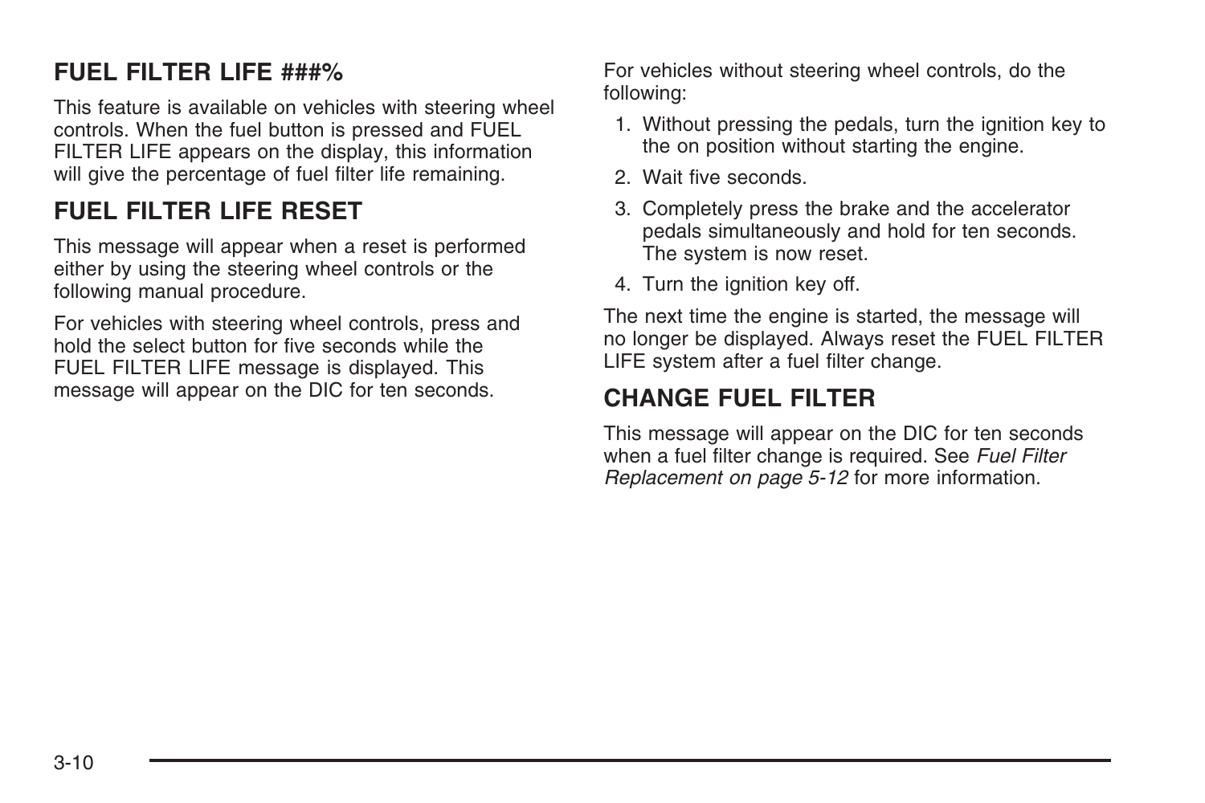### FUEL FILTER LIFE ###%

This feature is available on vehicles with steering wheel controls. When the fuel button is pressed and FUEL FILTER LIFE appears on the display, this information will give the percentage of fuel filter life remaining.

### FUEL FILTER LIFE RESET

This message will appear when a reset is performed either by using the steering wheel controls or the following manual procedure.

For vehicles with steering wheel controls, press and hold the select button for five seconds while the FUEL FILTER LIFE message is displayed. This message will appear on the DIC for ten seconds.

For vehicles without steering wheel controls, do the following:

1. Without pressing the pedals, turn the ignition key to the on position without starting the engine.
2. Wait five seconds.
3. Completely press the brake and the accelerator pedals simultaneously and hold for ten seconds. The system is now reset.
4. Turn the ignition key off.

The next time the engine is started, the message will no longer be displayed. Always reset the FUEL FILTER LIFE system after a fuel filter change.

### CHANGE FUEL FILTER

This message will appear on the DIC for ten seconds when a fuel filter change is required. See *Fuel Filter Replacement on page 5-12* for more information.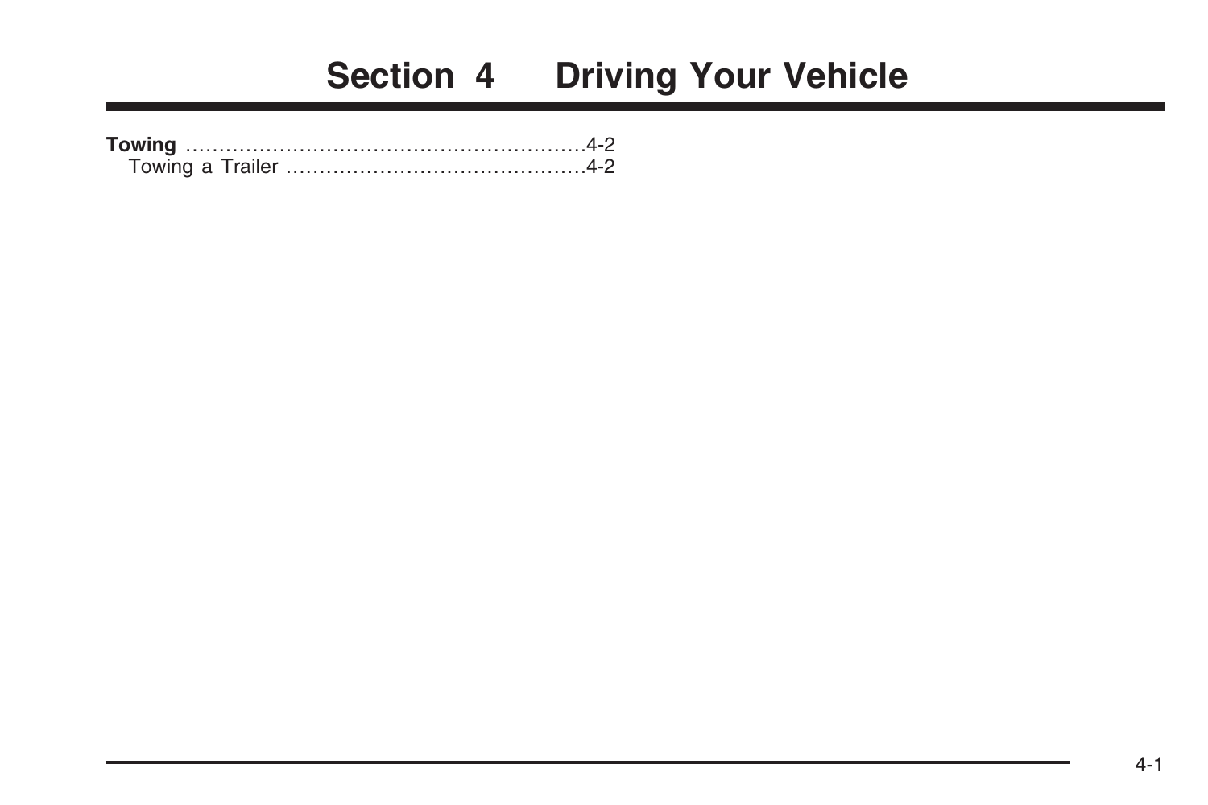# Section 4 Driving Your Vehicle

**Towing** ............................................................4-2
  Towing a Trailer ............................................4-2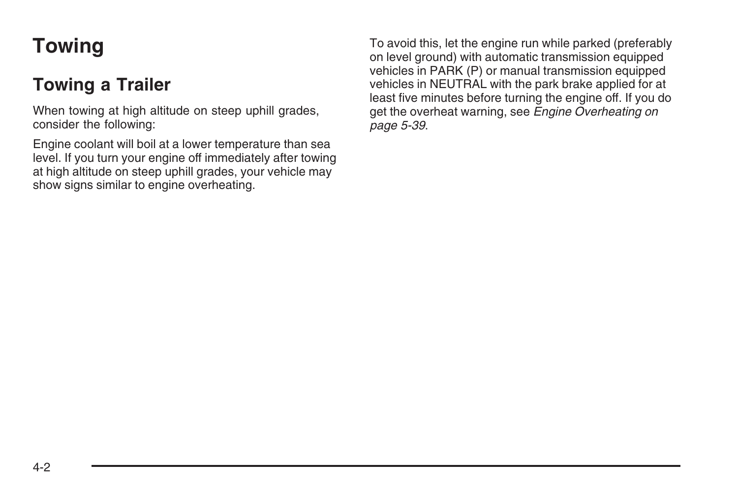# Towing

## Towing a Trailer

When towing at high altitude on steep uphill grades, consider the following:

Engine coolant will boil at a lower temperature than sea level. If you turn your engine off immediately after towing at high altitude on steep uphill grades, your vehicle may show signs similar to engine overheating.

To avoid this, let the engine run while parked (preferably on level ground) with automatic transmission equipped vehicles in PARK (P) or manual transmission equipped vehicles in NEUTRAL with the park brake applied for at least five minutes before turning the engine off. If you do get the overheat warning, see *Engine Overheating on page 5-39*.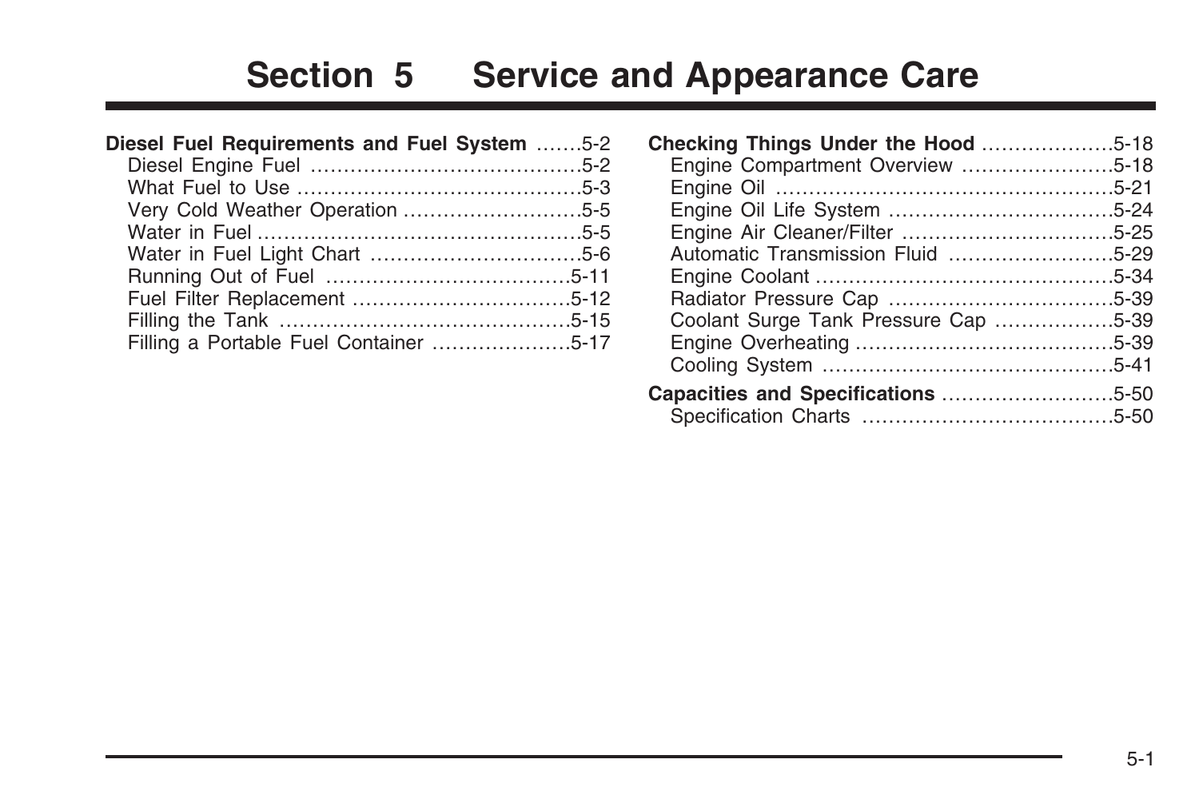# Section 5 Service and Appearance Care

**Diesel Fuel Requirements and Fuel System** .......5-2
- Diesel Engine Fuel .........................................5-2
- What Fuel to Use ...........................................5-3
- Very Cold Weather Operation ...........................5-5
- Water in Fuel .................................................5-5
- Water in Fuel Light Chart ................................5-6
- Running Out of Fuel .....................................5-11
- Fuel Filter Replacement .................................5-12
- Filling the Tank ............................................5-15
- Filling a Portable Fuel Container .....................5-17

**Checking Things Under the Hood** ....................5-18
- Engine Compartment Overview .......................5-18
- Engine Oil ..................................................5-21
- Engine Oil Life System .................................5-24
- Engine Air Cleaner/Filter ...............................5-25
- Automatic Transmission Fluid .........................5-29
- Engine Coolant ............................................5-34
- Radiator Pressure Cap .................................5-39
- Coolant Surge Tank Pressure Cap ..................5-39
- Engine Overheating ......................................5-39
- Cooling System ...........................................5-41

**Capacities and Specifications** ..........................5-50
- Specification Charts ......................................5-50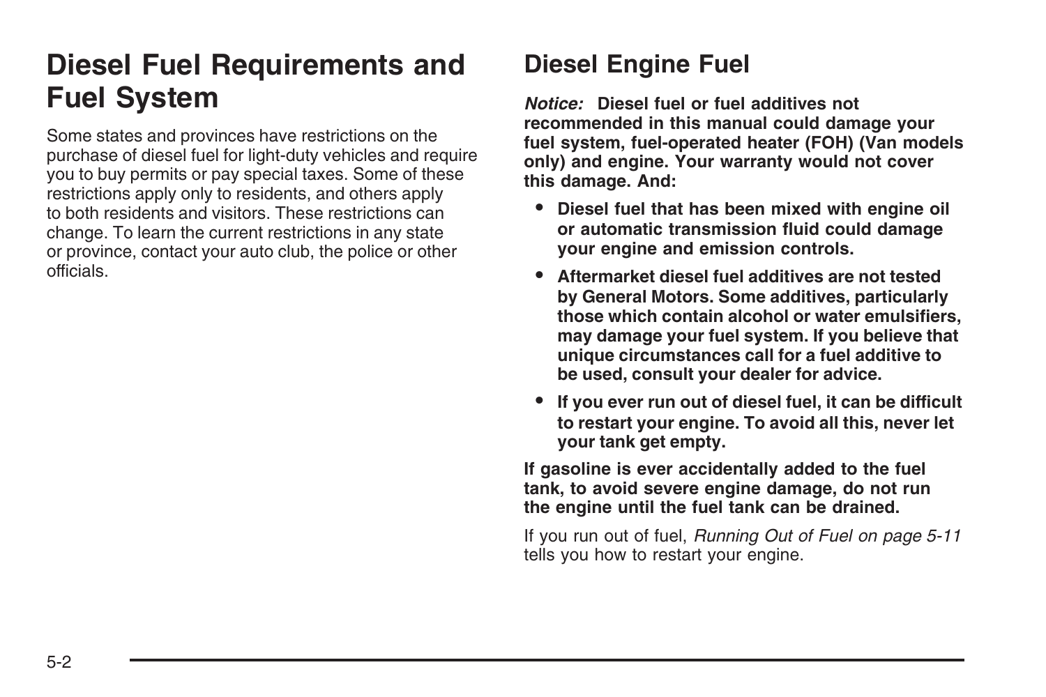# Diesel Fuel Requirements and Fuel System

Some states and provinces have restrictions on the purchase of diesel fuel for light-duty vehicles and require you to buy permits or pay special taxes. Some of these restrictions apply only to residents, and others apply to both residents and visitors. These restrictions can change. To learn the current restrictions in any state or province, contact your auto club, the police or other officials.

## Diesel Engine Fuel

***Notice:*** **Diesel fuel or fuel additives not recommended in this manual could damage your fuel system, fuel-operated heater (FOH) (Van models only) and engine. Your warranty would not cover this damage. And:**

- **Diesel fuel that has been mixed with engine oil or automatic transmission fluid could damage your engine and emission controls.**
- **Aftermarket diesel fuel additives are not tested by General Motors. Some additives, particularly those which contain alcohol or water emulsifiers, may damage your fuel system. If you believe that unique circumstances call for a fuel additive to be used, consult your dealer for advice.**
- **If you ever run out of diesel fuel, it can be difficult to restart your engine. To avoid all this, never let your tank get empty.**

**If gasoline is ever accidentally added to the fuel tank, to avoid severe engine damage, do not run the engine until the fuel tank can be drained.**

If you run out of fuel, *Running Out of Fuel on page 5-11* tells you how to restart your engine.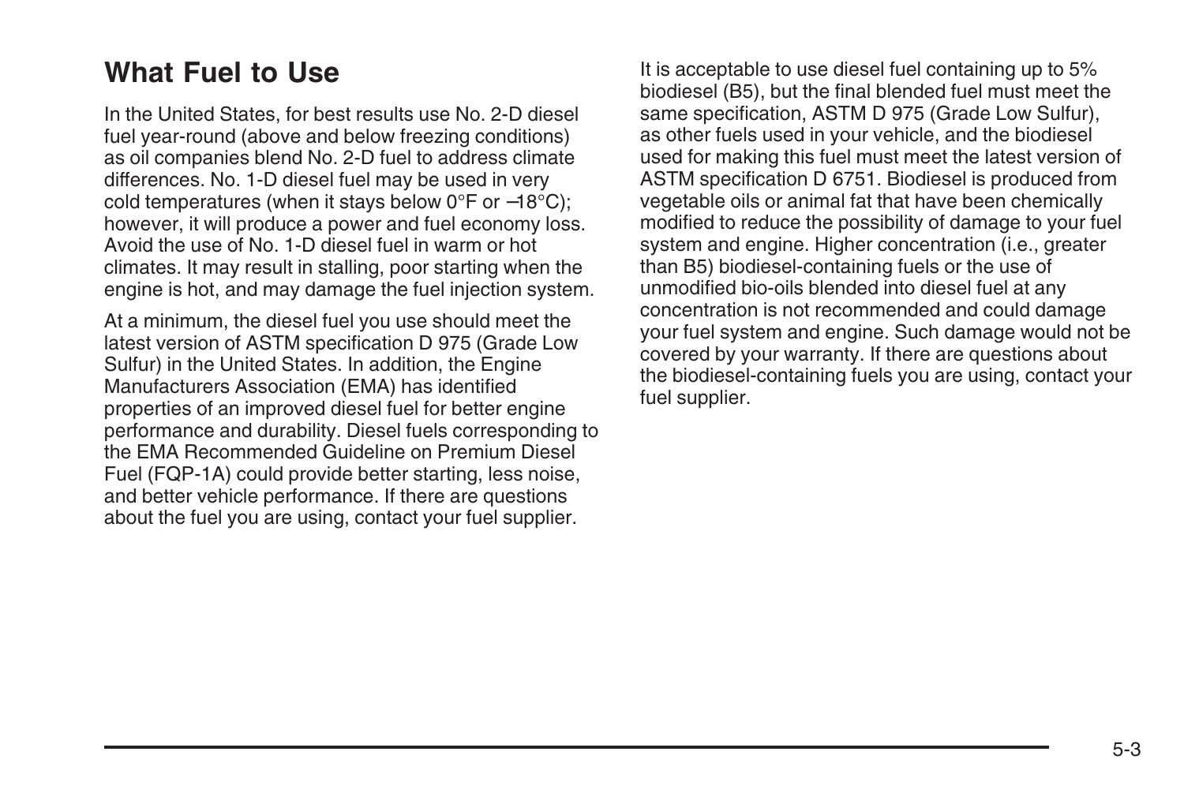## What Fuel to Use

In the United States, for best results use No. 2-D diesel fuel year-round (above and below freezing conditions) as oil companies blend No. 2-D fuel to address climate differences. No. 1-D diesel fuel may be used in very cold temperatures (when it stays below 0°F or −18°C); however, it will produce a power and fuel economy loss. Avoid the use of No. 1-D diesel fuel in warm or hot climates. It may result in stalling, poor starting when the engine is hot, and may damage the fuel injection system.

At a minimum, the diesel fuel you use should meet the latest version of ASTM specification D 975 (Grade Low Sulfur) in the United States. In addition, the Engine Manufacturers Association (EMA) has identified properties of an improved diesel fuel for better engine performance and durability. Diesel fuels corresponding to the EMA Recommended Guideline on Premium Diesel Fuel (FQP-1A) could provide better starting, less noise, and better vehicle performance. If there are questions about the fuel you are using, contact your fuel supplier.

It is acceptable to use diesel fuel containing up to 5% biodiesel (B5), but the final blended fuel must meet the same specification, ASTM D 975 (Grade Low Sulfur), as other fuels used in your vehicle, and the biodiesel used for making this fuel must meet the latest version of ASTM specification D 6751. Biodiesel is produced from vegetable oils or animal fat that have been chemically modified to reduce the possibility of damage to your fuel system and engine. Higher concentration (i.e., greater than B5) biodiesel-containing fuels or the use of unmodified bio-oils blended into diesel fuel at any concentration is not recommended and could damage your fuel system and engine. Such damage would not be covered by your warranty. If there are questions about the biodiesel-containing fuels you are using, contact your fuel supplier.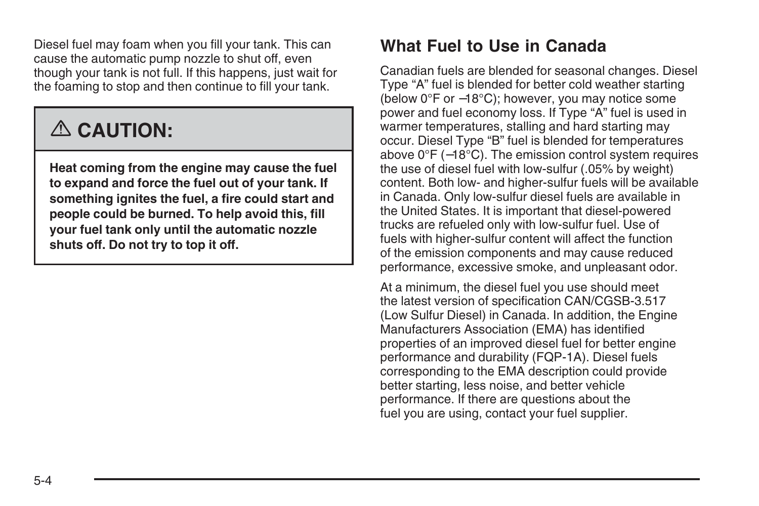Diesel fuel may foam when you fill your tank. This can cause the automatic pump nozzle to shut off, even though your tank is not full. If this happens, just wait for the foaming to stop and then continue to fill your tank.

> ⚠ **CAUTION:**
>
> **Heat coming from the engine may cause the fuel to expand and force the fuel out of your tank. If something ignites the fuel, a fire could start and people could be burned. To help avoid this, fill your fuel tank only until the automatic nozzle shuts off. Do not try to top it off.**

## What Fuel to Use in Canada

Canadian fuels are blended for seasonal changes. Diesel Type “A” fuel is blended for better cold weather starting (below 0°F or –18°C); however, you may notice some power and fuel economy loss. If Type “A” fuel is used in warmer temperatures, stalling and hard starting may occur. Diesel Type “B” fuel is blended for temperatures above 0°F (–18°C). The emission control system requires the use of diesel fuel with low-sulfur (.05% by weight) content. Both low- and higher-sulfur fuels will be available in Canada. Only low-sulfur diesel fuels are available in the United States. It is important that diesel-powered trucks are refueled only with low-sulfur fuel. Use of fuels with higher-sulfur content will affect the function of the emission components and may cause reduced performance, excessive smoke, and unpleasant odor.

At a minimum, the diesel fuel you use should meet the latest version of specification CAN/CGSB-3.517 (Low Sulfur Diesel) in Canada. In addition, the Engine Manufacturers Association (EMA) has identified properties of an improved diesel fuel for better engine performance and durability (FQP-1A). Diesel fuels corresponding to the EMA description could provide better starting, less noise, and better vehicle performance. If there are questions about the fuel you are using, contact your fuel supplier.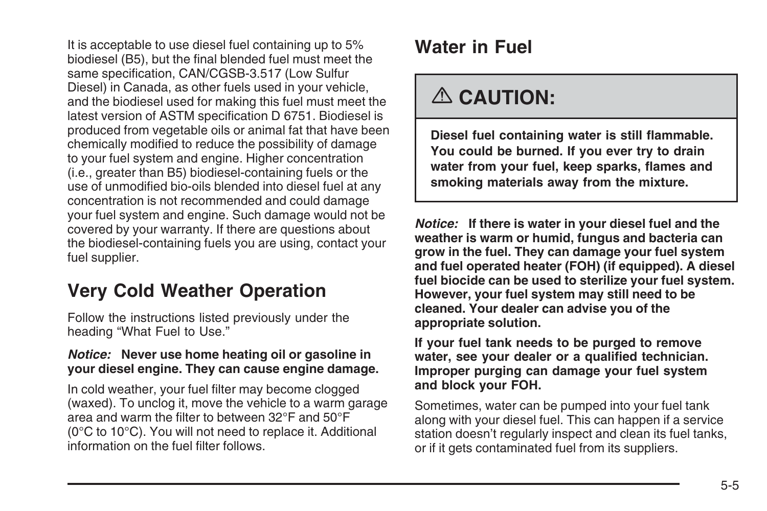It is acceptable to use diesel fuel containing up to 5% biodiesel (B5), but the final blended fuel must meet the same specification, CAN/CGSB-3.517 (Low Sulfur Diesel) in Canada, as other fuels used in your vehicle, and the biodiesel used for making this fuel must meet the latest version of ASTM specification D 6751. Biodiesel is produced from vegetable oils or animal fat that have been chemically modified to reduce the possibility of damage to your fuel system and engine. Higher concentration (i.e., greater than B5) biodiesel-containing fuels or the use of unmodified bio-oils blended into diesel fuel at any concentration is not recommended and could damage your fuel system and engine. Such damage would not be covered by your warranty. If there are questions about the biodiesel-containing fuels you are using, contact your fuel supplier.

## Very Cold Weather Operation

Follow the instructions listed previously under the heading “What Fuel to Use.”

***Notice:*** **Never use home heating oil or gasoline in your diesel engine. They can cause engine damage.**

In cold weather, your fuel filter may become clogged (waxed). To unclog it, move the vehicle to a warm garage area and warm the filter to between 32°F and 50°F (0°C to 10°C). You will not need to replace it. Additional information on the fuel filter follows.

## Water in Fuel

> **⚠ CAUTION:**
>
> **Diesel fuel containing water is still flammable. You could be burned. If you ever try to drain water from your fuel, keep sparks, flames and smoking materials away from the mixture.**

***Notice:*** **If there is water in your diesel fuel and the weather is warm or humid, fungus and bacteria can grow in the fuel. They can damage your fuel system and fuel operated heater (FOH) (if equipped). A diesel fuel biocide can be used to sterilize your fuel system. However, your fuel system may still need to be cleaned. Your dealer can advise you of the appropriate solution.**

**If your fuel tank needs to be purged to remove water, see your dealer or a qualified technician. Improper purging can damage your fuel system and block your FOH.**

Sometimes, water can be pumped into your fuel tank along with your diesel fuel. This can happen if a service station doesn’t regularly inspect and clean its fuel tanks, or if it gets contaminated fuel from its suppliers.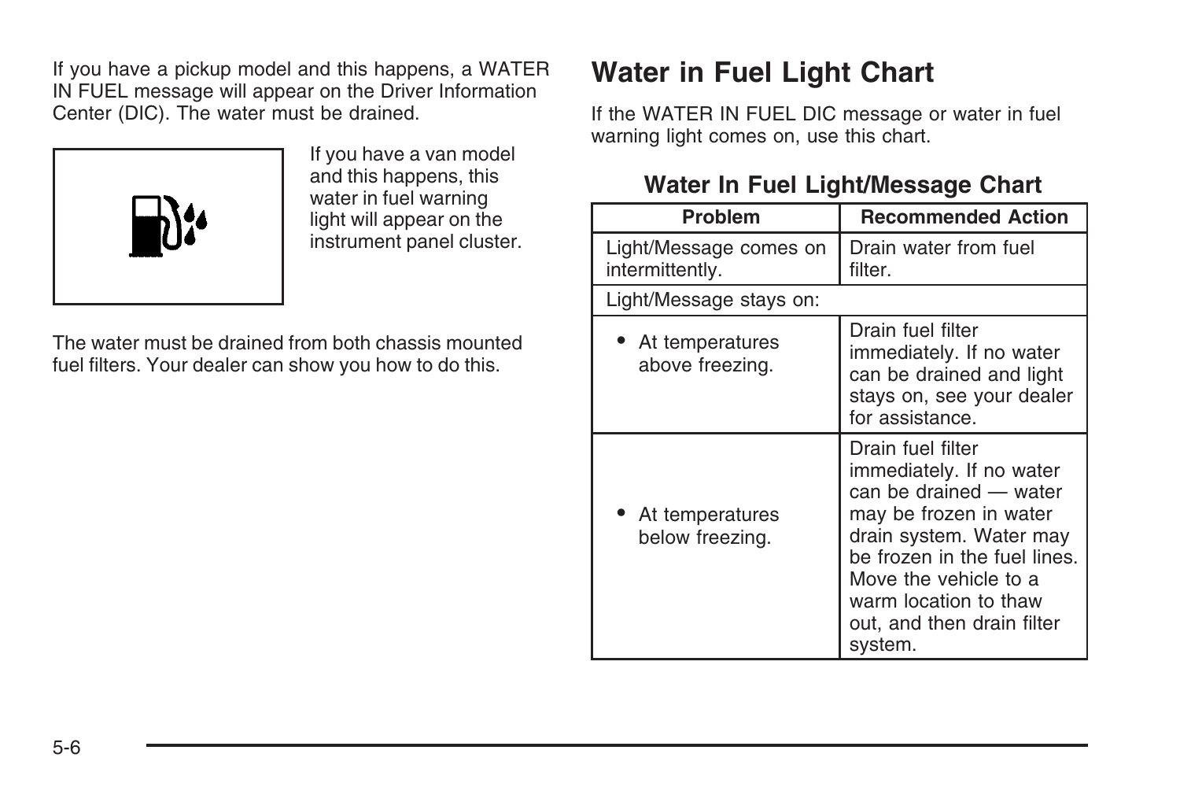If you have a pickup model and this happens, a WATER IN FUEL message will appear on the Driver Information Center (DIC). The water must be drained.

If you have a van model and this happens, this water in fuel warning light will appear on the instrument panel cluster.

The water must be drained from both chassis mounted fuel filters. Your dealer can show you how to do this.

## Water in Fuel Light Chart

If the WATER IN FUEL DIC message or water in fuel warning light comes on, use this chart.

### Water In Fuel Light/Message Chart

| Problem | Recommended Action |
|---|---|
| Light/Message comes on intermittently. | Drain water from fuel filter. |
| Light/Message stays on: | |
| • At temperatures above freezing. | Drain fuel filter immediately. If no water can be drained and light stays on, see your dealer for assistance. |
| • At temperatures below freezing. | Drain fuel filter immediately. If no water can be drained — water may be frozen in water drain system. Water may be frozen in the fuel lines. Move the vehicle to a warm location to thaw out, and then drain filter system. |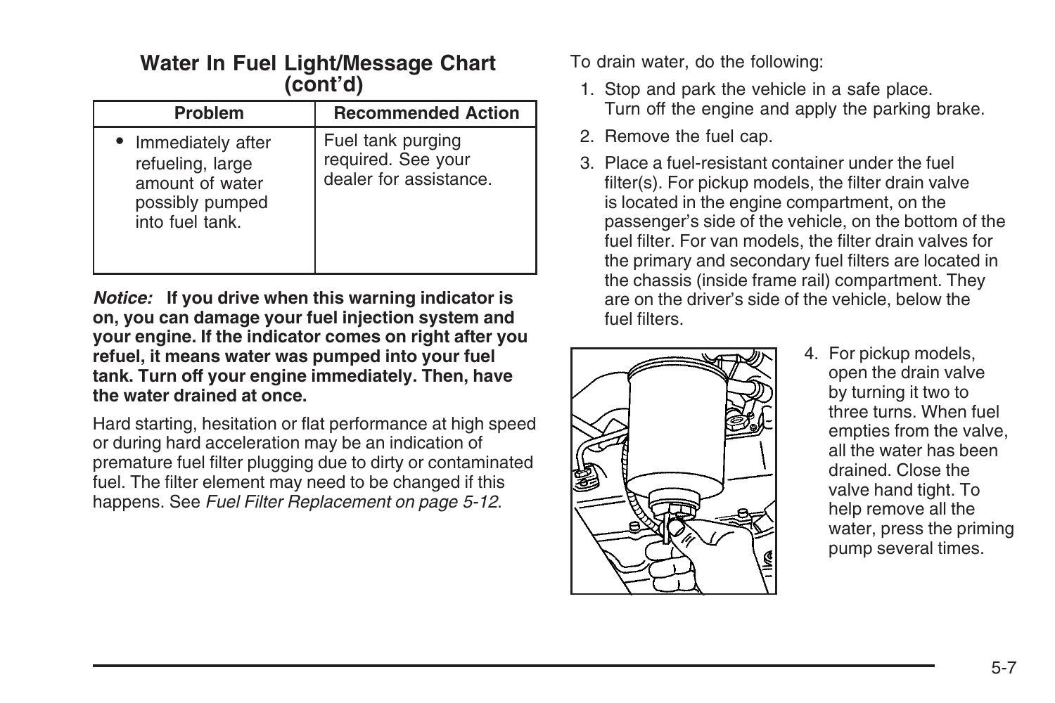### Water In Fuel Light/Message Chart (cont'd)

| Problem | Recommended Action |
| --- | --- |
| • Immediately after refueling, large amount of water possibly pumped into fuel tank. | Fuel tank purging required. See your dealer for assistance. |

***Notice:*** **If you drive when this warning indicator is on, you can damage your fuel injection system and your engine. If the indicator comes on right after you refuel, it means water was pumped into your fuel tank. Turn off your engine immediately. Then, have the water drained at once.**

Hard starting, hesitation or flat performance at high speed or during hard acceleration may be an indication of premature fuel filter plugging due to dirty or contaminated fuel. The filter element may need to be changed if this happens. See *Fuel Filter Replacement on page 5-12*.

To drain water, do the following:

1. Stop and park the vehicle in a safe place. Turn off the engine and apply the parking brake.
2. Remove the fuel cap.
3. Place a fuel-resistant container under the fuel filter(s). For pickup models, the filter drain valve is located in the engine compartment, on the passenger's side of the vehicle, on the bottom of the fuel filter. For van models, the filter drain valves for the primary and secondary fuel filters are located in the chassis (inside frame rail) compartment. They are on the driver's side of the vehicle, below the fuel filters.
4. For pickup models, open the drain valve by turning it two to three turns. When fuel empties from the valve, all the water has been drained. Close the valve hand tight. To help remove all the water, press the priming pump several times.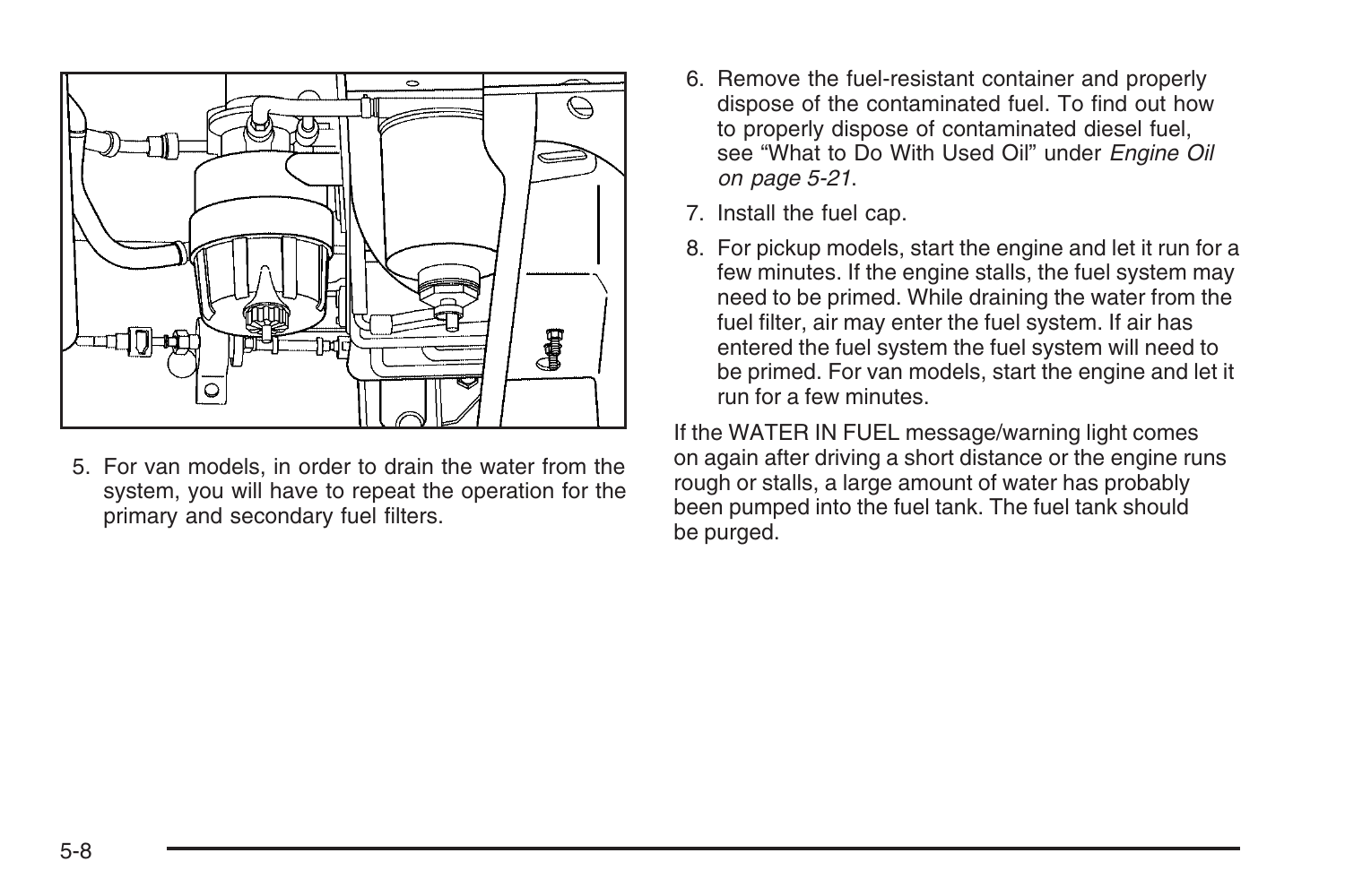5. For van models, in order to drain the water from the system, you will have to repeat the operation for the primary and secondary fuel filters.

6. Remove the fuel-resistant container and properly dispose of the contaminated fuel. To find out how to properly dispose of contaminated diesel fuel, see "What to Do With Used Oil" under *Engine Oil on page 5-21*.

7. Install the fuel cap.

8. For pickup models, start the engine and let it run for a few minutes. If the engine stalls, the fuel system may need to be primed. While draining the water from the fuel filter, air may enter the fuel system. If air has entered the fuel system the fuel system will need to be primed. For van models, start the engine and let it run for a few minutes.

If the WATER IN FUEL message/warning light comes on again after driving a short distance or the engine runs rough or stalls, a large amount of water has probably been pumped into the fuel tank. The fuel tank should be purged.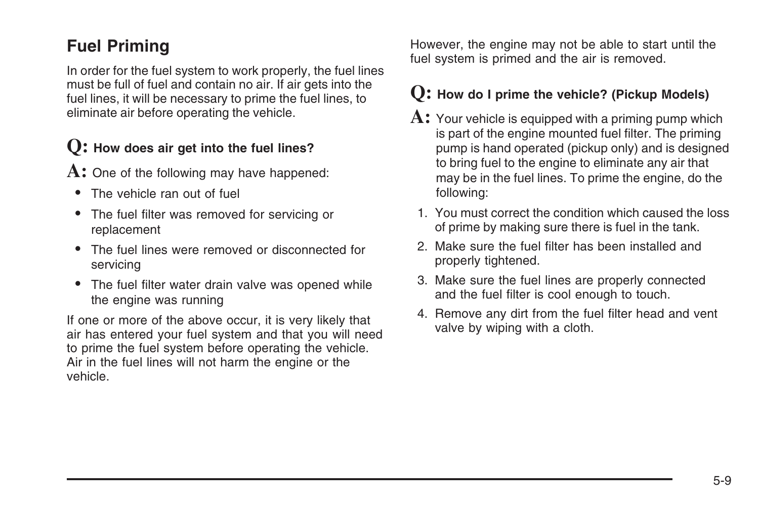## Fuel Priming

In order for the fuel system to work properly, the fuel lines must be full of fuel and contain no air. If air gets into the fuel lines, it will be necessary to prime the fuel lines, to eliminate air before operating the vehicle.

**Q: How does air get into the fuel lines?**

**A:** One of the following may have happened:

- The vehicle ran out of fuel
- The fuel filter was removed for servicing or replacement
- The fuel lines were removed or disconnected for servicing
- The fuel filter water drain valve was opened while the engine was running

If one or more of the above occur, it is very likely that air has entered your fuel system and that you will need to prime the fuel system before operating the vehicle. Air in the fuel lines will not harm the engine or the vehicle. However, the engine may not be able to start until the fuel system is primed and the air is removed.

**Q: How do I prime the vehicle? (Pickup Models)**

**A:** Your vehicle is equipped with a priming pump which is part of the engine mounted fuel filter. The priming pump is hand operated (pickup only) and is designed to bring fuel to the engine to eliminate any air that may be in the fuel lines. To prime the engine, do the following:

1. You must correct the condition which caused the loss of prime by making sure there is fuel in the tank.
2. Make sure the fuel filter has been installed and properly tightened.
3. Make sure the fuel lines are properly connected and the fuel filter is cool enough to touch.
4. Remove any dirt from the fuel filter head and vent valve by wiping with a cloth.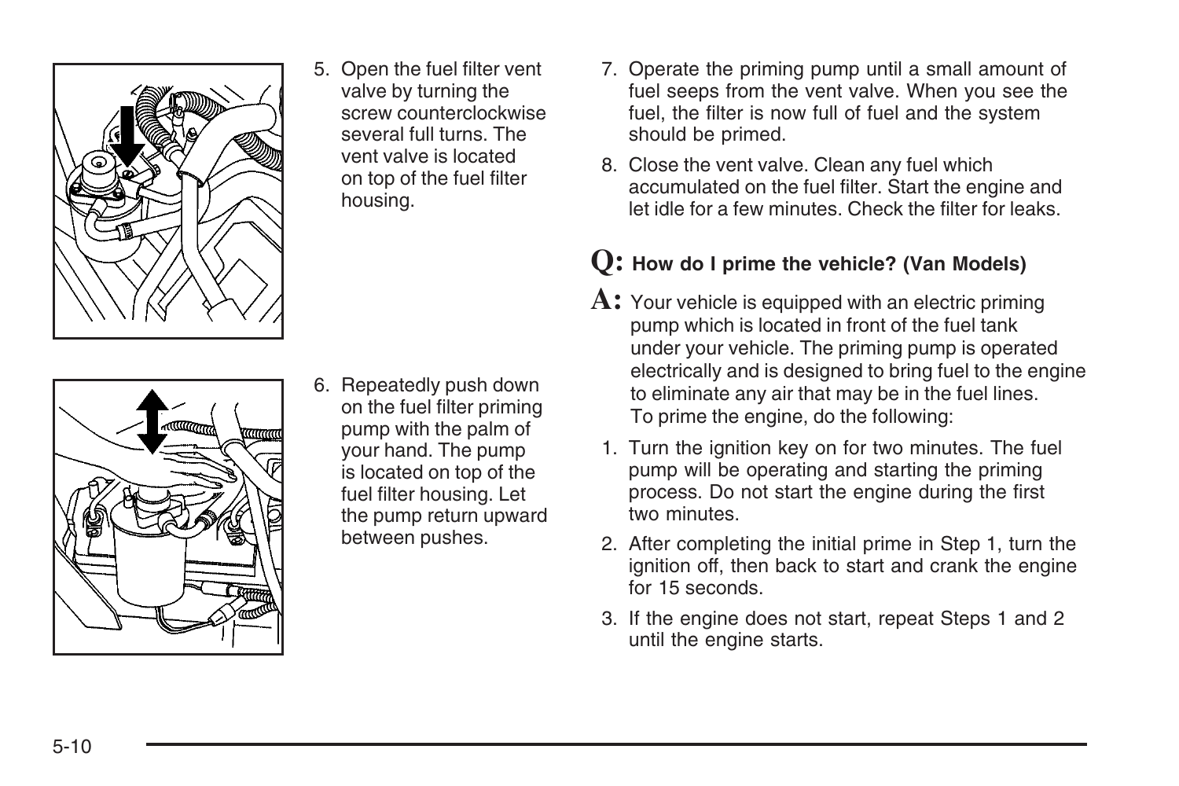5. Open the fuel filter vent valve by turning the screw counterclockwise several full turns. The vent valve is located on top of the fuel filter housing.

6. Repeatedly push down on the fuel filter priming pump with the palm of your hand. The pump is located on top of the fuel filter housing. Let the pump return upward between pushes.

7. Operate the priming pump until a small amount of fuel seeps from the vent valve. When you see the fuel, the filter is now full of fuel and the system should be primed.

8. Close the vent valve. Clean any fuel which accumulated on the fuel filter. Start the engine and let idle for a few minutes. Check the filter for leaks.

**Q: How do I prime the vehicle? (Van Models)**

**A:** Your vehicle is equipped with an electric priming pump which is located in front of the fuel tank under your vehicle. The priming pump is operated electrically and is designed to bring fuel to the engine to eliminate any air that may be in the fuel lines. To prime the engine, do the following:

1. Turn the ignition key on for two minutes. The fuel pump will be operating and starting the priming process. Do not start the engine during the first two minutes.
2. After completing the initial prime in Step 1, turn the ignition off, then back to start and crank the engine for 15 seconds.
3. If the engine does not start, repeat Steps 1 and 2 until the engine starts.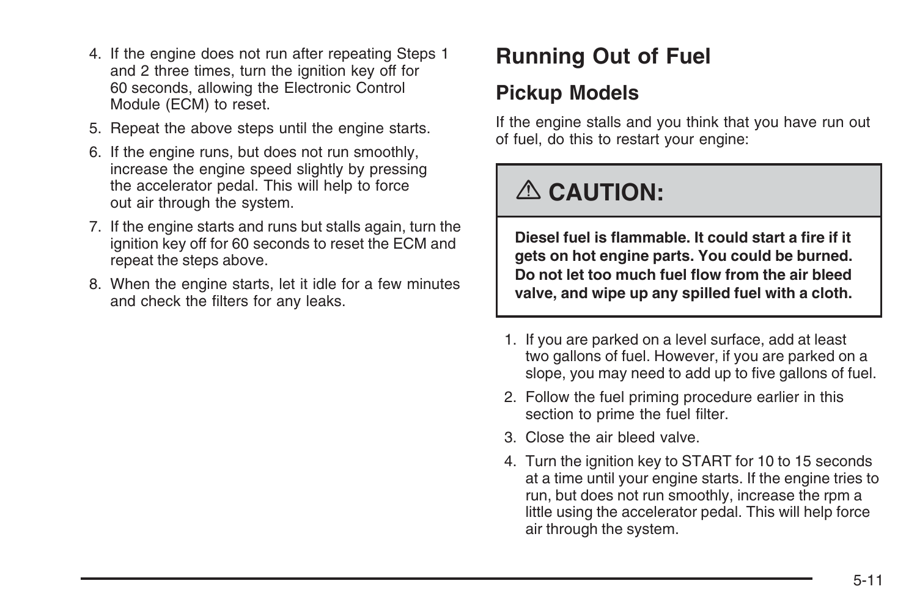4. If the engine does not run after repeating Steps 1 and 2 three times, turn the ignition key off for 60 seconds, allowing the Electronic Control Module (ECM) to reset.
5. Repeat the above steps until the engine starts.
6. If the engine runs, but does not run smoothly, increase the engine speed slightly by pressing the accelerator pedal. This will help to force out air through the system.
7. If the engine starts and runs but stalls again, turn the ignition key off for 60 seconds to reset the ECM and repeat the steps above.
8. When the engine starts, let it idle for a few minutes and check the filters for any leaks.

## Running Out of Fuel

### Pickup Models

If the engine stalls and you think that you have run out of fuel, do this to restart your engine:

> ⚠ **CAUTION:**
>
> **Diesel fuel is flammable. It could start a fire if it gets on hot engine parts. You could be burned. Do not let too much fuel flow from the air bleed valve, and wipe up any spilled fuel with a cloth.**

1. If you are parked on a level surface, add at least two gallons of fuel. However, if you are parked on a slope, you may need to add up to five gallons of fuel.
2. Follow the fuel priming procedure earlier in this section to prime the fuel filter.
3. Close the air bleed valve.
4. Turn the ignition key to START for 10 to 15 seconds at a time until your engine starts. If the engine tries to run, but does not run smoothly, increase the rpm a little using the accelerator pedal. This will help force air through the system.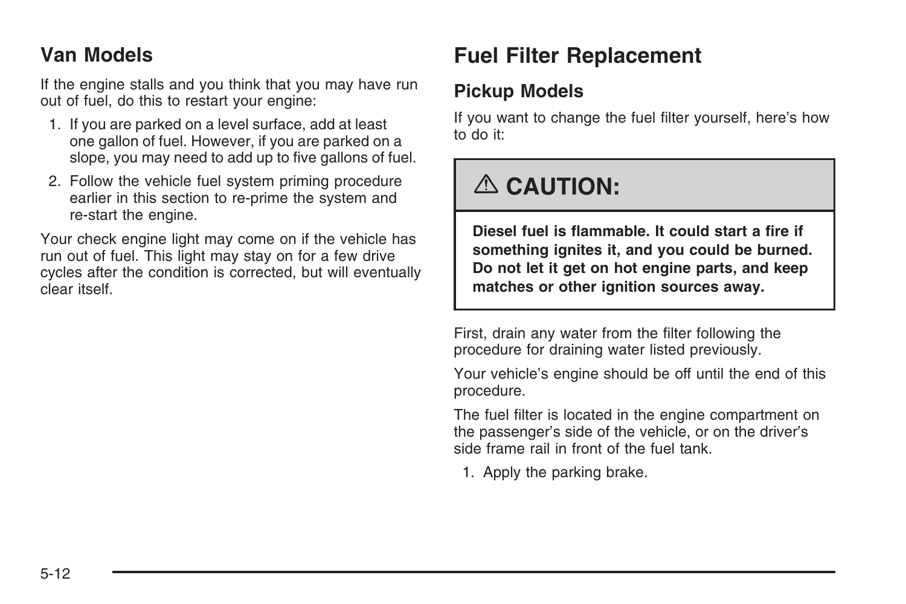## Van Models

If the engine stalls and you think that you may have run out of fuel, do this to restart your engine:

1. If you are parked on a level surface, add at least one gallon of fuel. However, if you are parked on a slope, you may need to add up to five gallons of fuel.
2. Follow the vehicle fuel system priming procedure earlier in this section to re-prime the system and re-start the engine.

Your check engine light may come on if the vehicle has run out of fuel. This light may stay on for a few drive cycles after the condition is corrected, but will eventually clear itself.

# Fuel Filter Replacement

## Pickup Models

If you want to change the fuel filter yourself, here's how to do it:

> **⚠ CAUTION:**
>
> **Diesel fuel is flammable. It could start a fire if something ignites it, and you could be burned. Do not let it get on hot engine parts, and keep matches or other ignition sources away.**

First, drain any water from the filter following the procedure for draining water listed previously.

Your vehicle's engine should be off until the end of this procedure.

The fuel filter is located in the engine compartment on the passenger's side of the vehicle, or on the driver's side frame rail in front of the fuel tank.

1. Apply the parking brake.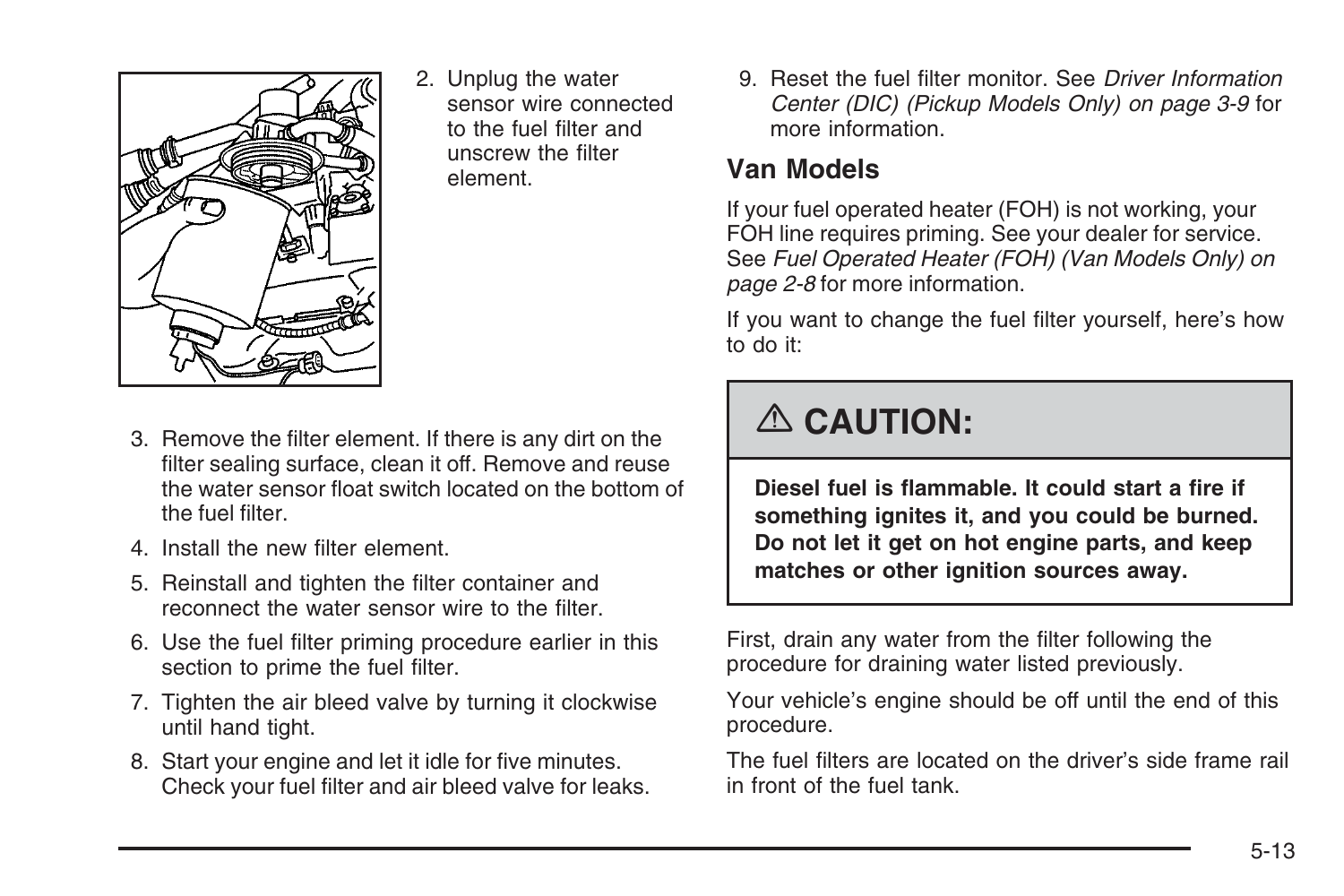2. Unplug the water sensor wire connected to the fuel filter and unscrew the filter element.
3. Remove the filter element. If there is any dirt on the filter sealing surface, clean it off. Remove and reuse the water sensor float switch located on the bottom of the fuel filter.
4. Install the new filter element.
5. Reinstall and tighten the filter container and reconnect the water sensor wire to the filter.
6. Use the fuel filter priming procedure earlier in this section to prime the fuel filter.
7. Tighten the air bleed valve by turning it clockwise until hand tight.
8. Start your engine and let it idle for five minutes. Check your fuel filter and air bleed valve for leaks.
9. Reset the fuel filter monitor. See *Driver Information Center (DIC) (Pickup Models Only) on page 3-9* for more information.

### Van Models

If your fuel operated heater (FOH) is not working, your FOH line requires priming. See your dealer for service. See *Fuel Operated Heater (FOH) (Van Models Only) on page 2-8* for more information.

If you want to change the fuel filter yourself, here's how to do it:

**⚠ CAUTION:**

**Diesel fuel is flammable. It could start a fire if something ignites it, and you could be burned. Do not let it get on hot engine parts, and keep matches or other ignition sources away.**

First, drain any water from the filter following the procedure for draining water listed previously.

Your vehicle's engine should be off until the end of this procedure.

The fuel filters are located on the driver's side frame rail in front of the fuel tank.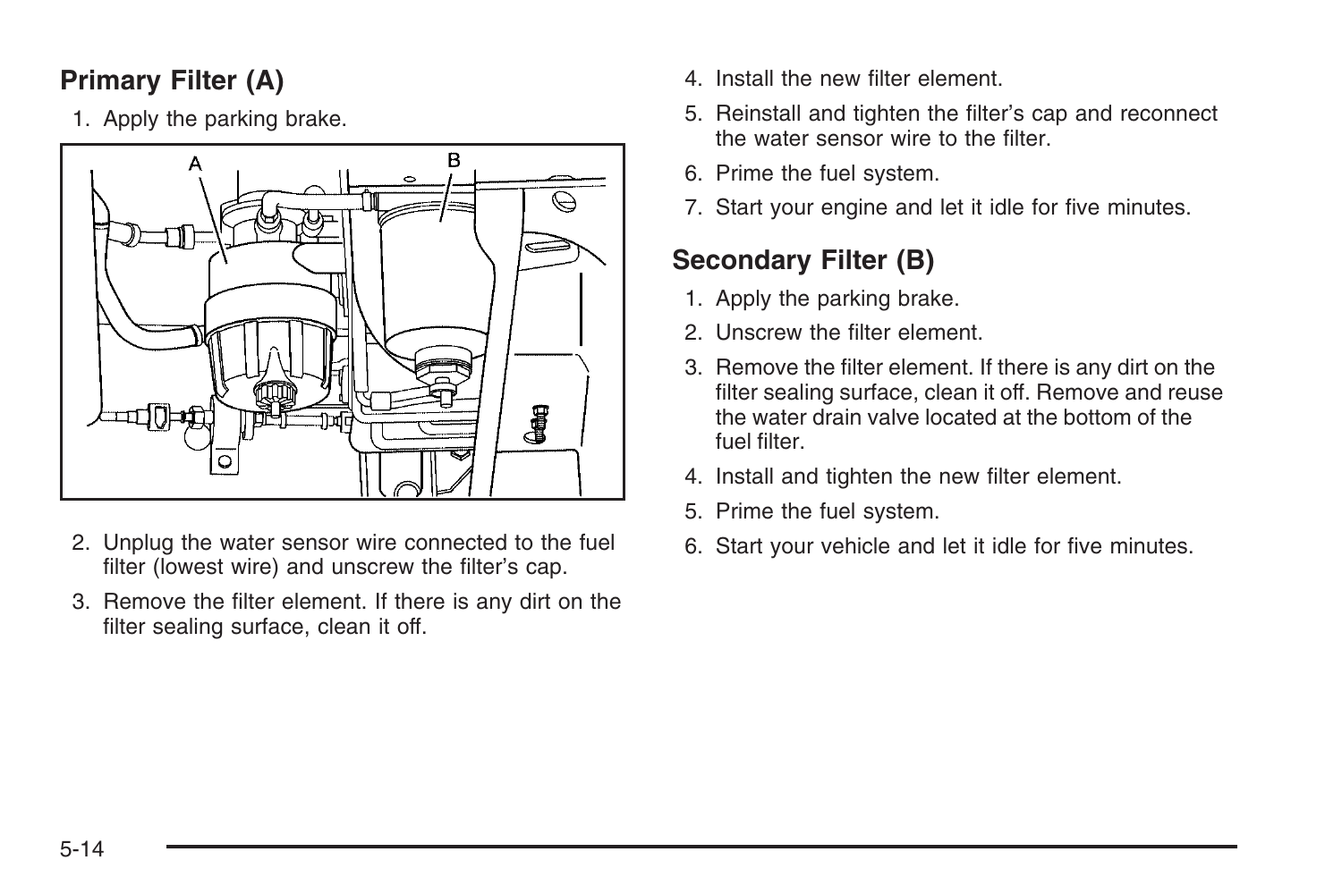## Primary Filter (A)

1. Apply the parking brake.
2. Unplug the water sensor wire connected to the fuel filter (lowest wire) and unscrew the filter's cap.
3. Remove the filter element. If there is any dirt on the filter sealing surface, clean it off.
4. Install the new filter element.
5. Reinstall and tighten the filter's cap and reconnect the water sensor wire to the filter.
6. Prime the fuel system.
7. Start your engine and let it idle for five minutes.

## Secondary Filter (B)

1. Apply the parking brake.
2. Unscrew the filter element.
3. Remove the filter element. If there is any dirt on the filter sealing surface, clean it off. Remove and reuse the water drain valve located at the bottom of the fuel filter.
4. Install and tighten the new filter element.
5. Prime the fuel system.
6. Start your vehicle and let it idle for five minutes.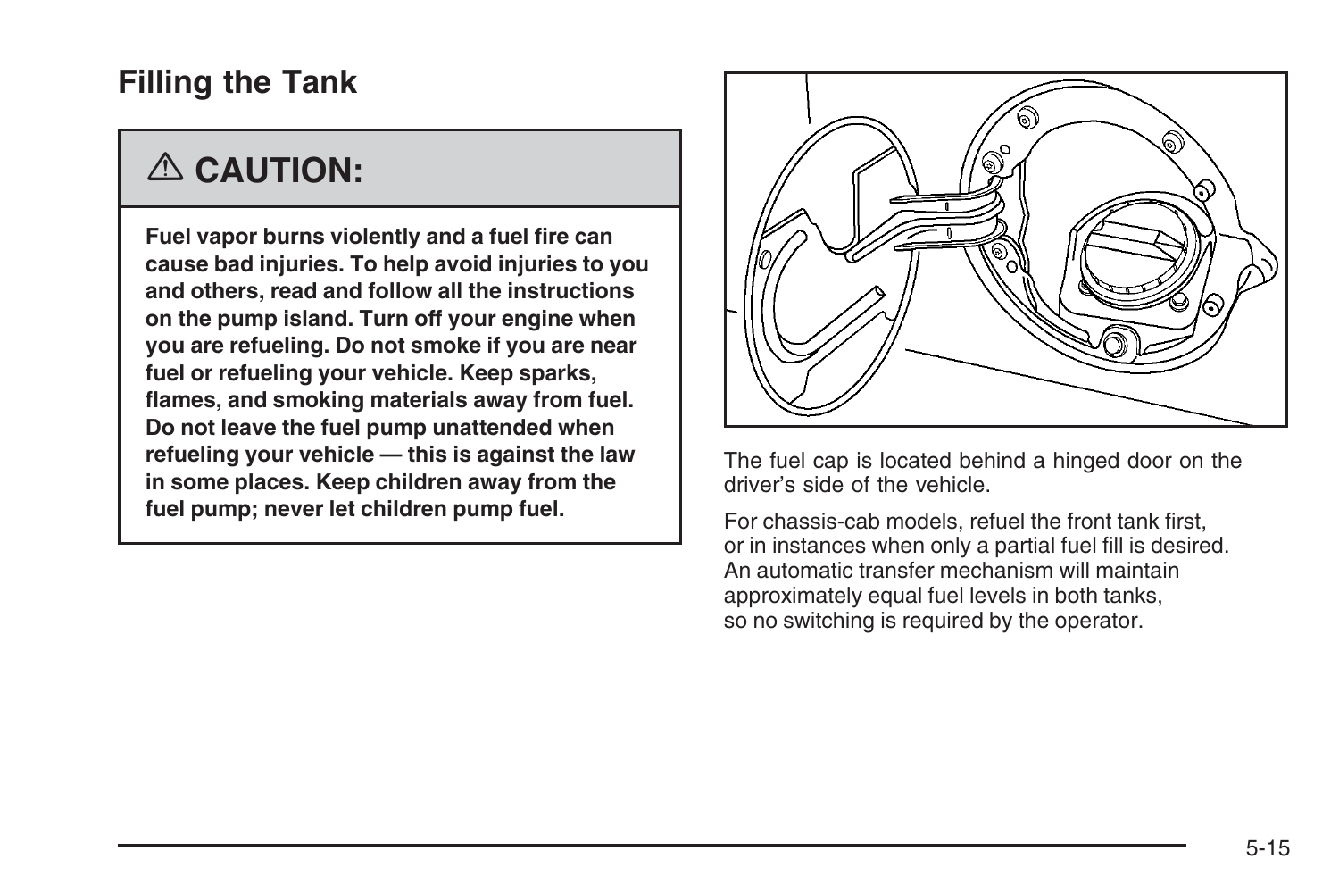## Filling the Tank

> **⚠ CAUTION:**
>
> **Fuel vapor burns violently and a fuel fire can cause bad injuries. To help avoid injuries to you and others, read and follow all the instructions on the pump island. Turn off your engine when you are refueling. Do not smoke if you are near fuel or refueling your vehicle. Keep sparks, flames, and smoking materials away from fuel. Do not leave the fuel pump unattended when refueling your vehicle — this is against the law in some places. Keep children away from the fuel pump; never let children pump fuel.**

The fuel cap is located behind a hinged door on the driver's side of the vehicle.

For chassis-cab models, refuel the front tank first, or in instances when only a partial fuel fill is desired. An automatic transfer mechanism will maintain approximately equal fuel levels in both tanks, so no switching is required by the operator.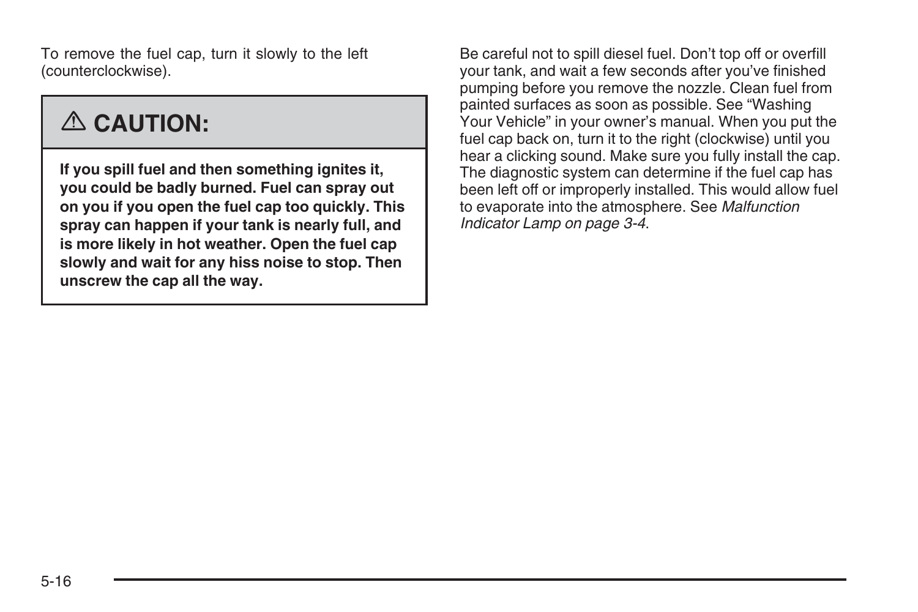To remove the fuel cap, turn it slowly to the left (counterclockwise).

## ⚠ CAUTION:

**If you spill fuel and then something ignites it, you could be badly burned. Fuel can spray out on you if you open the fuel cap too quickly. This spray can happen if your tank is nearly full, and is more likely in hot weather. Open the fuel cap slowly and wait for any hiss noise to stop. Then unscrew the cap all the way.**

Be careful not to spill diesel fuel. Don't top off or overfill your tank, and wait a few seconds after you've finished pumping before you remove the nozzle. Clean fuel from painted surfaces as soon as possible. See "Washing Your Vehicle" in your owner's manual. When you put the fuel cap back on, turn it to the right (clockwise) until you hear a clicking sound. Make sure you fully install the cap. The diagnostic system can determine if the fuel cap has been left off or improperly installed. This would allow fuel to evaporate into the atmosphere. See *Malfunction Indicator Lamp on page 3-4*.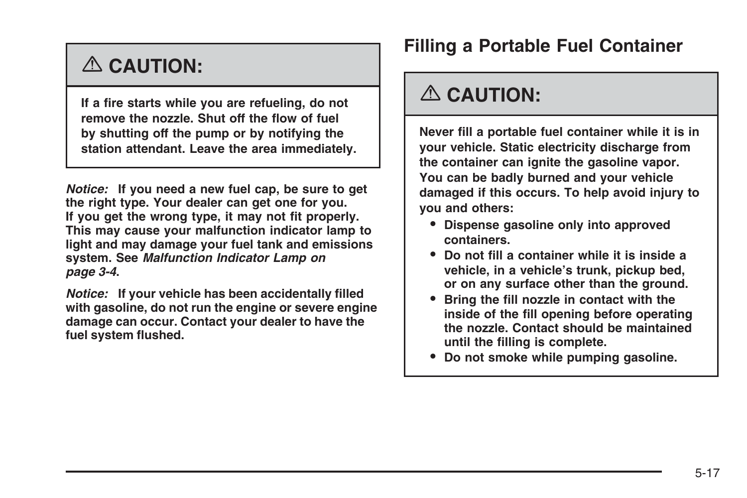**⚠ CAUTION:**

**If a fire starts while you are refueling, do not remove the nozzle. Shut off the flow of fuel by shutting off the pump or by notifying the station attendant. Leave the area immediately.**

***Notice:*** **If you need a new fuel cap, be sure to get the right type. Your dealer can get one for you. If you get the wrong type, it may not fit properly. This may cause your malfunction indicator lamp to light and may damage your fuel tank and emissions system. See *Malfunction Indicator Lamp on page 3-4*.**

***Notice:*** **If your vehicle has been accidentally filled with gasoline, do not run the engine or severe engine damage can occur. Contact your dealer to have the fuel system flushed.**

## Filling a Portable Fuel Container

**⚠ CAUTION:**

**Never fill a portable fuel container while it is in your vehicle. Static electricity discharge from the container can ignite the gasoline vapor. You can be badly burned and your vehicle damaged if this occurs. To help avoid injury to you and others:**

- **Dispense gasoline only into approved containers.**
- **Do not fill a container while it is inside a vehicle, in a vehicle's trunk, pickup bed, or on any surface other than the ground.**
- **Bring the fill nozzle in contact with the inside of the fill opening before operating the nozzle. Contact should be maintained until the filling is complete.**
- **Do not smoke while pumping gasoline.**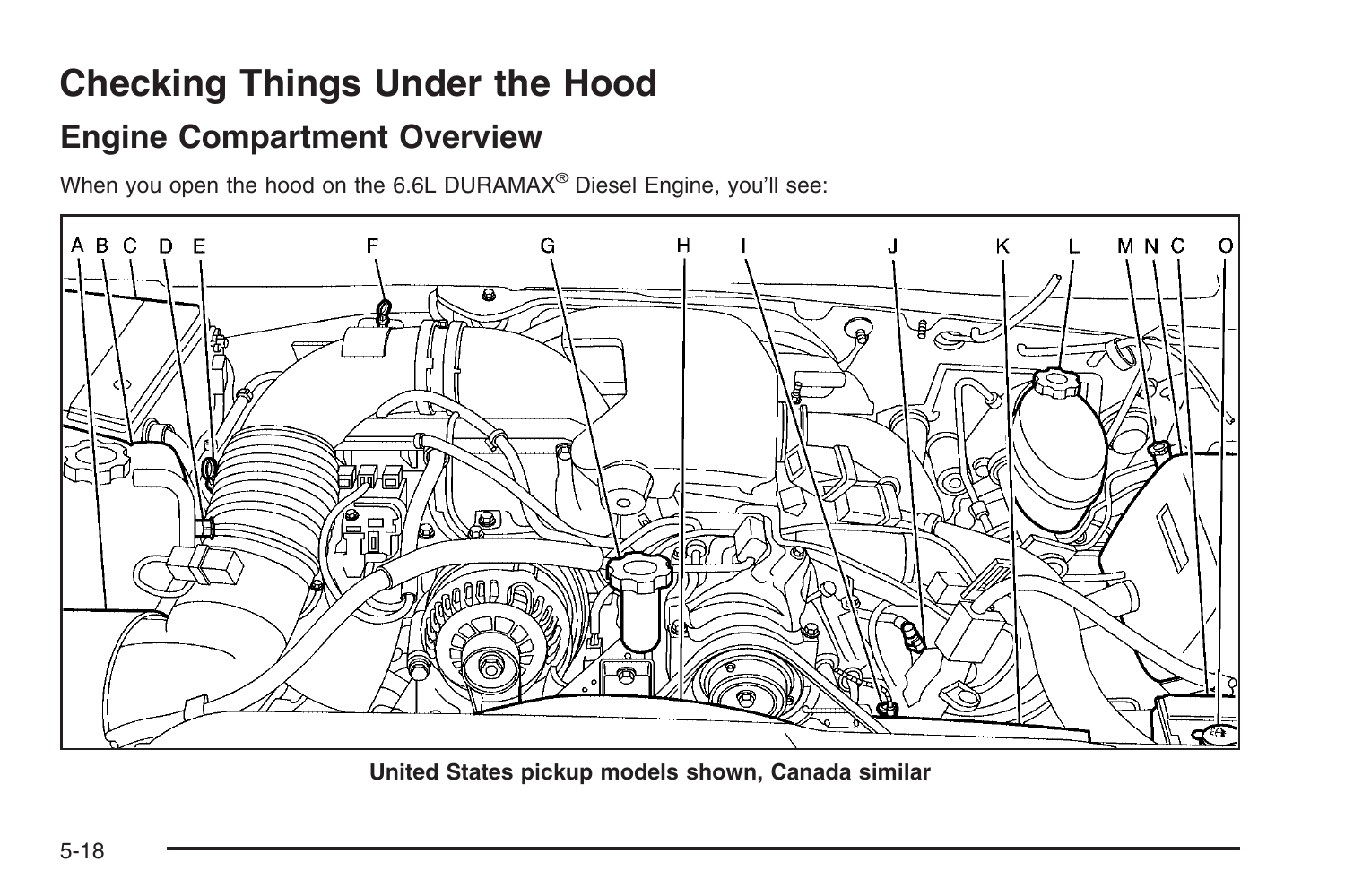# Checking Things Under the Hood

## Engine Compartment Overview

When you open the hood on the 6.6L DURAMAX® Diesel Engine, you'll see:

**United States pickup models shown, Canada similar**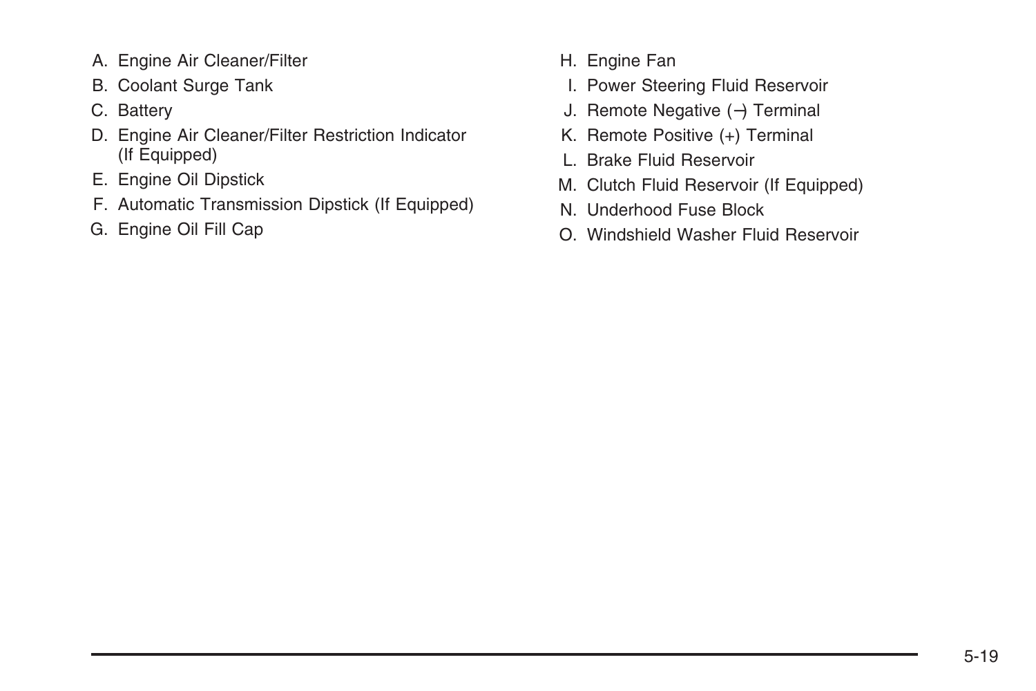A. Engine Air Cleaner/Filter
B. Coolant Surge Tank
C. Battery
D. Engine Air Cleaner/Filter Restriction Indicator (If Equipped)
E. Engine Oil Dipstick
F. Automatic Transmission Dipstick (If Equipped)
G. Engine Oil Fill Cap
H. Engine Fan
I. Power Steering Fluid Reservoir
J. Remote Negative (−) Terminal
K. Remote Positive (+) Terminal
L. Brake Fluid Reservoir
M. Clutch Fluid Reservoir (If Equipped)
N. Underhood Fuse Block
O. Windshield Washer Fluid Reservoir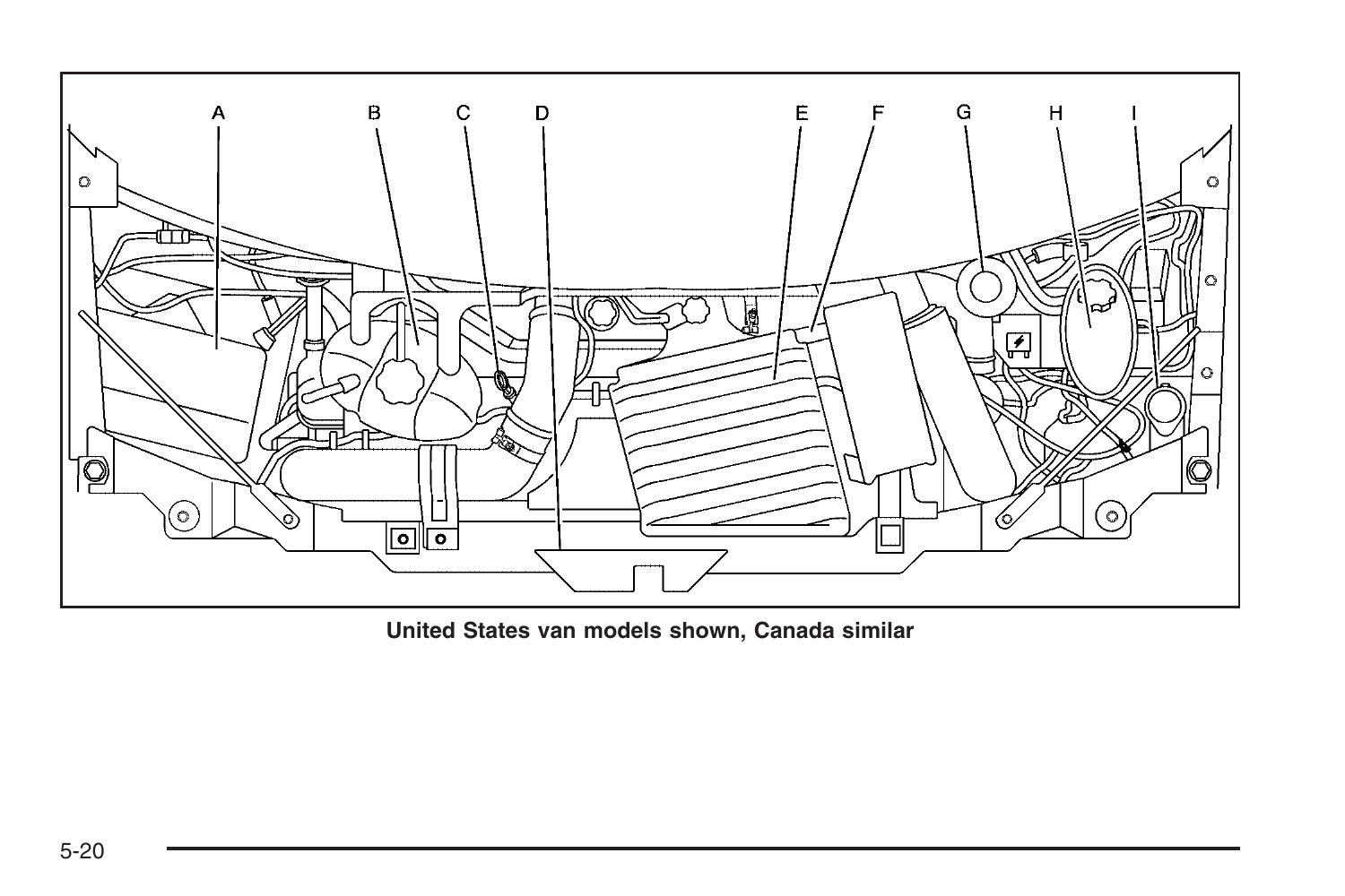A B C D E F G H I

United States van models shown, Canada similar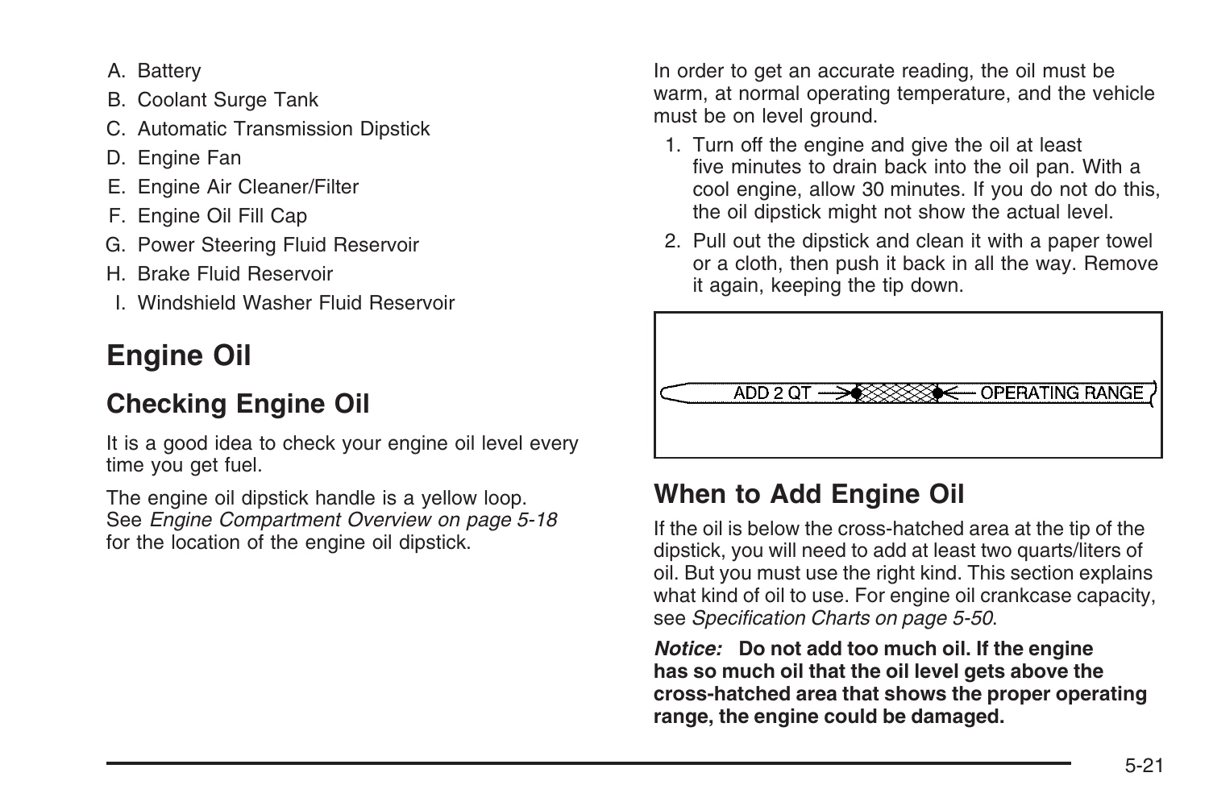A. Battery
B. Coolant Surge Tank
C. Automatic Transmission Dipstick
D. Engine Fan
E. Engine Air Cleaner/Filter
F. Engine Oil Fill Cap
G. Power Steering Fluid Reservoir
H. Brake Fluid Reservoir
I. Windshield Washer Fluid Reservoir

# Engine Oil

## Checking Engine Oil

It is a good idea to check your engine oil level every time you get fuel.

The engine oil dipstick handle is a yellow loop. See *Engine Compartment Overview on page 5-18* for the location of the engine oil dipstick.

In order to get an accurate reading, the oil must be warm, at normal operating temperature, and the vehicle must be on level ground.

1. Turn off the engine and give the oil at least five minutes to drain back into the oil pan. With a cool engine, allow 30 minutes. If you do not do this, the oil dipstick might not show the actual level.
2. Pull out the dipstick and clean it with a paper towel or a cloth, then push it back in all the way. Remove it again, keeping the tip down.

ADD 2 QT → ← OPERATING RANGE

## When to Add Engine Oil

If the oil is below the cross-hatched area at the tip of the dipstick, you will need to add at least two quarts/liters of oil. But you must use the right kind. This section explains what kind of oil to use. For engine oil crankcase capacity, see *Specification Charts on page 5-50*.

***Notice:*** **Do not add too much oil. If the engine has so much oil that the oil level gets above the cross-hatched area that shows the proper operating range, the engine could be damaged.**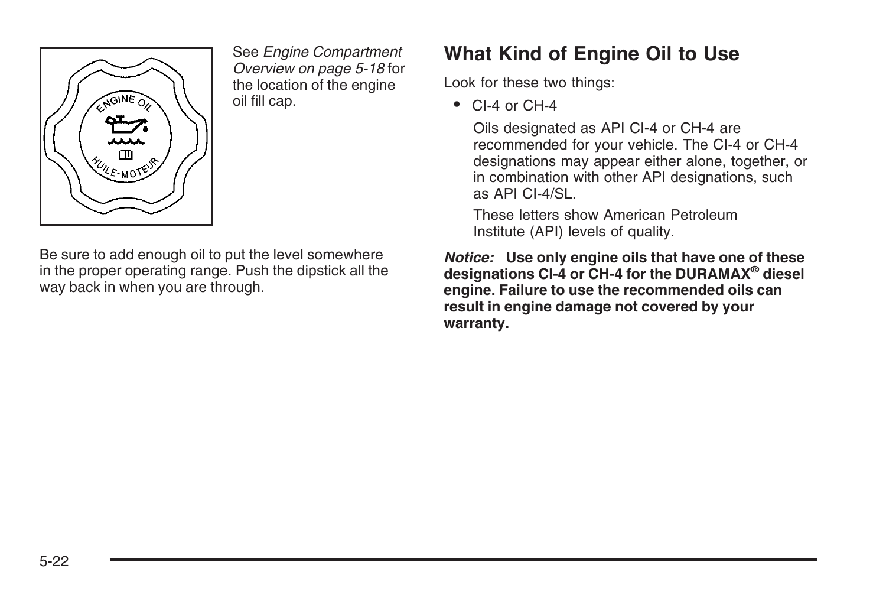See *Engine Compartment Overview on page 5-18* for the location of the engine oil fill cap.

Be sure to add enough oil to put the level somewhere in the proper operating range. Push the dipstick all the way back in when you are through.

## What Kind of Engine Oil to Use

Look for these two things:

- CI-4 or CH-4

  Oils designated as API CI-4 or CH-4 are recommended for your vehicle. The CI-4 or CH-4 designations may appear either alone, together, or in combination with other API designations, such as API CI-4/SL.

  These letters show American Petroleum Institute (API) levels of quality.

***Notice:*** **Use only engine oils that have one of these designations CI-4 or CH-4 for the DURAMAX® diesel engine. Failure to use the recommended oils can result in engine damage not covered by your warranty.**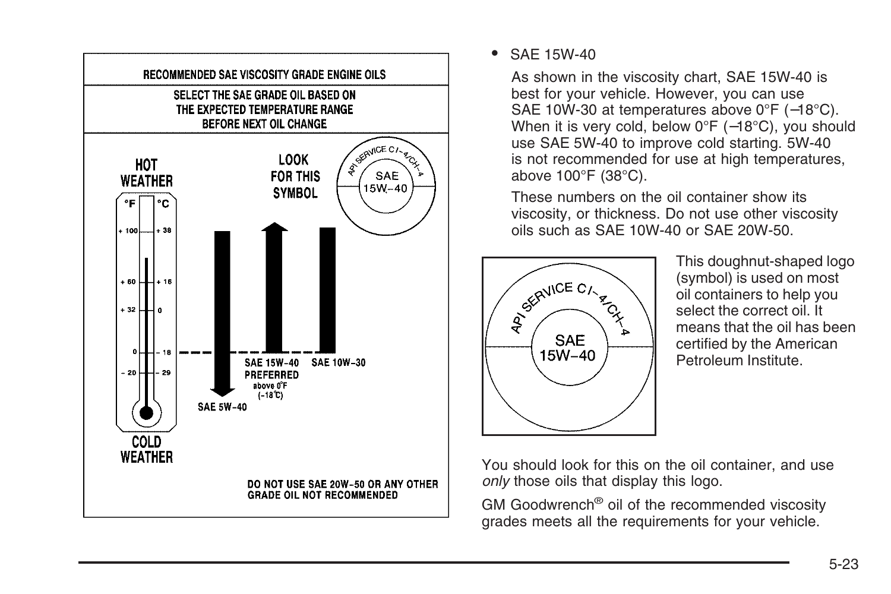RECOMMENDED SAE VISCOSITY GRADE ENGINE OILS

SELECT THE SAE GRADE OIL BASED ON THE EXPECTED TEMPERATURE RANGE BEFORE NEXT OIL CHANGE

HOT WEATHER

LOOK FOR THIS SYMBOL

API SERVICE CI-4/CH-4 SAE 15W-40

°F °C
+ 100 + 38
+ 60 + 16
+ 32 0
0 – 18
– 20 – 29

SAE 5W-40

SAE 15W-40 PREFERRED above 0°F (–18°C)

SAE 10W-30

COLD WEATHER

DO NOT USE SAE 20W-50 OR ANY OTHER GRADE OIL NOT RECOMMENDED

- SAE 15W-40

  As shown in the viscosity chart, SAE 15W-40 is best for your vehicle. However, you can use SAE 10W-30 at temperatures above 0°F (–18°C). When it is very cold, below 0°F (–18°C), you should use SAE 5W-40 to improve cold starting. 5W-40 is not recommended for use at high temperatures, above 100°F (38°C).

  These numbers on the oil container show its viscosity, or thickness. Do not use other viscosity oils such as SAE 10W-40 or SAE 20W-50.

API SERVICE CI-4/CH-4 SAE 15W-40

This doughnut-shaped logo (symbol) is used on most oil containers to help you select the correct oil. It means that the oil has been certified by the American Petroleum Institute.

You should look for this on the oil container, and use *only* those oils that display this logo.

GM Goodwrench® oil of the recommended viscosity grades meets all the requirements for your vehicle.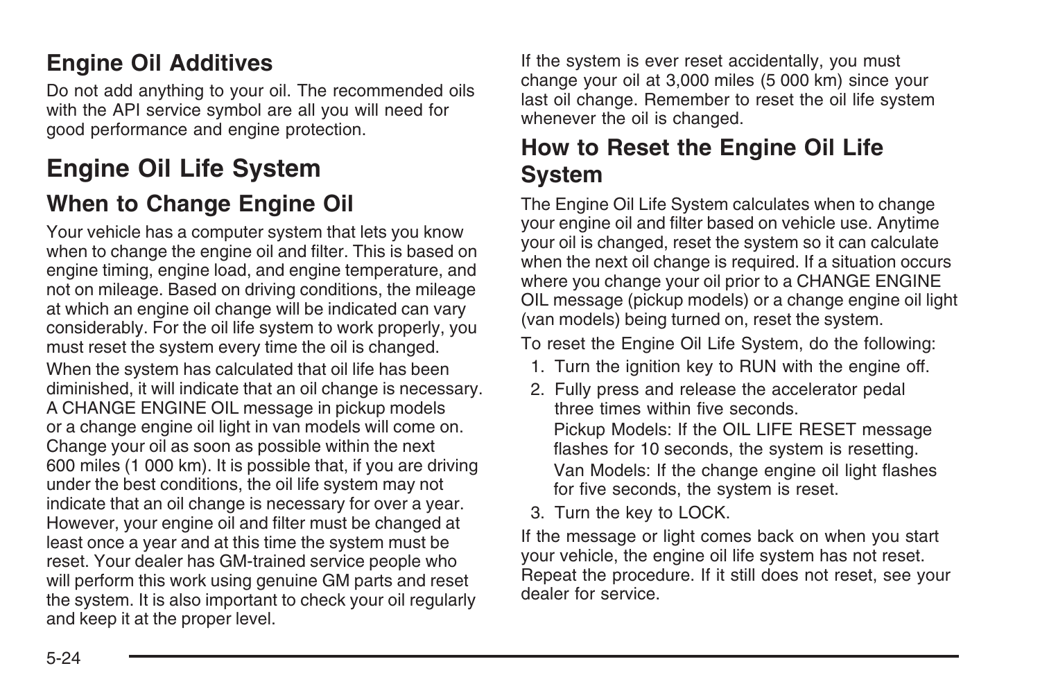## Engine Oil Additives

Do not add anything to your oil. The recommended oils with the API service symbol are all you will need for good performance and engine protection.

# Engine Oil Life System

## When to Change Engine Oil

Your vehicle has a computer system that lets you know when to change the engine oil and filter. This is based on engine timing, engine load, and engine temperature, and not on mileage. Based on driving conditions, the mileage at which an engine oil change will be indicated can vary considerably. For the oil life system to work properly, you must reset the system every time the oil is changed.

When the system has calculated that oil life has been diminished, it will indicate that an oil change is necessary. A CHANGE ENGINE OIL message in pickup models or a change engine oil light in van models will come on. Change your oil as soon as possible within the next 600 miles (1 000 km). It is possible that, if you are driving under the best conditions, the oil life system may not indicate that an oil change is necessary for over a year. However, your engine oil and filter must be changed at least once a year and at this time the system must be reset. Your dealer has GM-trained service people who will perform this work using genuine GM parts and reset the system. It is also important to check your oil regularly and keep it at the proper level.

If the system is ever reset accidentally, you must change your oil at 3,000 miles (5 000 km) since your last oil change. Remember to reset the oil life system whenever the oil is changed.

## How to Reset the Engine Oil Life System

The Engine Oil Life System calculates when to change your engine oil and filter based on vehicle use. Anytime your oil is changed, reset the system so it can calculate when the next oil change is required. If a situation occurs where you change your oil prior to a CHANGE ENGINE OIL message (pickup models) or a change engine oil light (van models) being turned on, reset the system.

To reset the Engine Oil Life System, do the following:

1. Turn the ignition key to RUN with the engine off.
2. Fully press and release the accelerator pedal three times within five seconds.

   Pickup Models: If the OIL LIFE RESET message flashes for 10 seconds, the system is resetting.

   Van Models: If the change engine oil light flashes for five seconds, the system is reset.
3. Turn the key to LOCK.

If the message or light comes back on when you start your vehicle, the engine oil life system has not reset. Repeat the procedure. If it still does not reset, see your dealer for service.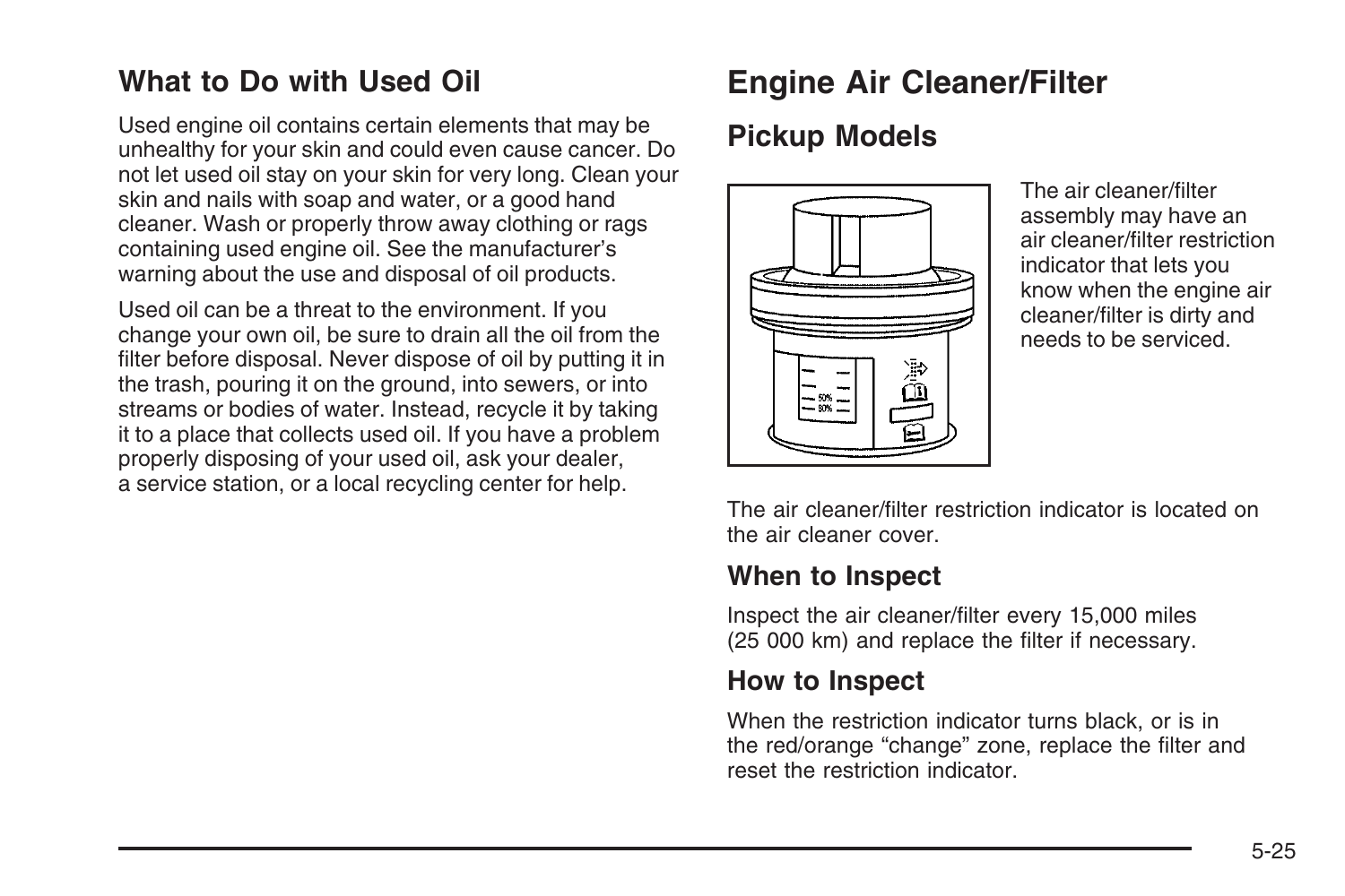## What to Do with Used Oil

Used engine oil contains certain elements that may be unhealthy for your skin and could even cause cancer. Do not let used oil stay on your skin for very long. Clean your skin and nails with soap and water, or a good hand cleaner. Wash or properly throw away clothing or rags containing used engine oil. See the manufacturer's warning about the use and disposal of oil products.

Used oil can be a threat to the environment. If you change your own oil, be sure to drain all the oil from the filter before disposal. Never dispose of oil by putting it in the trash, pouring it on the ground, into sewers, or into streams or bodies of water. Instead, recycle it by taking it to a place that collects used oil. If you have a problem properly disposing of your used oil, ask your dealer, a service station, or a local recycling center for help.

# Engine Air Cleaner/Filter

## Pickup Models

The air cleaner/filter assembly may have an air cleaner/filter restriction indicator that lets you know when the engine air cleaner/filter is dirty and needs to be serviced.

The air cleaner/filter restriction indicator is located on the air cleaner cover.

### When to Inspect

Inspect the air cleaner/filter every 15,000 miles (25 000 km) and replace the filter if necessary.

### How to Inspect

When the restriction indicator turns black, or is in the red/orange "change" zone, replace the filter and reset the restriction indicator.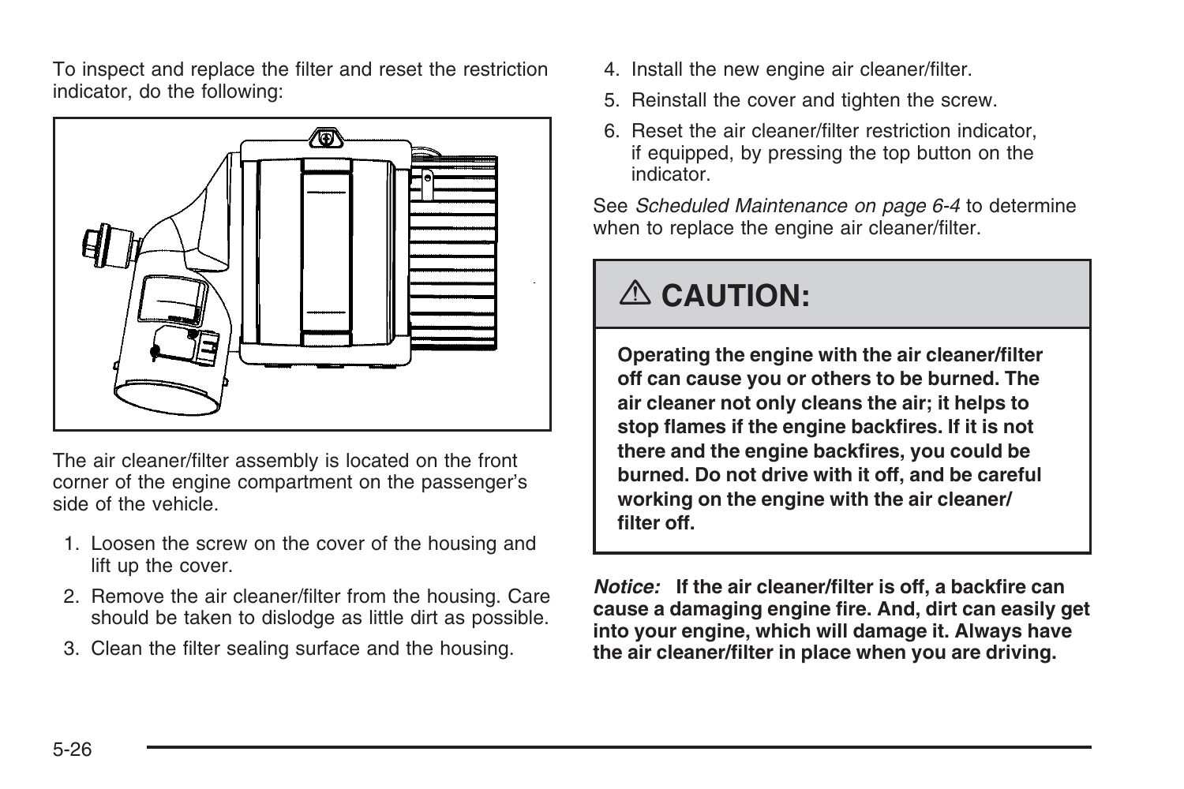To inspect and replace the filter and reset the restriction indicator, do the following:

The air cleaner/filter assembly is located on the front corner of the engine compartment on the passenger's side of the vehicle.

1. Loosen the screw on the cover of the housing and lift up the cover.
2. Remove the air cleaner/filter from the housing. Care should be taken to dislodge as little dirt as possible.
3. Clean the filter sealing surface and the housing.
4. Install the new engine air cleaner/filter.
5. Reinstall the cover and tighten the screw.
6. Reset the air cleaner/filter restriction indicator, if equipped, by pressing the top button on the indicator.

See *Scheduled Maintenance on page 6-4* to determine when to replace the engine air cleaner/filter.

## ⚠ CAUTION:

**Operating the engine with the air cleaner/filter off can cause you or others to be burned. The air cleaner not only cleans the air; it helps to stop flames if the engine backfires. If it is not there and the engine backfires, you could be burned. Do not drive with it off, and be careful working on the engine with the air cleaner/ filter off.**

***Notice:*** **If the air cleaner/filter is off, a backfire can cause a damaging engine fire. And, dirt can easily get into your engine, which will damage it. Always have the air cleaner/filter in place when you are driving.**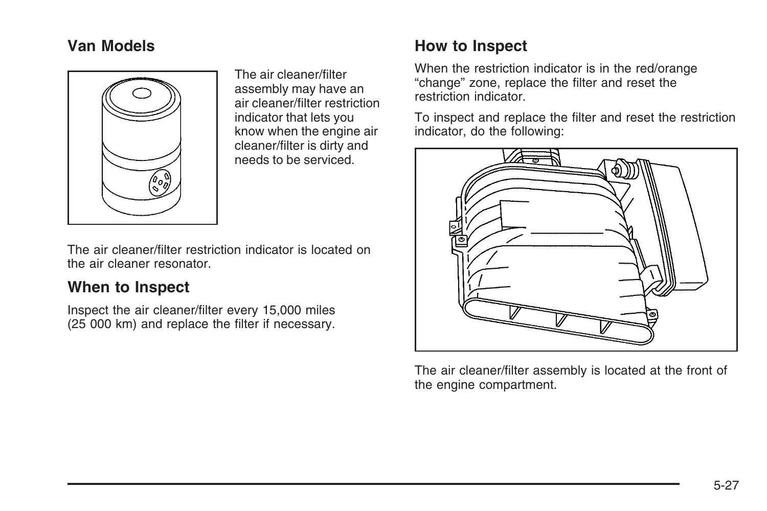### Van Models

The air cleaner/filter assembly may have an air cleaner/filter restriction indicator that lets you know when the engine air cleaner/filter is dirty and needs to be serviced.

The air cleaner/filter restriction indicator is located on the air cleaner resonator.

### When to Inspect

Inspect the air cleaner/filter every 15,000 miles (25 000 km) and replace the filter if necessary.

### How to Inspect

When the restriction indicator is in the red/orange “change” zone, replace the filter and reset the restriction indicator.

To inspect and replace the filter and reset the restriction indicator, do the following:

The air cleaner/filter assembly is located at the front of the engine compartment.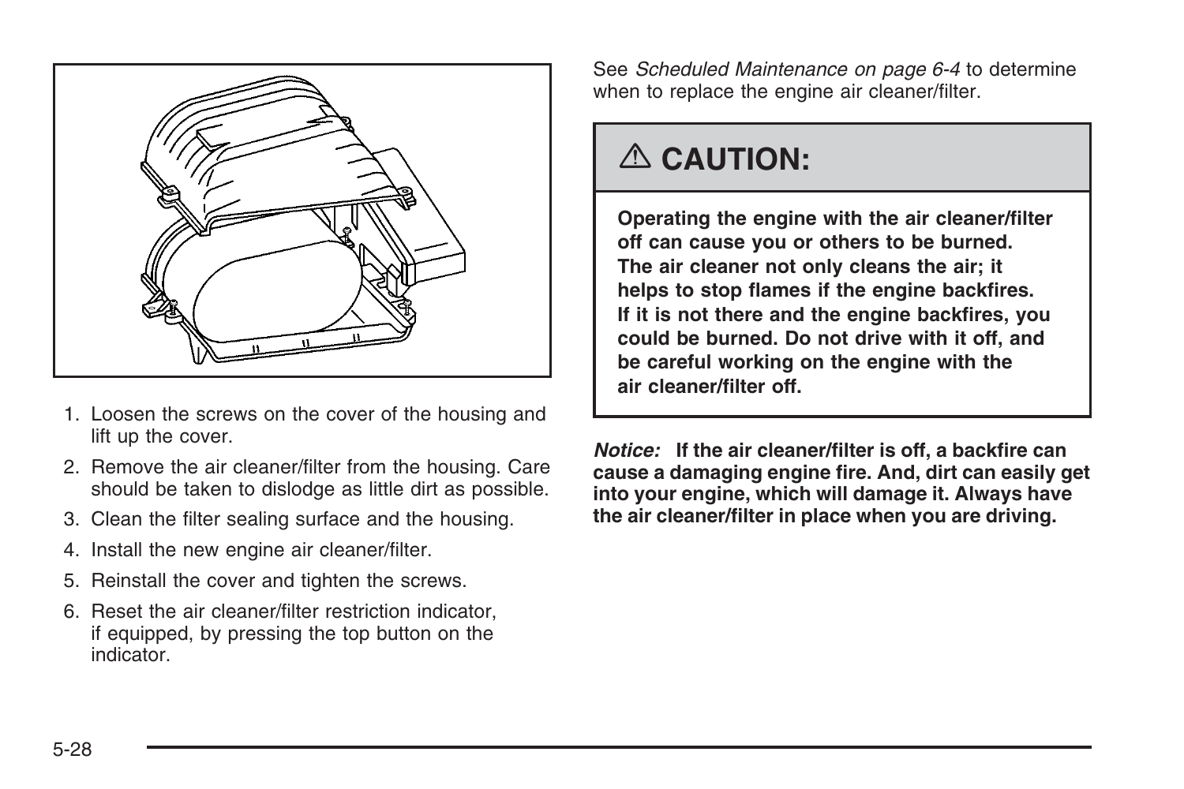1. Loosen the screws on the cover of the housing and lift up the cover.
2. Remove the air cleaner/filter from the housing. Care should be taken to dislodge as little dirt as possible.
3. Clean the filter sealing surface and the housing.
4. Install the new engine air cleaner/filter.
5. Reinstall the cover and tighten the screws.
6. Reset the air cleaner/filter restriction indicator, if equipped, by pressing the top button on the indicator.

See *Scheduled Maintenance on page 6-4* to determine when to replace the engine air cleaner/filter.

## ⚠ CAUTION:

**Operating the engine with the air cleaner/filter off can cause you or others to be burned. The air cleaner not only cleans the air; it helps to stop flames if the engine backfires. If it is not there and the engine backfires, you could be burned. Do not drive with it off, and be careful working on the engine with the air cleaner/filter off.**

***Notice:*** **If the air cleaner/filter is off, a backfire can cause a damaging engine fire. And, dirt can easily get into your engine, which will damage it. Always have the air cleaner/filter in place when you are driving.**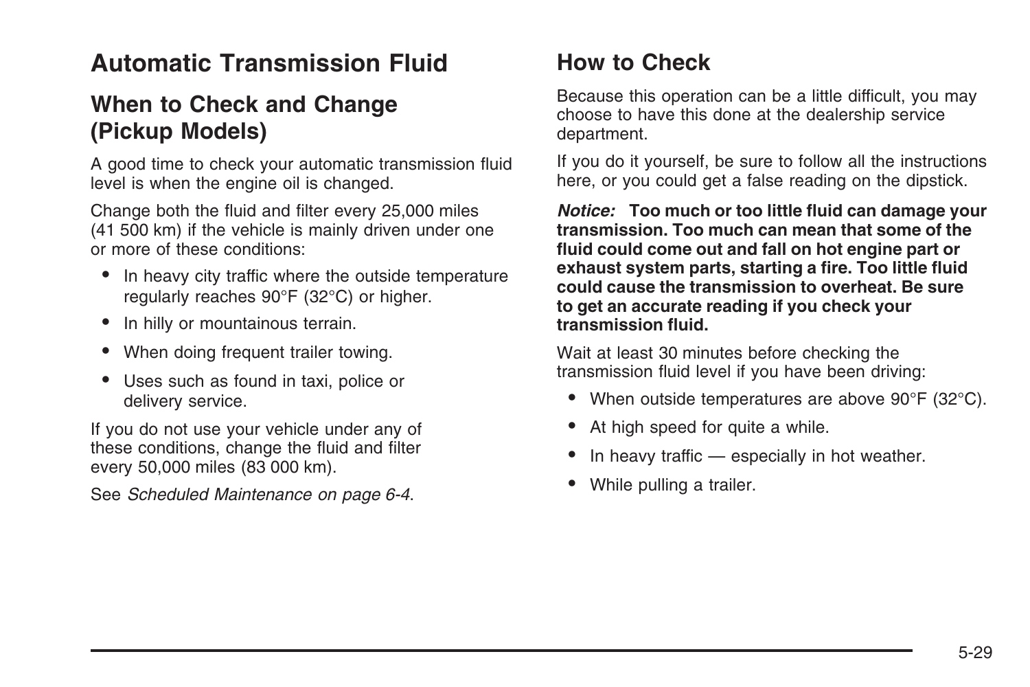# Automatic Transmission Fluid

## When to Check and Change (Pickup Models)

A good time to check your automatic transmission fluid level is when the engine oil is changed.

Change both the fluid and filter every 25,000 miles (41 500 km) if the vehicle is mainly driven under one or more of these conditions:

- In heavy city traffic where the outside temperature regularly reaches 90°F (32°C) or higher.
- In hilly or mountainous terrain.
- When doing frequent trailer towing.
- Uses such as found in taxi, police or delivery service.

If you do not use your vehicle under any of these conditions, change the fluid and filter every 50,000 miles (83 000 km).

See *Scheduled Maintenance on page 6-4*.

## How to Check

Because this operation can be a little difficult, you may choose to have this done at the dealership service department.

If you do it yourself, be sure to follow all the instructions here, or you could get a false reading on the dipstick.

***Notice:*** **Too much or too little fluid can damage your transmission. Too much can mean that some of the fluid could come out and fall on hot engine part or exhaust system parts, starting a fire. Too little fluid could cause the transmission to overheat. Be sure to get an accurate reading if you check your transmission fluid.**

Wait at least 30 minutes before checking the transmission fluid level if you have been driving:

- When outside temperatures are above 90°F (32°C).
- At high speed for quite a while.
- In heavy traffic — especially in hot weather.
- While pulling a trailer.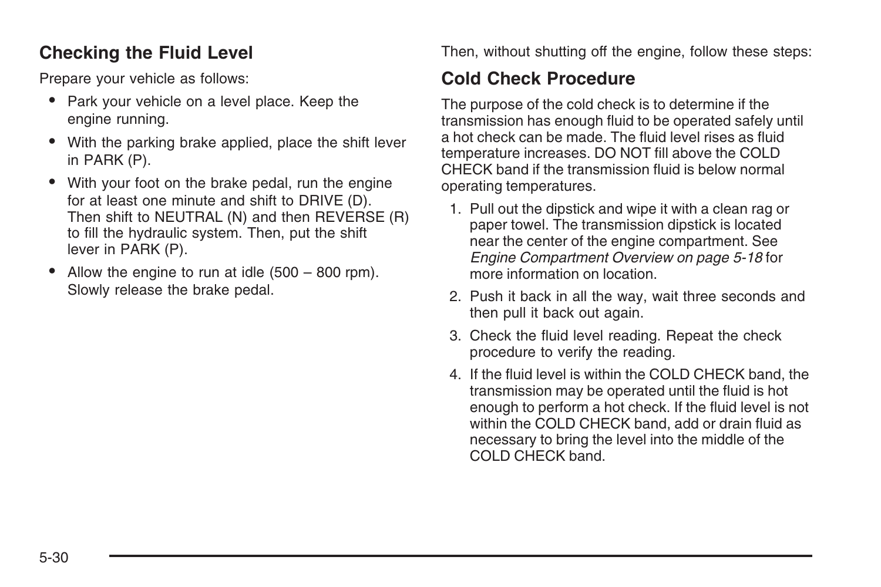### Checking the Fluid Level

Prepare your vehicle as follows:

- Park your vehicle on a level place. Keep the engine running.
- With the parking brake applied, place the shift lever in PARK (P).
- With your foot on the brake pedal, run the engine for at least one minute and shift to DRIVE (D). Then shift to NEUTRAL (N) and then REVERSE (R) to fill the hydraulic system. Then, put the shift lever in PARK (P).
- Allow the engine to run at idle (500 – 800 rpm). Slowly release the brake pedal.

Then, without shutting off the engine, follow these steps:

### Cold Check Procedure

The purpose of the cold check is to determine if the transmission has enough fluid to be operated safely until a hot check can be made. The fluid level rises as fluid temperature increases. DO NOT fill above the COLD CHECK band if the transmission fluid is below normal operating temperatures.

1. Pull out the dipstick and wipe it with a clean rag or paper towel. The transmission dipstick is located near the center of the engine compartment. See *Engine Compartment Overview on page 5-18* for more information on location.
2. Push it back in all the way, wait three seconds and then pull it back out again.
3. Check the fluid level reading. Repeat the check procedure to verify the reading.
4. If the fluid level is within the COLD CHECK band, the transmission may be operated until the fluid is hot enough to perform a hot check. If the fluid level is not within the COLD CHECK band, add or drain fluid as necessary to bring the level into the middle of the COLD CHECK band.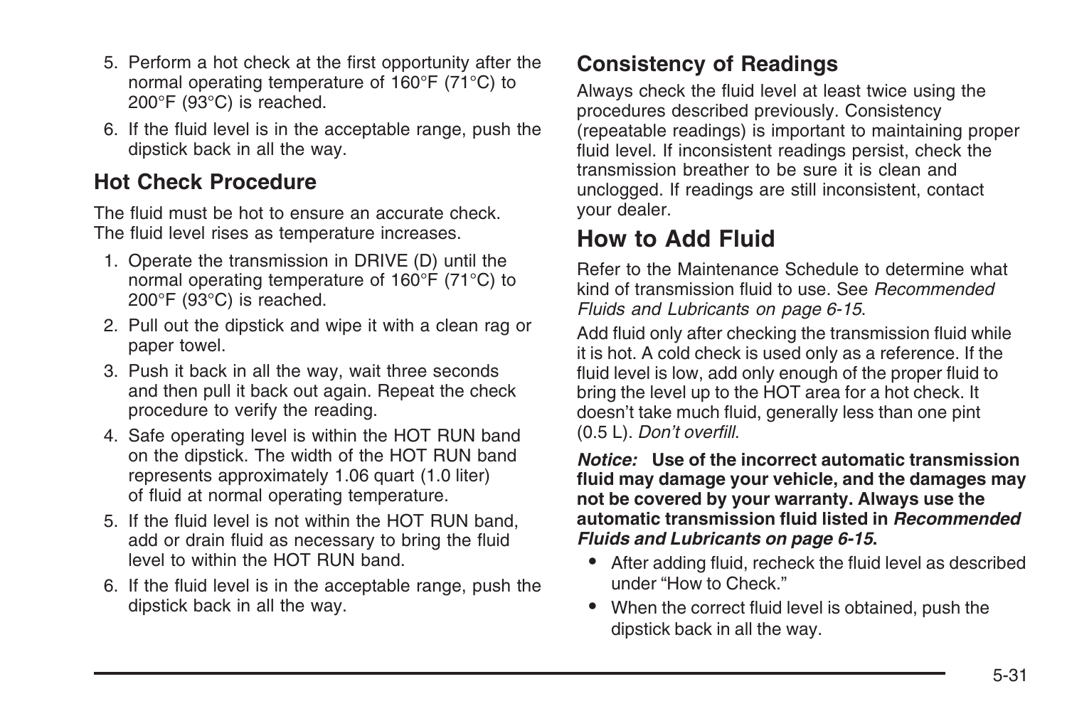5. Perform a hot check at the first opportunity after the normal operating temperature of 160°F (71°C) to 200°F (93°C) is reached.
6. If the fluid level is in the acceptable range, push the dipstick back in all the way.

### Hot Check Procedure

The fluid must be hot to ensure an accurate check. The fluid level rises as temperature increases.

1. Operate the transmission in DRIVE (D) until the normal operating temperature of 160°F (71°C) to 200°F (93°C) is reached.
2. Pull out the dipstick and wipe it with a clean rag or paper towel.
3. Push it back in all the way, wait three seconds and then pull it back out again. Repeat the check procedure to verify the reading.
4. Safe operating level is within the HOT RUN band on the dipstick. The width of the HOT RUN band represents approximately 1.06 quart (1.0 liter) of fluid at normal operating temperature.
5. If the fluid level is not within the HOT RUN band, add or drain fluid as necessary to bring the fluid level to within the HOT RUN band.
6. If the fluid level is in the acceptable range, push the dipstick back in all the way.

### Consistency of Readings

Always check the fluid level at least twice using the procedures described previously. Consistency (repeatable readings) is important to maintaining proper fluid level. If inconsistent readings persist, check the transmission breather to be sure it is clean and unclogged. If readings are still inconsistent, contact your dealer.

## How to Add Fluid

Refer to the Maintenance Schedule to determine what kind of transmission fluid to use. See *Recommended Fluids and Lubricants on page 6-15*.

Add fluid only after checking the transmission fluid while it is hot. A cold check is used only as a reference. If the fluid level is low, add only enough of the proper fluid to bring the level up to the HOT area for a hot check. It doesn't take much fluid, generally less than one pint (0.5 L). *Don't overfill.*

***Notice:*** **Use of the incorrect automatic transmission fluid may damage your vehicle, and the damages may not be covered by your warranty. Always use the automatic transmission fluid listed in *Recommended Fluids and Lubricants on page 6-15*.**

- After adding fluid, recheck the fluid level as described under "How to Check."
- When the correct fluid level is obtained, push the dipstick back in all the way.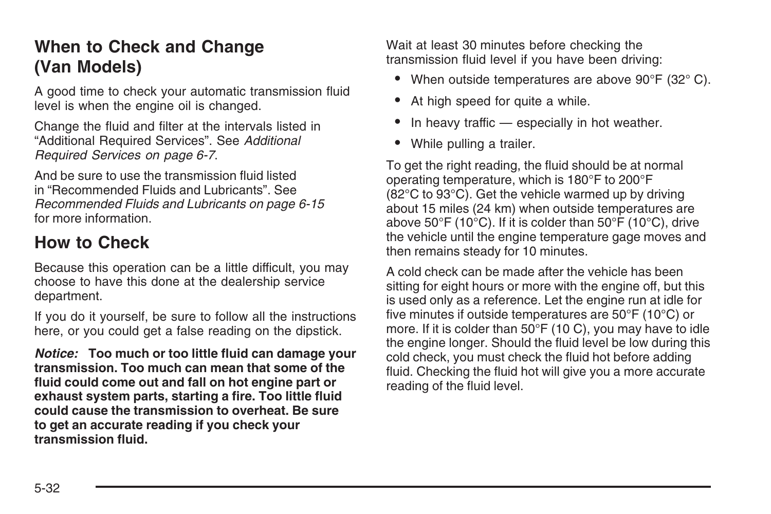## When to Check and Change (Van Models)

A good time to check your automatic transmission fluid level is when the engine oil is changed.

Change the fluid and filter at the intervals listed in "Additional Required Services". See *Additional Required Services on page 6-7*.

And be sure to use the transmission fluid listed in "Recommended Fluids and Lubricants". See *Recommended Fluids and Lubricants on page 6-15* for more information.

## How to Check

Because this operation can be a little difficult, you may choose to have this done at the dealership service department.

If you do it yourself, be sure to follow all the instructions here, or you could get a false reading on the dipstick.

***Notice:*** **Too much or too little fluid can damage your transmission. Too much can mean that some of the fluid could come out and fall on hot engine part or exhaust system parts, starting a fire. Too little fluid could cause the transmission to overheat. Be sure to get an accurate reading if you check your transmission fluid.**

Wait at least 30 minutes before checking the transmission fluid level if you have been driving:

- When outside temperatures are above 90°F (32° C).
- At high speed for quite a while.
- In heavy traffic — especially in hot weather.
- While pulling a trailer.

To get the right reading, the fluid should be at normal operating temperature, which is 180°F to 200°F (82°C to 93°C). Get the vehicle warmed up by driving about 15 miles (24 km) when outside temperatures are above 50°F (10°C). If it is colder than 50°F (10°C), drive the vehicle until the engine temperature gage moves and then remains steady for 10 minutes.

A cold check can be made after the vehicle has been sitting for eight hours or more with the engine off, but this is used only as a reference. Let the engine run at idle for five minutes if outside temperatures are 50°F (10°C) or more. If it is colder than 50°F (10 C), you may have to idle the engine longer. Should the fluid level be low during this cold check, you must check the fluid hot before adding fluid. Checking the fluid hot will give you a more accurate reading of the fluid level.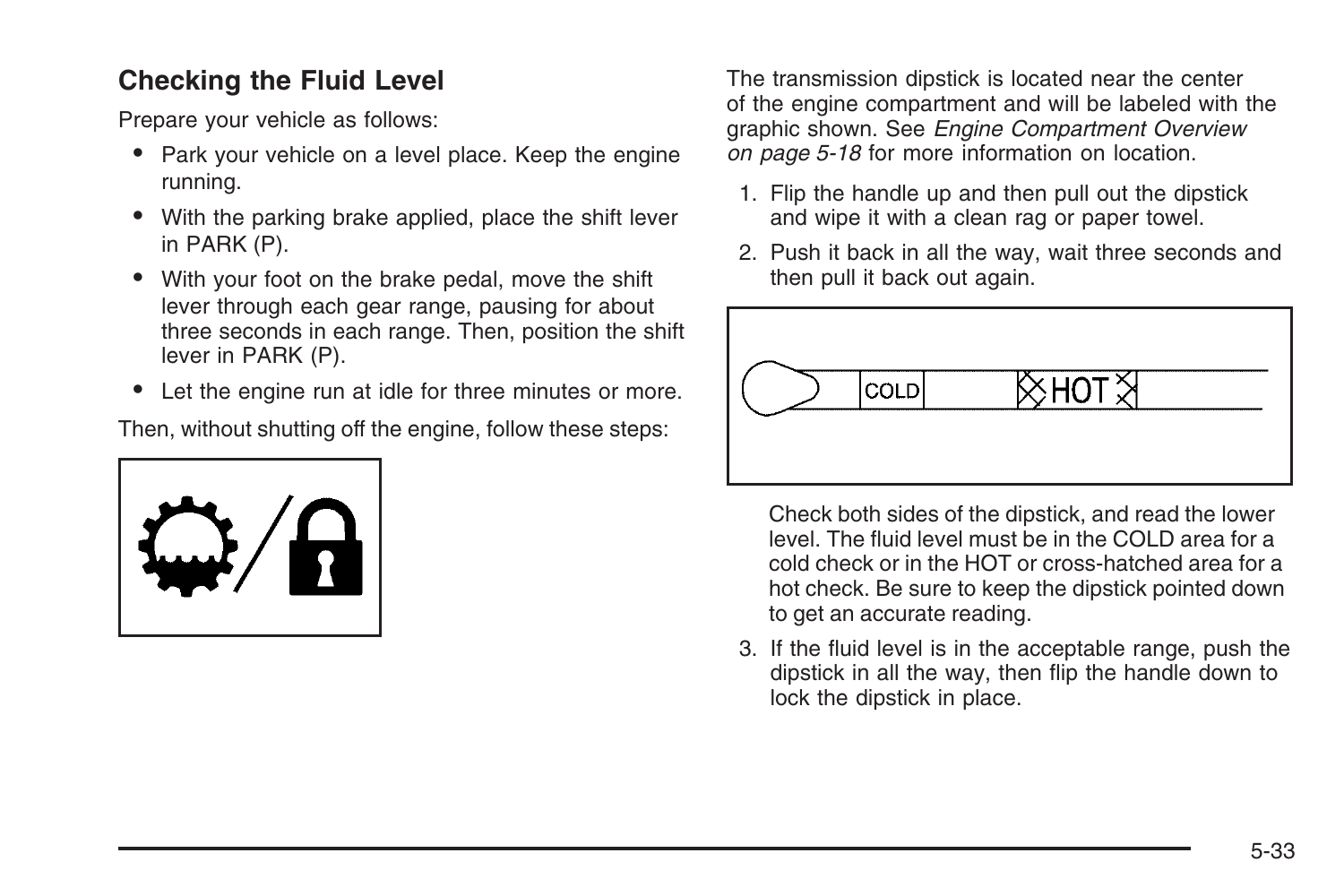### Checking the Fluid Level

Prepare your vehicle as follows:

- Park your vehicle on a level place. Keep the engine running.
- With the parking brake applied, place the shift lever in PARK (P).
- With your foot on the brake pedal, move the shift lever through each gear range, pausing for about three seconds in each range. Then, position the shift lever in PARK (P).
- Let the engine run at idle for three minutes or more.

Then, without shutting off the engine, follow these steps:

The transmission dipstick is located near the center of the engine compartment and will be labeled with the graphic shown. See *Engine Compartment Overview on page 5-18* for more information on location.

1. Flip the handle up and then pull out the dipstick and wipe it with a clean rag or paper towel.
2. Push it back in all the way, wait three seconds and then pull it back out again.

   Check both sides of the dipstick, and read the lower level. The fluid level must be in the COLD area for a cold check or in the HOT or cross-hatched area for a hot check. Be sure to keep the dipstick pointed down to get an accurate reading.
3. If the fluid level is in the acceptable range, push the dipstick in all the way, then flip the handle down to lock the dipstick in place.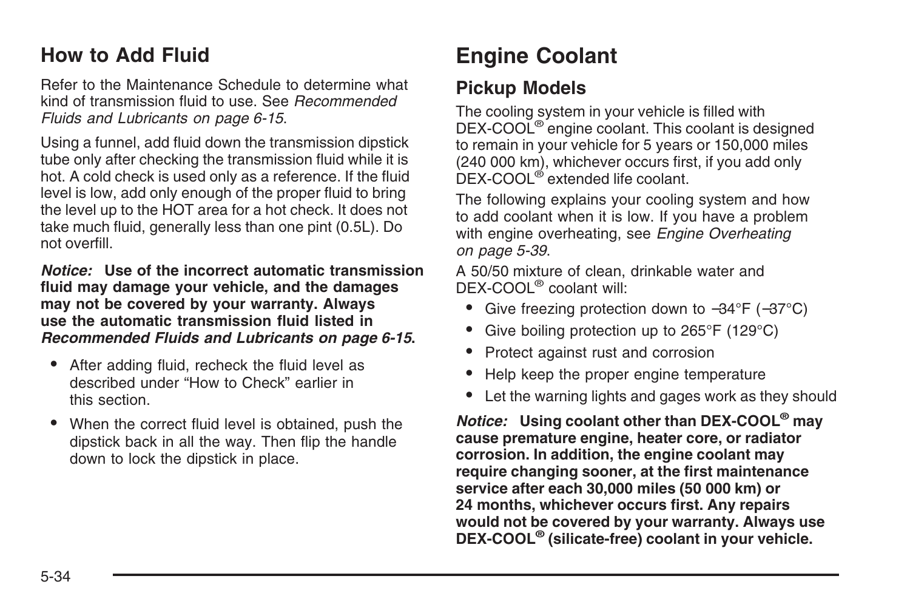## How to Add Fluid

Refer to the Maintenance Schedule to determine what kind of transmission fluid to use. See *Recommended Fluids and Lubricants on page 6-15*.

Using a funnel, add fluid down the transmission dipstick tube only after checking the transmission fluid while it is hot. A cold check is used only as a reference. If the fluid level is low, add only enough of the proper fluid to bring the level up to the HOT area for a hot check. It does not take much fluid, generally less than one pint (0.5L). Do not overfill.

***Notice:*** **Use of the incorrect automatic transmission fluid may damage your vehicle, and the damages may not be covered by your warranty. Always use the automatic transmission fluid listed in *Recommended Fluids and Lubricants on page 6-15*.**

- After adding fluid, recheck the fluid level as described under "How to Check" earlier in this section.
- When the correct fluid level is obtained, push the dipstick back in all the way. Then flip the handle down to lock the dipstick in place.

# Engine Coolant

## Pickup Models

The cooling system in your vehicle is filled with DEX-COOL® engine coolant. This coolant is designed to remain in your vehicle for 5 years or 150,000 miles (240 000 km), whichever occurs first, if you add only DEX-COOL® extended life coolant.

The following explains your cooling system and how to add coolant when it is low. If you have a problem with engine overheating, see *Engine Overheating on page 5-39*.

A 50/50 mixture of clean, drinkable water and DEX-COOL® coolant will:

- Give freezing protection down to −34°F (−37°C)
- Give boiling protection up to 265°F (129°C)
- Protect against rust and corrosion
- Help keep the proper engine temperature
- Let the warning lights and gages work as they should

***Notice:*** **Using coolant other than DEX-COOL® may cause premature engine, heater core, or radiator corrosion. In addition, the engine coolant may require changing sooner, at the first maintenance service after each 30,000 miles (50 000 km) or 24 months, whichever occurs first. Any repairs would not be covered by your warranty. Always use DEX-COOL® (silicate-free) coolant in your vehicle.**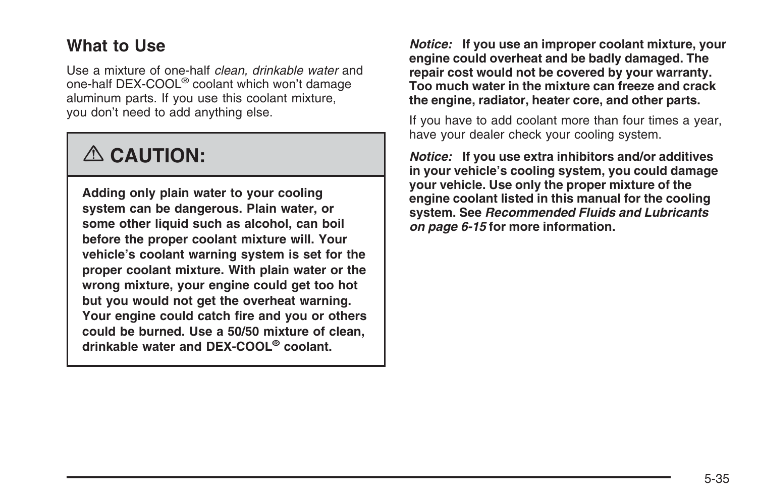## What to Use

Use a mixture of one-half *clean, drinkable water* and one-half DEX-COOL® coolant which won't damage aluminum parts. If you use this coolant mixture, you don't need to add anything else.

> ⚠ **CAUTION:**
>
> **Adding only plain water to your cooling system can be dangerous. Plain water, or some other liquid such as alcohol, can boil before the proper coolant mixture will. Your vehicle's coolant warning system is set for the proper coolant mixture. With plain water or the wrong mixture, your engine could get too hot but you would not get the overheat warning. Your engine could catch fire and you or others could be burned. Use a 50/50 mixture of clean, drinkable water and DEX-COOL® coolant.**

***Notice:*** **If you use an improper coolant mixture, your engine could overheat and be badly damaged. The repair cost would not be covered by your warranty. Too much water in the mixture can freeze and crack the engine, radiator, heater core, and other parts.**

If you have to add coolant more than four times a year, have your dealer check your cooling system.

***Notice:*** **If you use extra inhibitors and/or additives in your vehicle's cooling system, you could damage your vehicle. Use only the proper mixture of the engine coolant listed in this manual for the cooling system. See *Recommended Fluids and Lubricants on page 6-15* for more information.**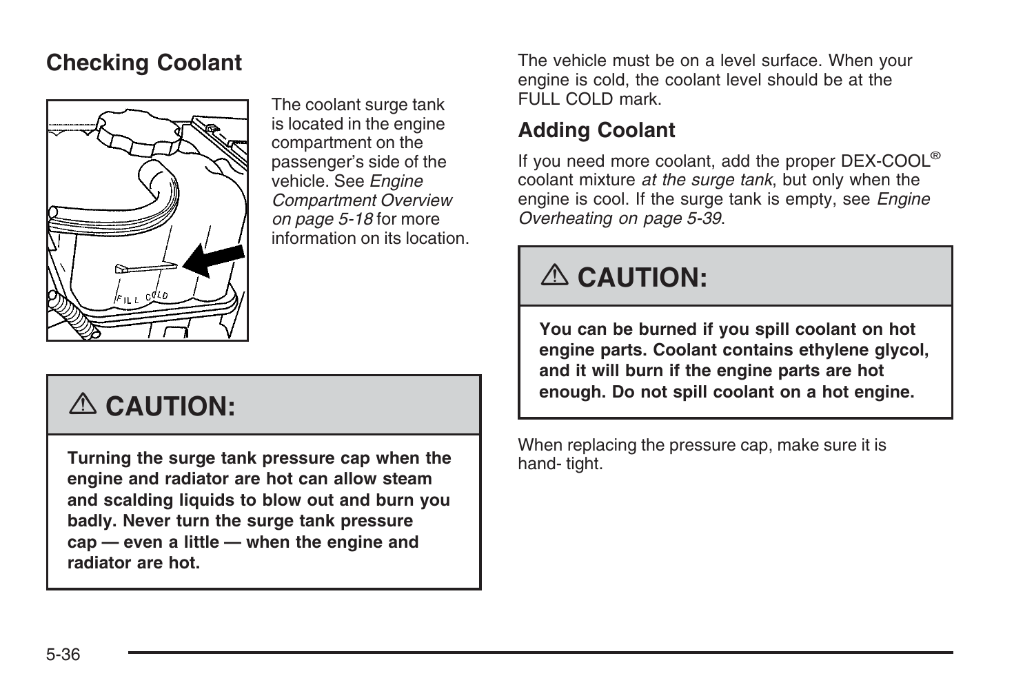## Checking Coolant

The coolant surge tank is located in the engine compartment on the passenger's side of the vehicle. See *Engine Compartment Overview on page 5-18* for more information on its location.

> **⚠ CAUTION:**
>
> **Turning the surge tank pressure cap when the engine and radiator are hot can allow steam and scalding liquids to blow out and burn you badly. Never turn the surge tank pressure cap — even a little — when the engine and radiator are hot.**

The vehicle must be on a level surface. When your engine is cold, the coolant level should be at the FULL COLD mark.

### Adding Coolant

If you need more coolant, add the proper DEX-COOL® coolant mixture *at the surge tank*, but only when the engine is cool. If the surge tank is empty, see *Engine Overheating on page 5-39*.

> **⚠ CAUTION:**
>
> **You can be burned if you spill coolant on hot engine parts. Coolant contains ethylene glycol, and it will burn if the engine parts are hot enough. Do not spill coolant on a hot engine.**

When replacing the pressure cap, make sure it is hand- tight.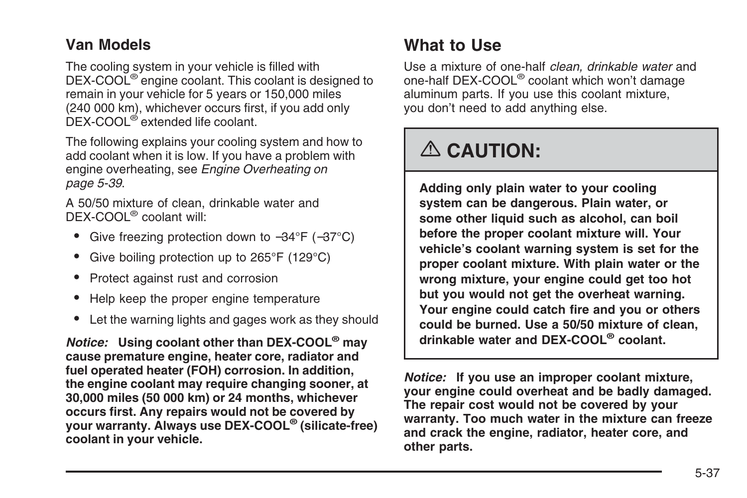### Van Models

The cooling system in your vehicle is filled with DEX-COOL® engine coolant. This coolant is designed to remain in your vehicle for 5 years or 150,000 miles (240 000 km), whichever occurs first, if you add only DEX-COOL® extended life coolant.

The following explains your cooling system and how to add coolant when it is low. If you have a problem with engine overheating, see *Engine Overheating on page 5-39*.

A 50/50 mixture of clean, drinkable water and DEX-COOL® coolant will:

- Give freezing protection down to −34°F (−37°C)
- Give boiling protection up to 265°F (129°C)
- Protect against rust and corrosion
- Help keep the proper engine temperature
- Let the warning lights and gages work as they should

***Notice:*** **Using coolant other than DEX-COOL® may cause premature engine, heater core, radiator and fuel operated heater (FOH) corrosion. In addition, the engine coolant may require changing sooner, at 30,000 miles (50 000 km) or 24 months, whichever occurs first. Any repairs would not be covered by your warranty. Always use DEX-COOL® (silicate-free) coolant in your vehicle.**

## What to Use

Use a mixture of one-half *clean, drinkable water* and one-half DEX-COOL® coolant which won't damage aluminum parts. If you use this coolant mixture, you don't need to add anything else.

> **⚠ CAUTION:**
>
> **Adding only plain water to your cooling system can be dangerous. Plain water, or some other liquid such as alcohol, can boil before the proper coolant mixture will. Your vehicle's coolant warning system is set for the proper coolant mixture. With plain water or the wrong mixture, your engine could get too hot but you would not get the overheat warning. Your engine could catch fire and you or others could be burned. Use a 50/50 mixture of clean, drinkable water and DEX-COOL® coolant.**

***Notice:*** **If you use an improper coolant mixture, your engine could overheat and be badly damaged. The repair cost would not be covered by your warranty. Too much water in the mixture can freeze and crack the engine, radiator, heater core, and other parts.**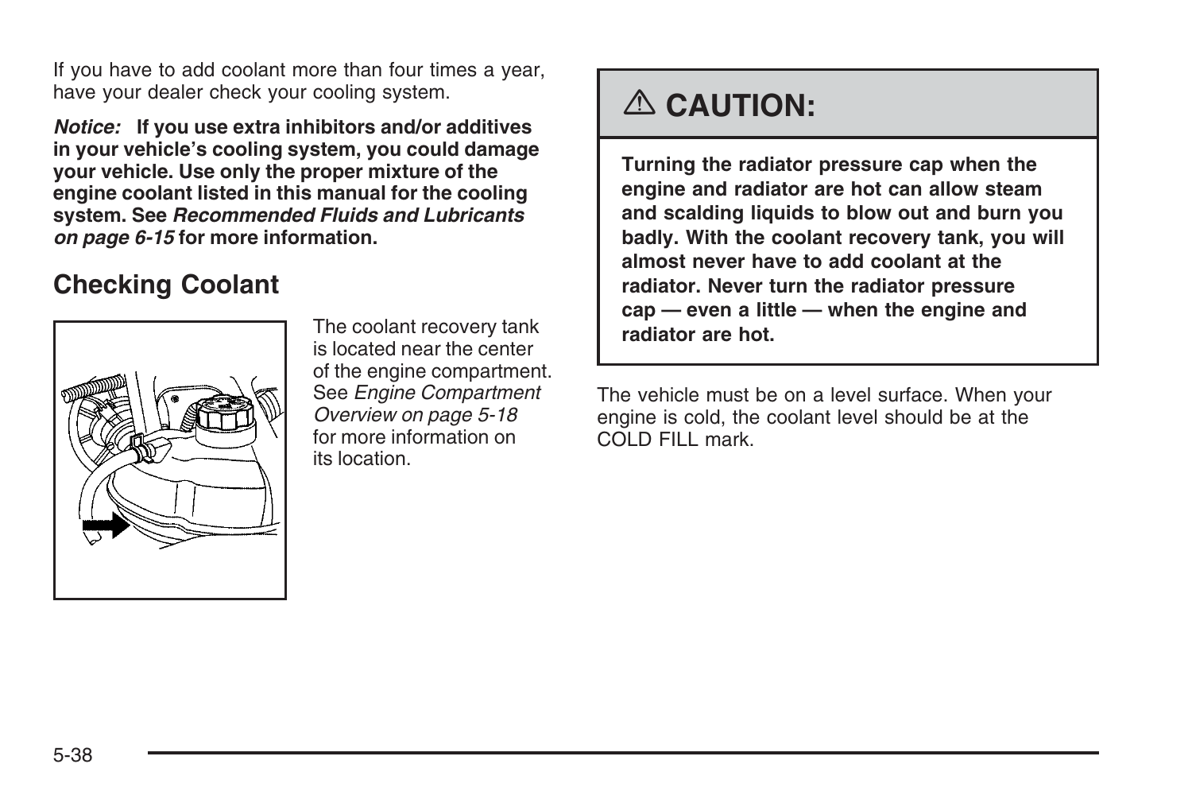If you have to add coolant more than four times a year, have your dealer check your cooling system.

***Notice:*** **If you use extra inhibitors and/or additives in your vehicle's cooling system, you could damage your vehicle. Use only the proper mixture of the engine coolant listed in this manual for the cooling system. See *Recommended Fluids and Lubricants on page 6-15* for more information.**

## Checking Coolant

The coolant recovery tank is located near the center of the engine compartment. See *Engine Compartment Overview on page 5-18* for more information on its location.

> **⚠ CAUTION:**
>
> **Turning the radiator pressure cap when the engine and radiator are hot can allow steam and scalding liquids to blow out and burn you badly. With the coolant recovery tank, you will almost never have to add coolant at the radiator. Never turn the radiator pressure cap — even a little — when the engine and radiator are hot.**

The vehicle must be on a level surface. When your engine is cold, the coolant level should be at the COLD FILL mark.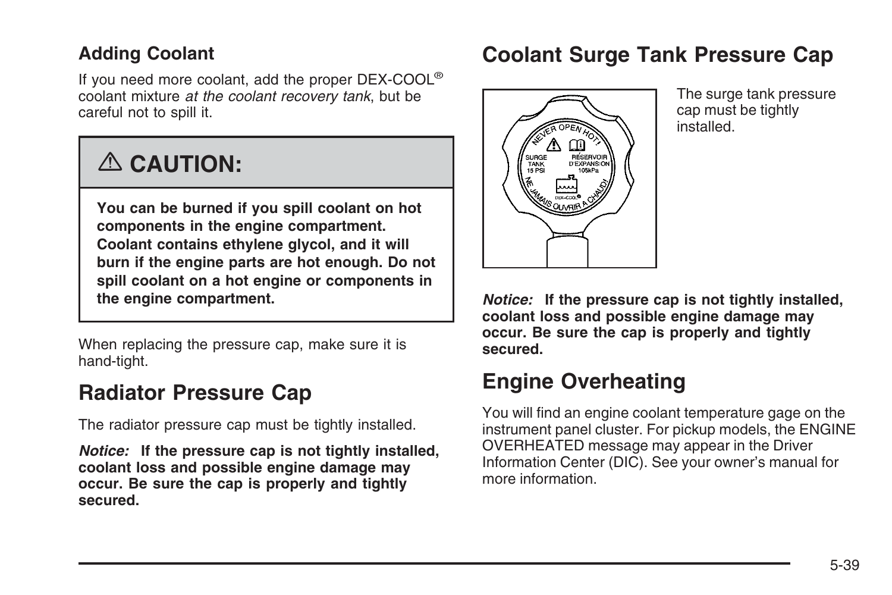### Adding Coolant

If you need more coolant, add the proper DEX-COOL® coolant mixture *at the coolant recovery tank*, but be careful not to spill it.

> **⚠ CAUTION:**
>
> **You can be burned if you spill coolant on hot components in the engine compartment. Coolant contains ethylene glycol, and it will burn if the engine parts are hot enough. Do not spill coolant on a hot engine or components in the engine compartment.**

When replacing the pressure cap, make sure it is hand-tight.

## Radiator Pressure Cap

The radiator pressure cap must be tightly installed.

***Notice:*** **If the pressure cap is not tightly installed, coolant loss and possible engine damage may occur. Be sure the cap is properly and tightly secured.**

## Coolant Surge Tank Pressure Cap

The surge tank pressure cap must be tightly installed.

***Notice:*** **If the pressure cap is not tightly installed, coolant loss and possible engine damage may occur. Be sure the cap is properly and tightly secured.**

## Engine Overheating

You will find an engine coolant temperature gage on the instrument panel cluster. For pickup models, the ENGINE OVERHEATED message may appear in the Driver Information Center (DIC). See your owner's manual for more information.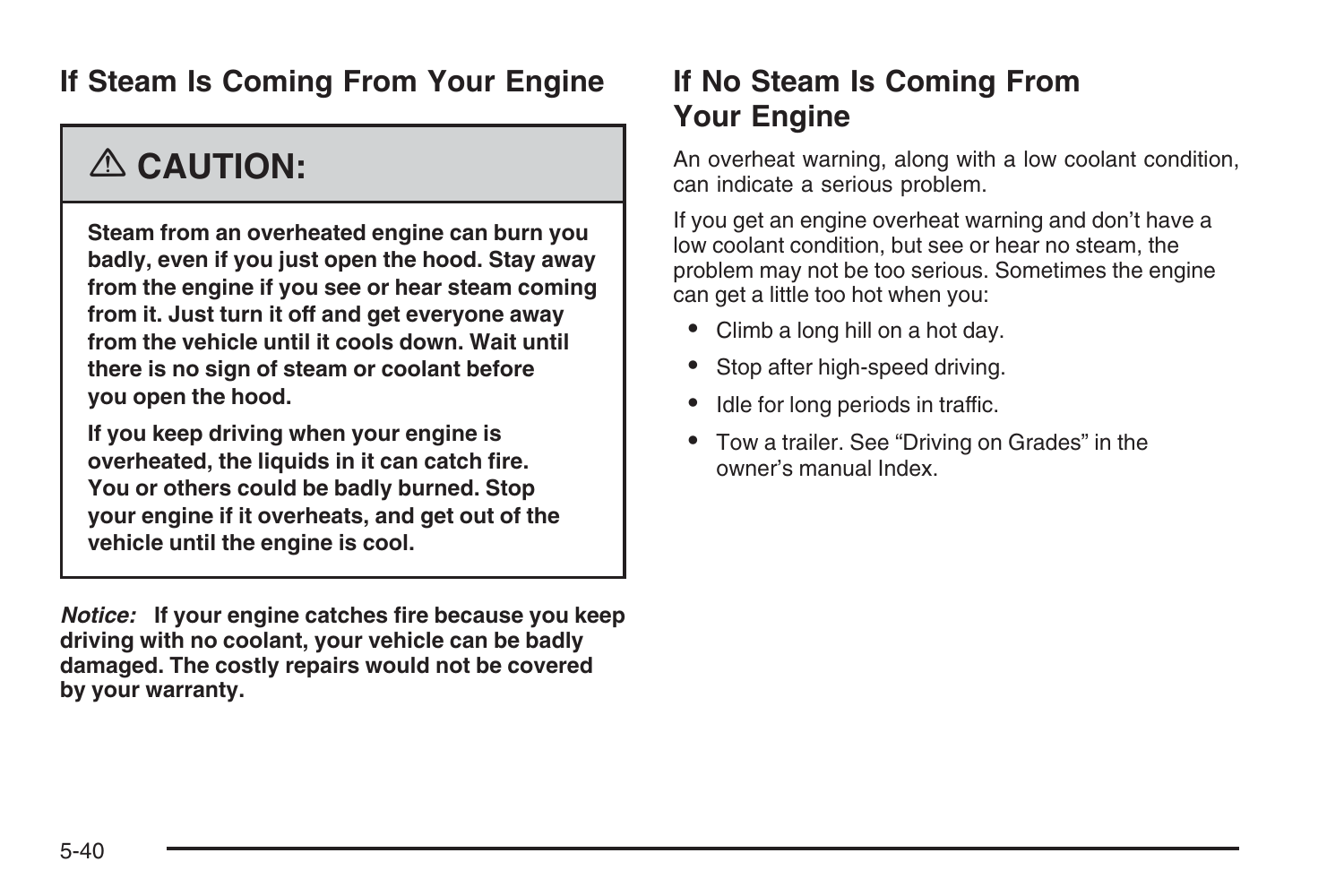## If Steam Is Coming From Your Engine

> **⚠ CAUTION:**
>
> **Steam from an overheated engine can burn you badly, even if you just open the hood. Stay away from the engine if you see or hear steam coming from it. Just turn it off and get everyone away from the vehicle until it cools down. Wait until there is no sign of steam or coolant before you open the hood.**
>
> **If you keep driving when your engine is overheated, the liquids in it can catch fire. You or others could be badly burned. Stop your engine if it overheats, and get out of the vehicle until the engine is cool.**

***Notice:*** **If your engine catches fire because you keep driving with no coolant, your vehicle can be badly damaged. The costly repairs would not be covered by your warranty.**

## If No Steam Is Coming From Your Engine

An overheat warning, along with a low coolant condition, can indicate a serious problem.

If you get an engine overheat warning and don't have a low coolant condition, but see or hear no steam, the problem may not be too serious. Sometimes the engine can get a little too hot when you:

- Climb a long hill on a hot day.
- Stop after high-speed driving.
- Idle for long periods in traffic.
- Tow a trailer. See "Driving on Grades" in the owner's manual Index.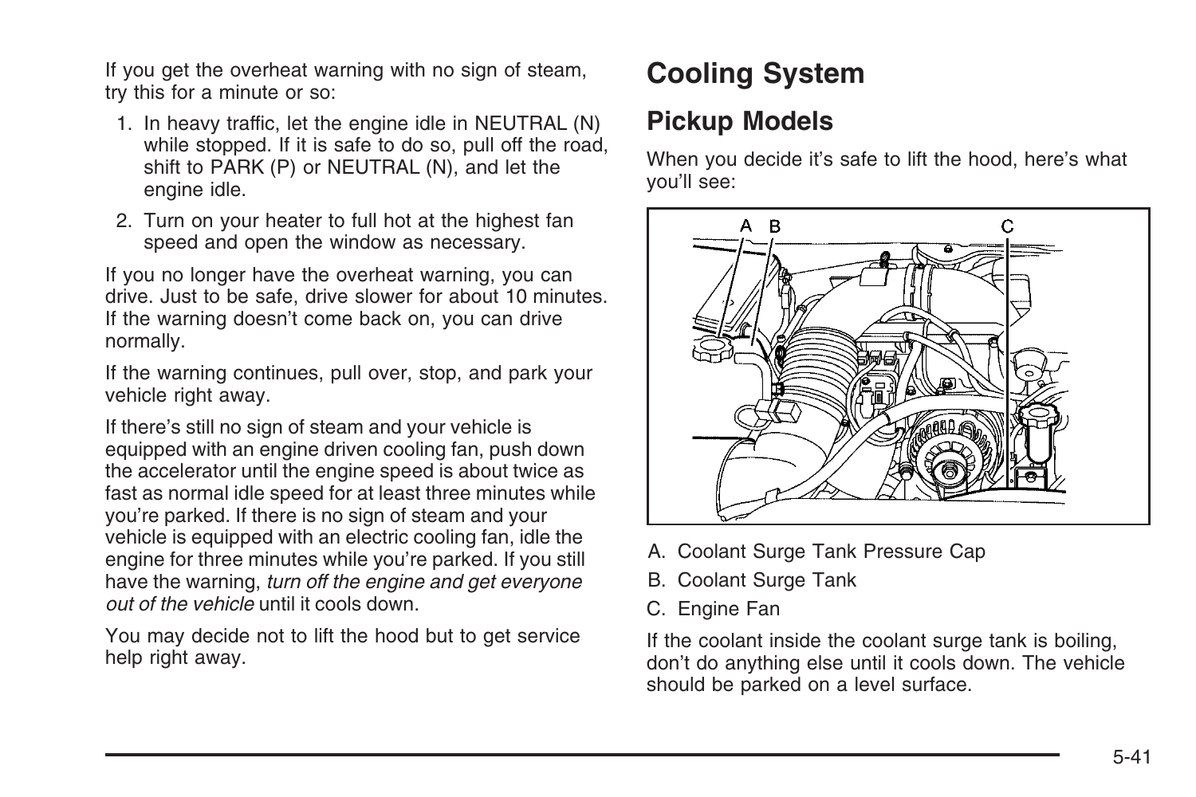If you get the overheat warning with no sign of steam, try this for a minute or so:

1. In heavy traffic, let the engine idle in NEUTRAL (N) while stopped. If it is safe to do so, pull off the road, shift to PARK (P) or NEUTRAL (N), and let the engine idle.
2. Turn on your heater to full hot at the highest fan speed and open the window as necessary.

If you no longer have the overheat warning, you can drive. Just to be safe, drive slower for about 10 minutes. If the warning doesn't come back on, you can drive normally.

If the warning continues, pull over, stop, and park your vehicle right away.

If there's still no sign of steam and your vehicle is equipped with an engine driven cooling fan, push down the accelerator until the engine speed is about twice as fast as normal idle speed for at least three minutes while you're parked. If there is no sign of steam and your vehicle is equipped with an electric cooling fan, idle the engine for three minutes while you're parked. If you still have the warning, *turn off the engine and get everyone out of the vehicle* until it cools down.

You may decide not to lift the hood but to get service help right away.

# Cooling System

## Pickup Models

When you decide it's safe to lift the hood, here's what you'll see:

A. Coolant Surge Tank Pressure Cap

B. Coolant Surge Tank

C. Engine Fan

If the coolant inside the coolant surge tank is boiling, don't do anything else until it cools down. The vehicle should be parked on a level surface.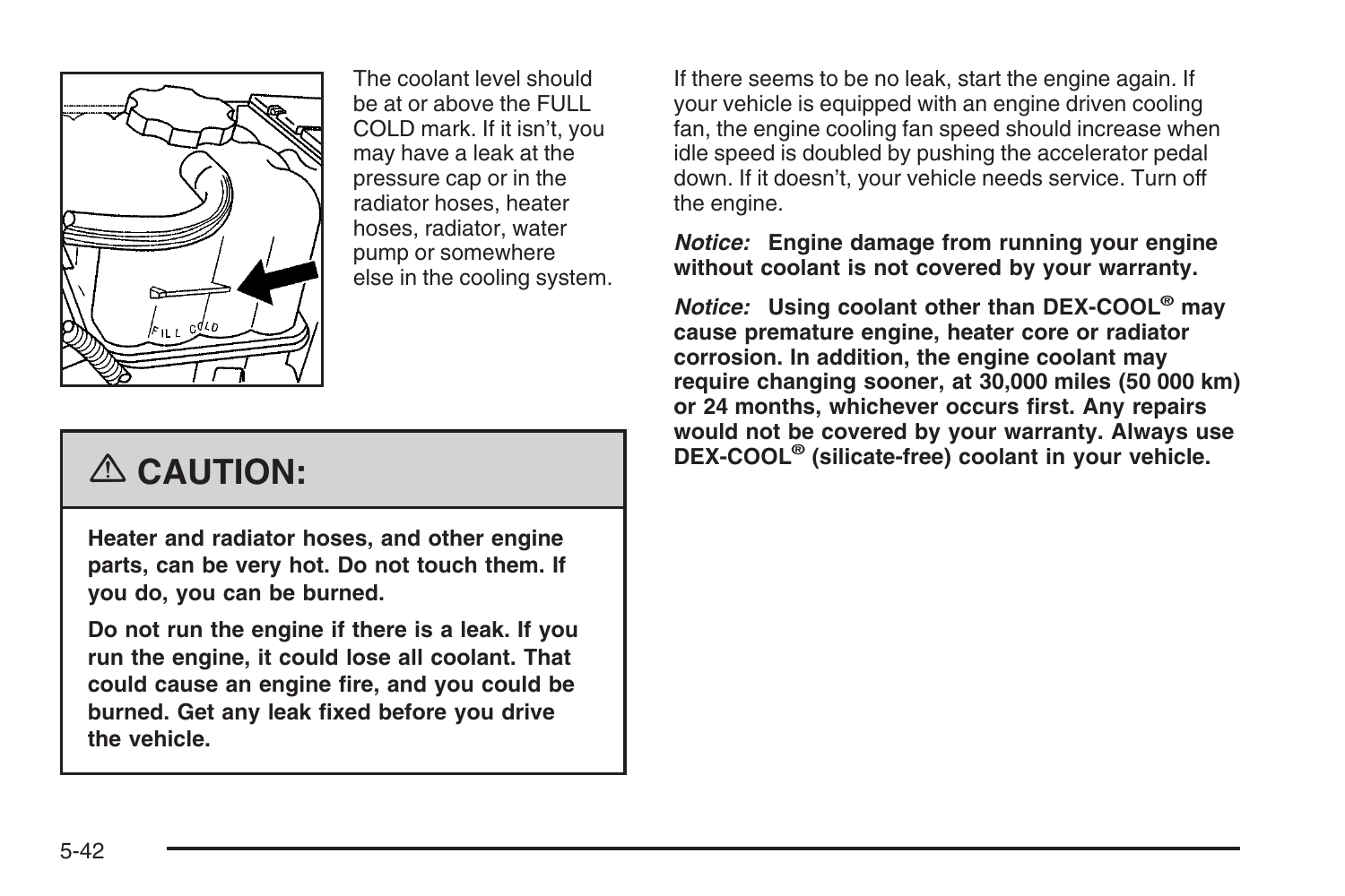The coolant level should be at or above the FULL COLD mark. If it isn't, you may have a leak at the pressure cap or in the radiator hoses, heater hoses, radiator, water pump or somewhere else in the cooling system.

## ⚠ CAUTION:

**Heater and radiator hoses, and other engine parts, can be very hot. Do not touch them. If you do, you can be burned.**

**Do not run the engine if there is a leak. If you run the engine, it could lose all coolant. That could cause an engine fire, and you could be burned. Get any leak fixed before you drive the vehicle.**

If there seems to be no leak, start the engine again. If your vehicle is equipped with an engine driven cooling fan, the engine cooling fan speed should increase when idle speed is doubled by pushing the accelerator pedal down. If it doesn't, your vehicle needs service. Turn off the engine.

***Notice:*** **Engine damage from running your engine without coolant is not covered by your warranty.**

***Notice:*** **Using coolant other than DEX-COOL® may cause premature engine, heater core or radiator corrosion. In addition, the engine coolant may require changing sooner, at 30,000 miles (50 000 km) or 24 months, whichever occurs first. Any repairs would not be covered by your warranty. Always use DEX-COOL® (silicate-free) coolant in your vehicle.**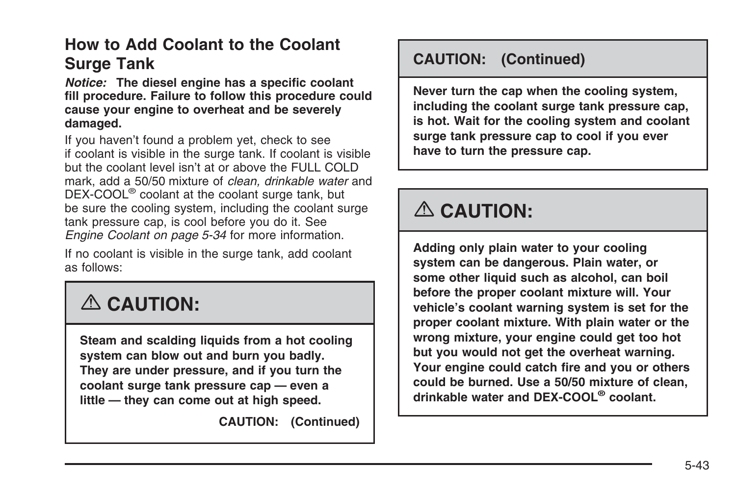## How to Add Coolant to the Coolant Surge Tank

***Notice:*** **The diesel engine has a specific coolant fill procedure. Failure to follow this procedure could cause your engine to overheat and be severely damaged.**

If you haven't found a problem yet, check to see if coolant is visible in the surge tank. If coolant is visible but the coolant level isn't at or above the FULL COLD mark, add a 50/50 mixture of *clean, drinkable water* and DEX-COOL® coolant at the coolant surge tank, but be sure the cooling system, including the coolant surge tank pressure cap, is cool before you do it. See *Engine Coolant on page 5-34* for more information.

If no coolant is visible in the surge tank, add coolant as follows:

**⚠ CAUTION:**

**Steam and scalding liquids from a hot cooling system can blow out and burn you badly. They are under pressure, and if you turn the coolant surge tank pressure cap — even a little — they can come out at high speed. Never turn the cap when the cooling system, including the coolant surge tank pressure cap, is hot. Wait for the cooling system and coolant surge tank pressure cap to cool if you ever have to turn the pressure cap.**

**⚠ CAUTION:**

**Adding only plain water to your cooling system can be dangerous. Plain water, or some other liquid such as alcohol, can boil before the proper coolant mixture will. Your vehicle's coolant warning system is set for the proper coolant mixture. With plain water or the wrong mixture, your engine could get too hot but you would not get the overheat warning. Your engine could catch fire and you or others could be burned. Use a 50/50 mixture of clean, drinkable water and DEX-COOL® coolant.**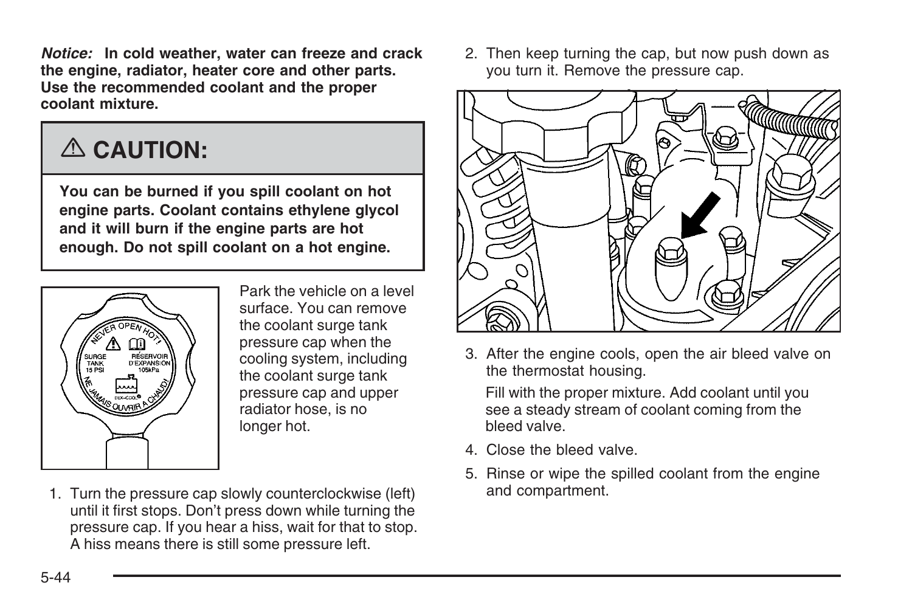***Notice:*** **In cold weather, water can freeze and crack the engine, radiator, heater core and other parts. Use the recommended coolant and the proper coolant mixture.**

## ⚠ CAUTION:

**You can be burned if you spill coolant on hot engine parts. Coolant contains ethylene glycol and it will burn if the engine parts are hot enough. Do not spill coolant on a hot engine.**

Park the vehicle on a level surface. You can remove the coolant surge tank pressure cap when the cooling system, including the coolant surge tank pressure cap and upper radiator hose, is no longer hot.

1. Turn the pressure cap slowly counterclockwise (left) until it first stops. Don't press down while turning the pressure cap. If you hear a hiss, wait for that to stop. A hiss means there is still some pressure left.
2. Then keep turning the cap, but now push down as you turn it. Remove the pressure cap.
3. After the engine cools, open the air bleed valve on the thermostat housing.

   Fill with the proper mixture. Add coolant until you see a steady stream of coolant coming from the bleed valve.
4. Close the bleed valve.
5. Rinse or wipe the spilled coolant from the engine and compartment.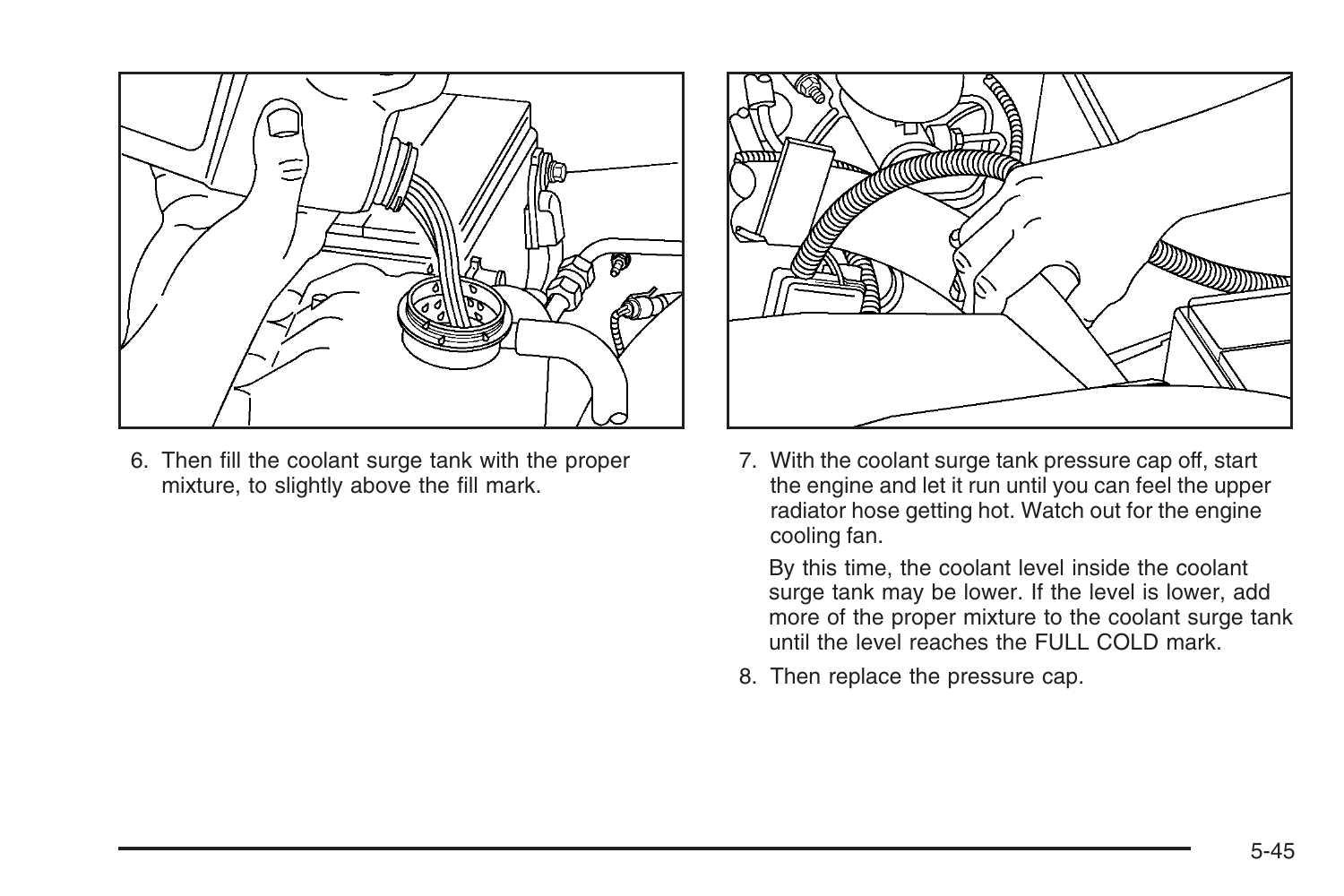6. Then fill the coolant surge tank with the proper mixture, to slightly above the fill mark.

7. With the coolant surge tank pressure cap off, start the engine and let it run until you can feel the upper radiator hose getting hot. Watch out for the engine cooling fan.

   By this time, the coolant level inside the coolant surge tank may be lower. If the level is lower, add more of the proper mixture to the coolant surge tank until the level reaches the FULL COLD mark.

8. Then replace the pressure cap.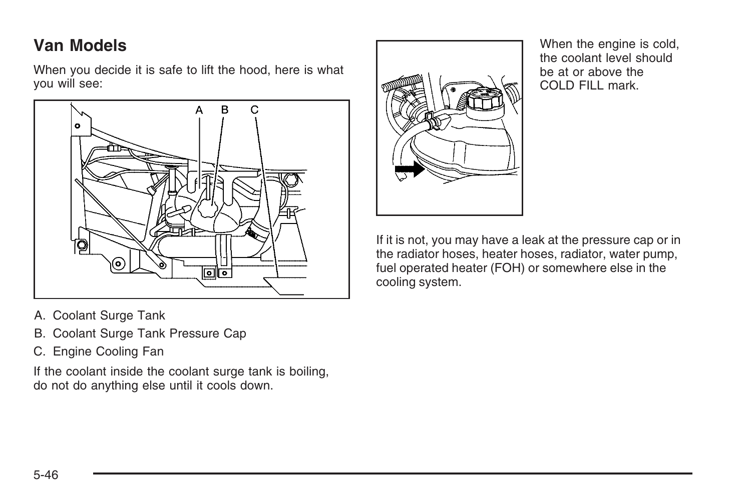## Van Models

When you decide it is safe to lift the hood, here is what you will see:

A. Coolant Surge Tank

B. Coolant Surge Tank Pressure Cap

C. Engine Cooling Fan

If the coolant inside the coolant surge tank is boiling, do not do anything else until it cools down.

When the engine is cold, the coolant level should be at or above the COLD FILL mark.

If it is not, you may have a leak at the pressure cap or in the radiator hoses, heater hoses, radiator, water pump, fuel operated heater (FOH) or somewhere else in the cooling system.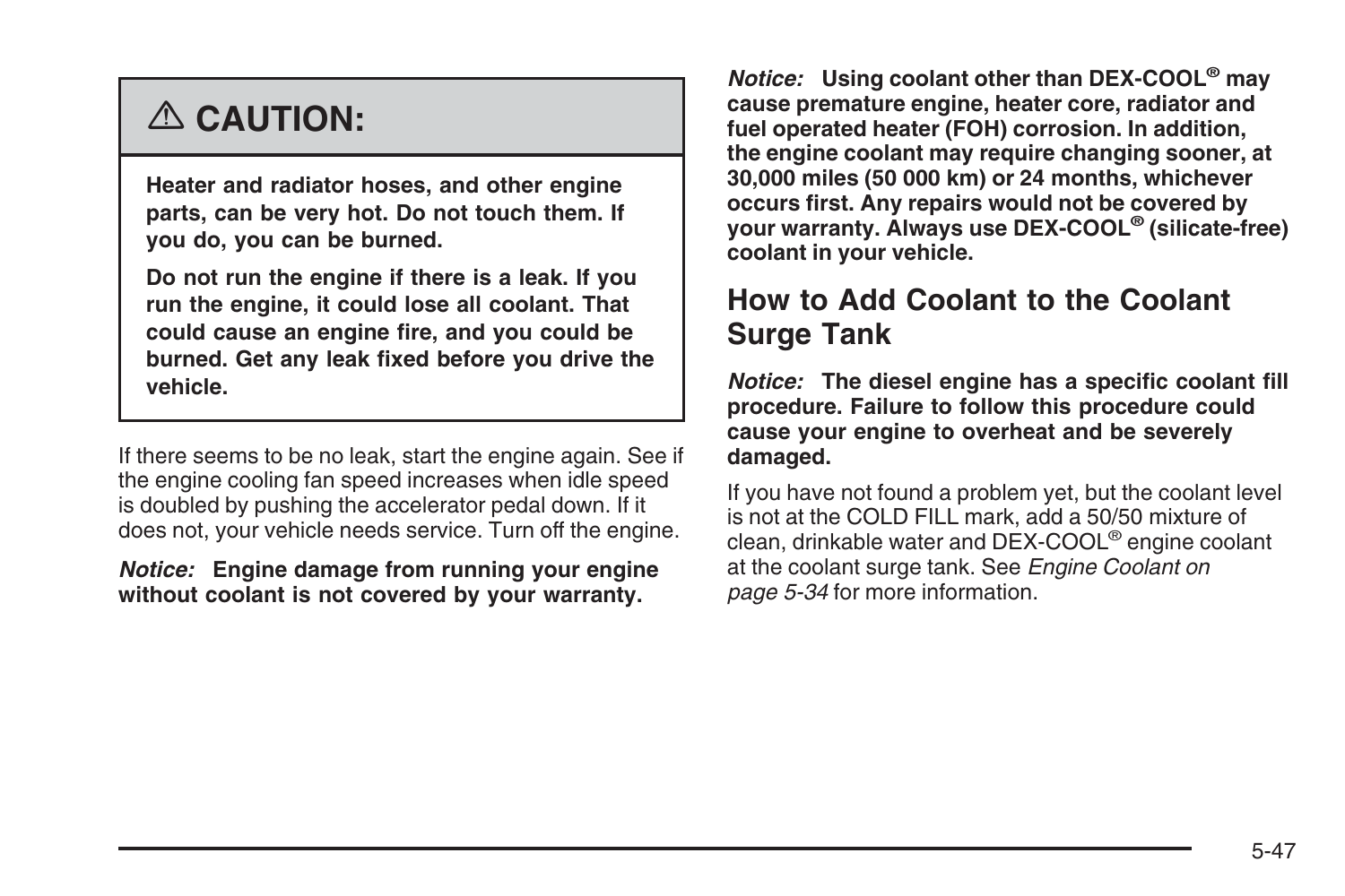## ⚠ CAUTION:

**Heater and radiator hoses, and other engine parts, can be very hot. Do not touch them. If you do, you can be burned.**

**Do not run the engine if there is a leak. If you run the engine, it could lose all coolant. That could cause an engine fire, and you could be burned. Get any leak fixed before you drive the vehicle.**

If there seems to be no leak, start the engine again. See if the engine cooling fan speed increases when idle speed is doubled by pushing the accelerator pedal down. If it does not, your vehicle needs service. Turn off the engine.

***Notice:*** **Engine damage from running your engine without coolant is not covered by your warranty.**

***Notice:*** **Using coolant other than DEX-COOL® may cause premature engine, heater core, radiator and fuel operated heater (FOH) corrosion. In addition, the engine coolant may require changing sooner, at 30,000 miles (50 000 km) or 24 months, whichever occurs first. Any repairs would not be covered by your warranty. Always use DEX-COOL® (silicate-free) coolant in your vehicle.**

## How to Add Coolant to the Coolant Surge Tank

***Notice:*** **The diesel engine has a specific coolant fill procedure. Failure to follow this procedure could cause your engine to overheat and be severely damaged.**

If you have not found a problem yet, but the coolant level is not at the COLD FILL mark, add a 50/50 mixture of clean, drinkable water and DEX-COOL® engine coolant at the coolant surge tank. See *Engine Coolant on page 5-34* for more information.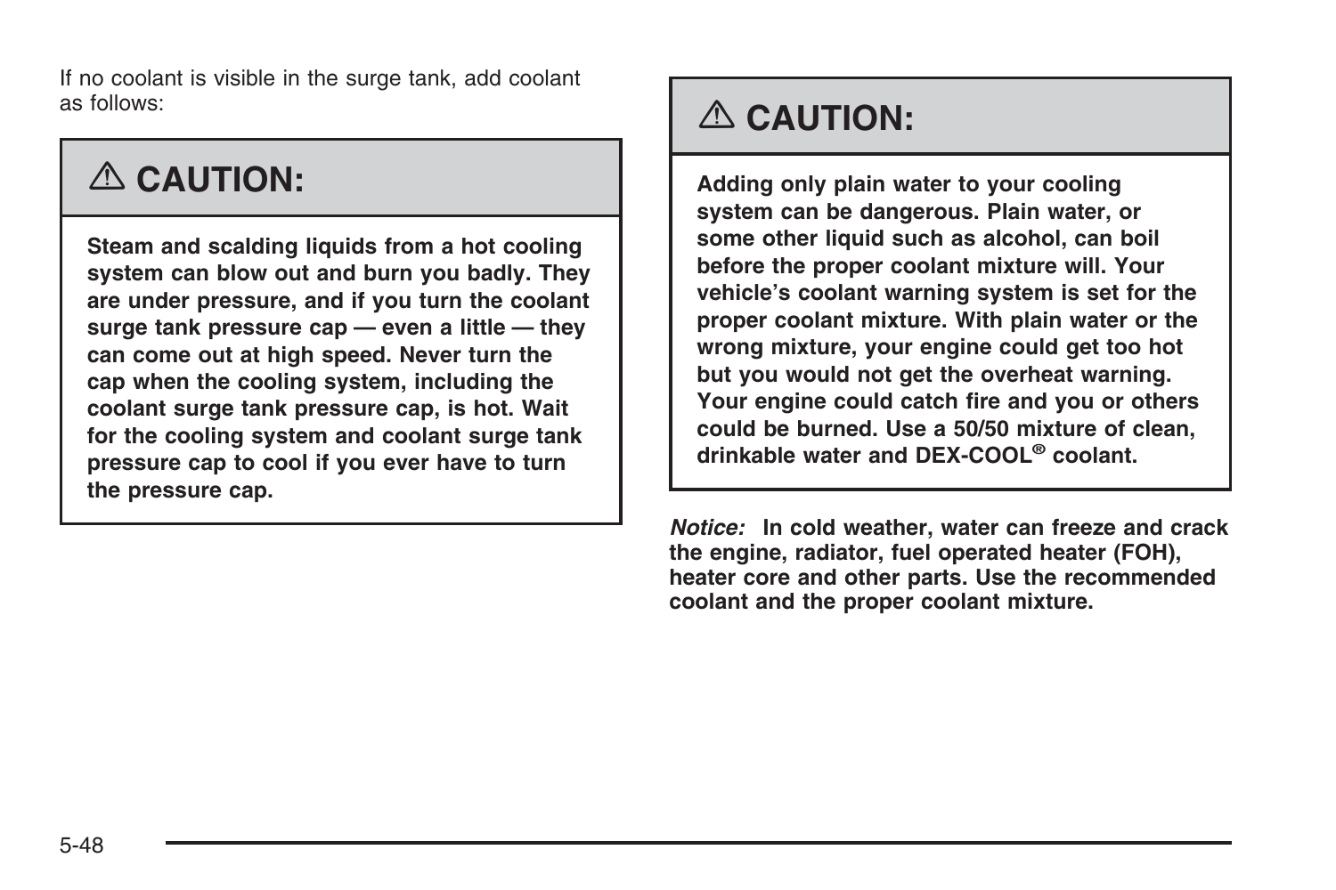If no coolant is visible in the surge tank, add coolant as follows:

**⚠ CAUTION:**

**Steam and scalding liquids from a hot cooling system can blow out and burn you badly. They are under pressure, and if you turn the coolant surge tank pressure cap — even a little — they can come out at high speed. Never turn the cap when the cooling system, including the coolant surge tank pressure cap, is hot. Wait for the cooling system and coolant surge tank pressure cap to cool if you ever have to turn the pressure cap.**

**⚠ CAUTION:**

**Adding only plain water to your cooling system can be dangerous. Plain water, or some other liquid such as alcohol, can boil before the proper coolant mixture will. Your vehicle's coolant warning system is set for the proper coolant mixture. With plain water or the wrong mixture, your engine could get too hot but you would not get the overheat warning. Your engine could catch fire and you or others could be burned. Use a 50/50 mixture of clean, drinkable water and DEX-COOL® coolant.**

***Notice:*** **In cold weather, water can freeze and crack the engine, radiator, fuel operated heater (FOH), heater core and other parts. Use the recommended coolant and the proper coolant mixture.**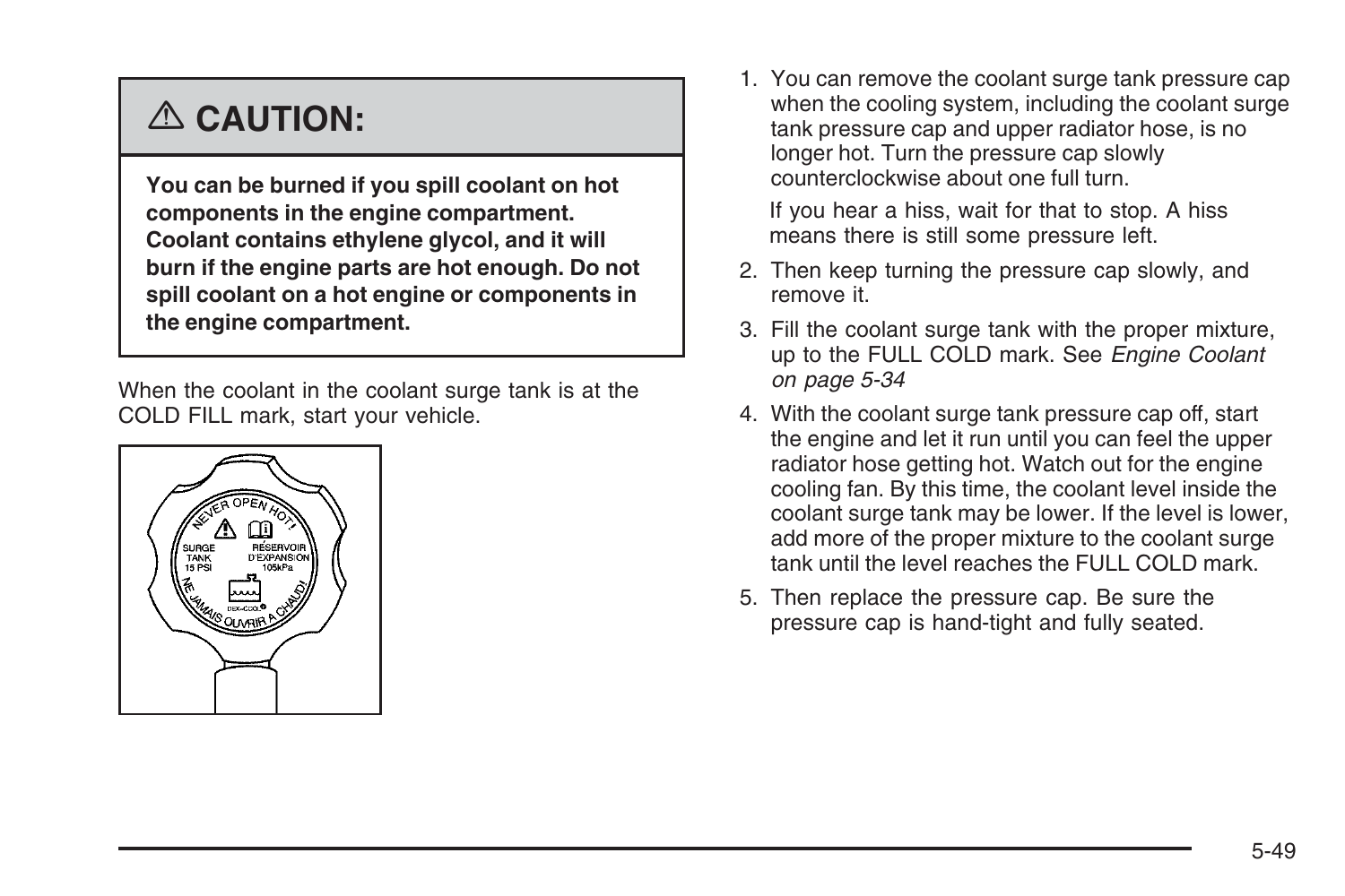## ⚠ CAUTION:

**You can be burned if you spill coolant on hot components in the engine compartment. Coolant contains ethylene glycol, and it will burn if the engine parts are hot enough. Do not spill coolant on a hot engine or components in the engine compartment.**

When the coolant in the coolant surge tank is at the COLD FILL mark, start your vehicle.

1. You can remove the coolant surge tank pressure cap when the cooling system, including the coolant surge tank pressure cap and upper radiator hose, is no longer hot. Turn the pressure cap slowly counterclockwise about one full turn.

   If you hear a hiss, wait for that to stop. A hiss means there is still some pressure left.

2. Then keep turning the pressure cap slowly, and remove it.
3. Fill the coolant surge tank with the proper mixture, up to the FULL COLD mark. See *Engine Coolant on page 5-34*
4. With the coolant surge tank pressure cap off, start the engine and let it run until you can feel the upper radiator hose getting hot. Watch out for the engine cooling fan. By this time, the coolant level inside the coolant surge tank may be lower. If the level is lower, add more of the proper mixture to the coolant surge tank until the level reaches the FULL COLD mark.
5. Then replace the pressure cap. Be sure the pressure cap is hand-tight and fully seated.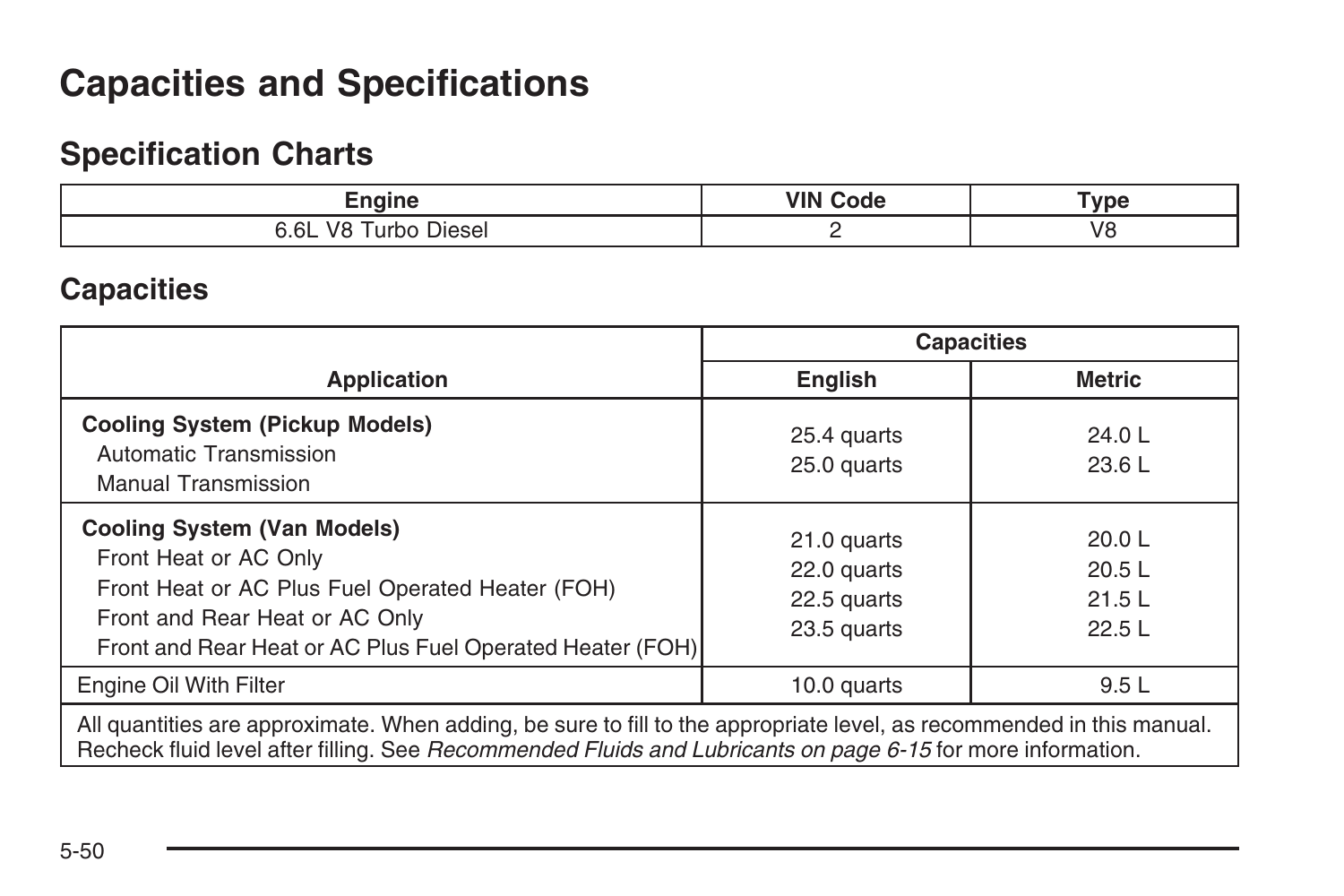# Capacities and Specifications

## Specification Charts

| Engine | VIN Code | Type |
| --- | --- | --- |
| 6.6L V8 Turbo Diesel | 2 | V8 |

## Capacities

| Application | Capacities | |
| --- | --- | --- |
| | English | Metric |
| **Cooling System (Pickup Models)** | | |
| Automatic Transmission | 25.4 quarts | 24.0 L |
| Manual Transmission | 25.0 quarts | 23.6 L |
| **Cooling System (Van Models)** | | |
| Front Heat or AC Only | 21.0 quarts | 20.0 L |
| Front Heat or AC Plus Fuel Operated Heater (FOH) | 22.0 quarts | 20.5 L |
| Front and Rear Heat or AC Only | 22.5 quarts | 21.5 L |
| Front and Rear Heat or AC Plus Fuel Operated Heater (FOH) | 23.5 quarts | 22.5 L |
| Engine Oil With Filter | 10.0 quarts | 9.5 L |

All quantities are approximate. When adding, be sure to fill to the appropriate level, as recommended in this manual. Recheck fluid level after filling. See *Recommended Fluids and Lubricants on page 6-15* for more information.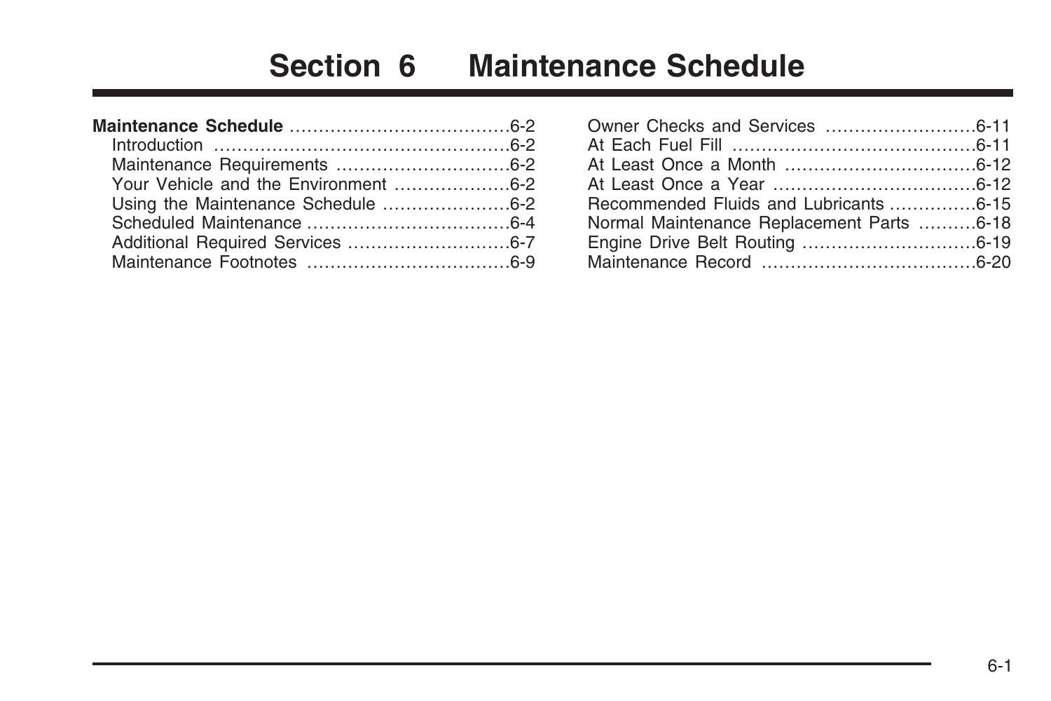# Section 6 Maintenance Schedule

**Maintenance Schedule** ....................................6-2
- Introduction ....................................6-2
- Maintenance Requirements ....................................6-2
- Your Vehicle and the Environment ....................................6-2
- Using the Maintenance Schedule ....................................6-2
- Scheduled Maintenance ....................................6-4
- Additional Required Services ....................................6-7
- Maintenance Footnotes ....................................6-9
- Owner Checks and Services ....................................6-11
- At Each Fuel Fill ....................................6-11
- At Least Once a Month ....................................6-12
- At Least Once a Year ....................................6-12
- Recommended Fluids and Lubricants ....................................6-15
- Normal Maintenance Replacement Parts ....................................6-18
- Engine Drive Belt Routing ....................................6-19
- Maintenance Record ....................................6-20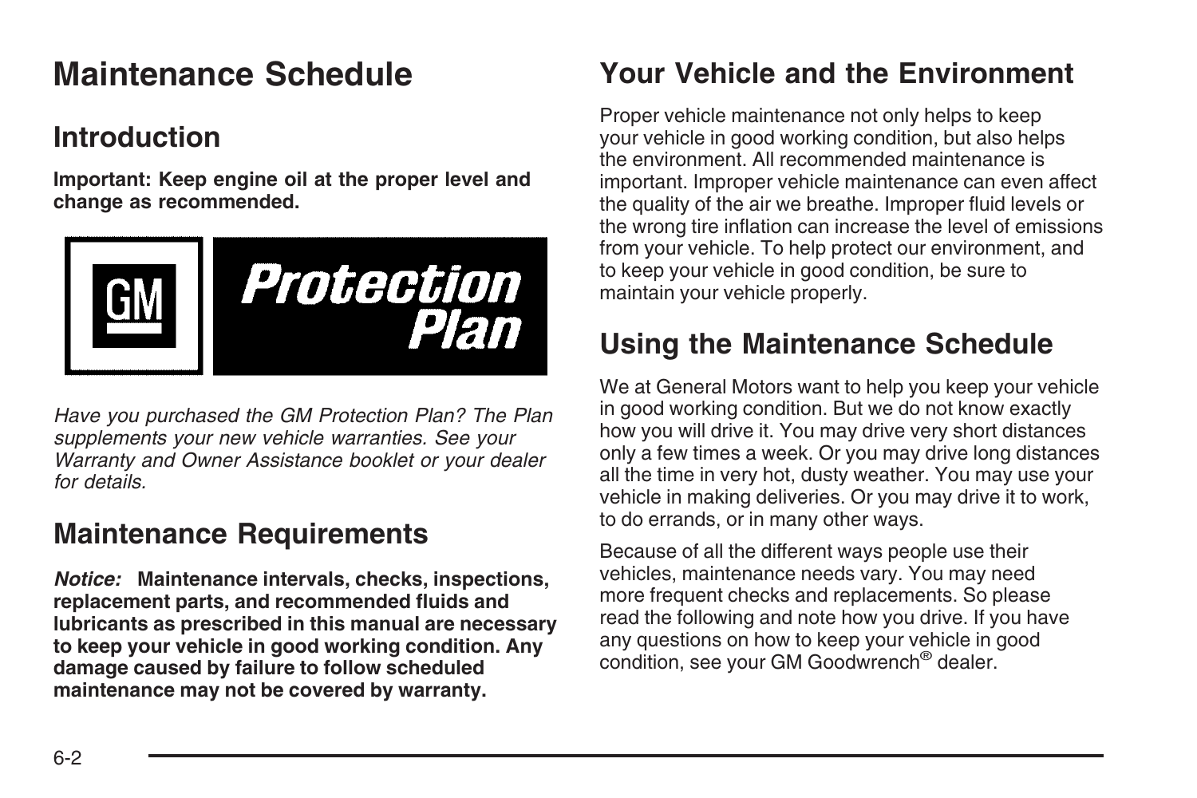# Maintenance Schedule

## Introduction

**Important: Keep engine oil at the proper level and change as recommended.**

*Have you purchased the GM Protection Plan? The Plan supplements your new vehicle warranties. See your Warranty and Owner Assistance booklet or your dealer for details.*

## Maintenance Requirements

***Notice:*** **Maintenance intervals, checks, inspections, replacement parts, and recommended fluids and lubricants as prescribed in this manual are necessary to keep your vehicle in good working condition. Any damage caused by failure to follow scheduled maintenance may not be covered by warranty.**

## Your Vehicle and the Environment

Proper vehicle maintenance not only helps to keep your vehicle in good working condition, but also helps the environment. All recommended maintenance is important. Improper vehicle maintenance can even affect the quality of the air we breathe. Improper fluid levels or the wrong tire inflation can increase the level of emissions from your vehicle. To help protect our environment, and to keep your vehicle in good condition, be sure to maintain your vehicle properly.

## Using the Maintenance Schedule

We at General Motors want to help you keep your vehicle in good working condition. But we do not know exactly how you will drive it. You may drive very short distances only a few times a week. Or you may drive long distances all the time in very hot, dusty weather. You may use your vehicle in making deliveries. Or you may drive it to work, to do errands, or in many other ways.

Because of all the different ways people use their vehicles, maintenance needs vary. You may need more frequent checks and replacements. So please read the following and note how you drive. If you have any questions on how to keep your vehicle in good condition, see your GM Goodwrench® dealer.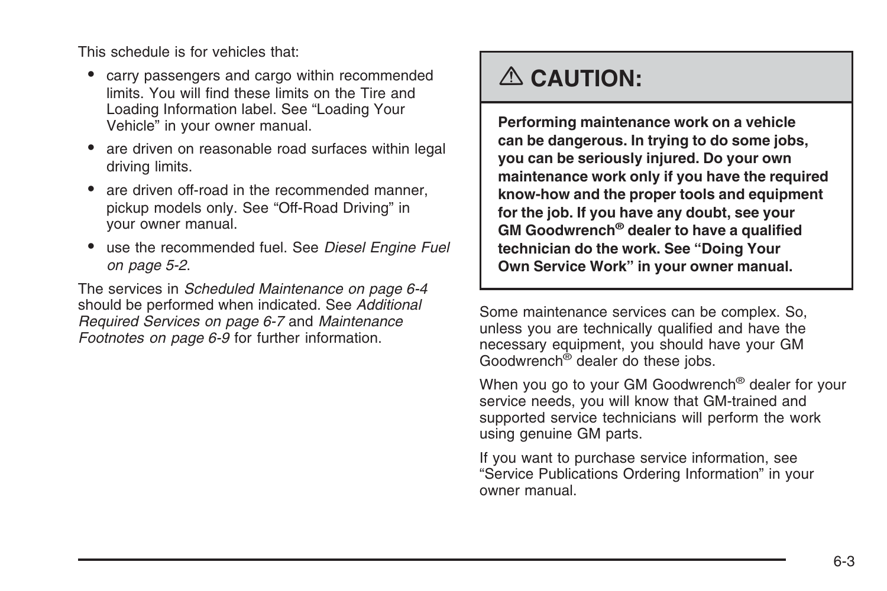This schedule is for vehicles that:

- carry passengers and cargo within recommended limits. You will find these limits on the Tire and Loading Information label. See "Loading Your Vehicle" in your owner manual.
- are driven on reasonable road surfaces within legal driving limits.
- are driven off-road in the recommended manner, pickup models only. See "Off-Road Driving" in your owner manual.
- use the recommended fuel. See *Diesel Engine Fuel on page 5-2*.

The services in *Scheduled Maintenance on page 6-4* should be performed when indicated. See *Additional Required Services on page 6-7* and *Maintenance Footnotes on page 6-9* for further information.

## ⚠ CAUTION:

**Performing maintenance work on a vehicle can be dangerous. In trying to do some jobs, you can be seriously injured. Do your own maintenance work only if you have the required know-how and the proper tools and equipment for the job. If you have any doubt, see your GM Goodwrench® dealer to have a qualified technician do the work. See "Doing Your Own Service Work" in your owner manual.**

Some maintenance services can be complex. So, unless you are technically qualified and have the necessary equipment, you should have your GM Goodwrench® dealer do these jobs.

When you go to your GM Goodwrench® dealer for your service needs, you will know that GM-trained and supported service technicians will perform the work using genuine GM parts.

If you want to purchase service information, see "Service Publications Ordering Information" in your owner manual.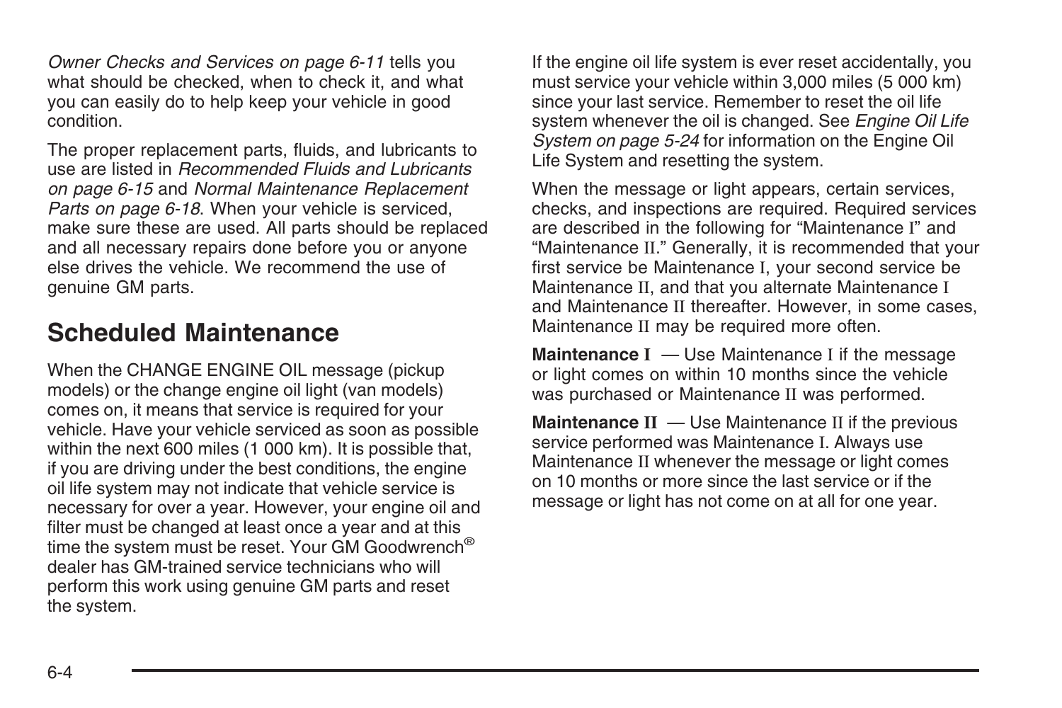*Owner Checks and Services on page 6-11* tells you what should be checked, when to check it, and what you can easily do to help keep your vehicle in good condition.

The proper replacement parts, fluids, and lubricants to use are listed in *Recommended Fluids and Lubricants on page 6-15* and *Normal Maintenance Replacement Parts on page 6-18*. When your vehicle is serviced, make sure these are used. All parts should be replaced and all necessary repairs done before you or anyone else drives the vehicle. We recommend the use of genuine GM parts.

## Scheduled Maintenance

When the CHANGE ENGINE OIL message (pickup models) or the change engine oil light (van models) comes on, it means that service is required for your vehicle. Have your vehicle serviced as soon as possible within the next 600 miles (1 000 km). It is possible that, if you are driving under the best conditions, the engine oil life system may not indicate that vehicle service is necessary for over a year. However, your engine oil and filter must be changed at least once a year and at this time the system must be reset. Your GM Goodwrench® dealer has GM-trained service technicians who will perform this work using genuine GM parts and reset the system.

If the engine oil life system is ever reset accidentally, you must service your vehicle within 3,000 miles (5 000 km) since your last service. Remember to reset the oil life system whenever the oil is changed. See *Engine Oil Life System on page 5-24* for information on the Engine Oil Life System and resetting the system.

When the message or light appears, certain services, checks, and inspections are required. Required services are described in the following for "Maintenance I" and "Maintenance II." Generally, it is recommended that your first service be Maintenance I, your second service be Maintenance II, and that you alternate Maintenance I and Maintenance II thereafter. However, in some cases, Maintenance II may be required more often.

**Maintenance I** — Use Maintenance I if the message or light comes on within 10 months since the vehicle was purchased or Maintenance II was performed.

**Maintenance II** — Use Maintenance II if the previous service performed was Maintenance I. Always use Maintenance II whenever the message or light comes on 10 months or more since the last service or if the message or light has not come on at all for one year.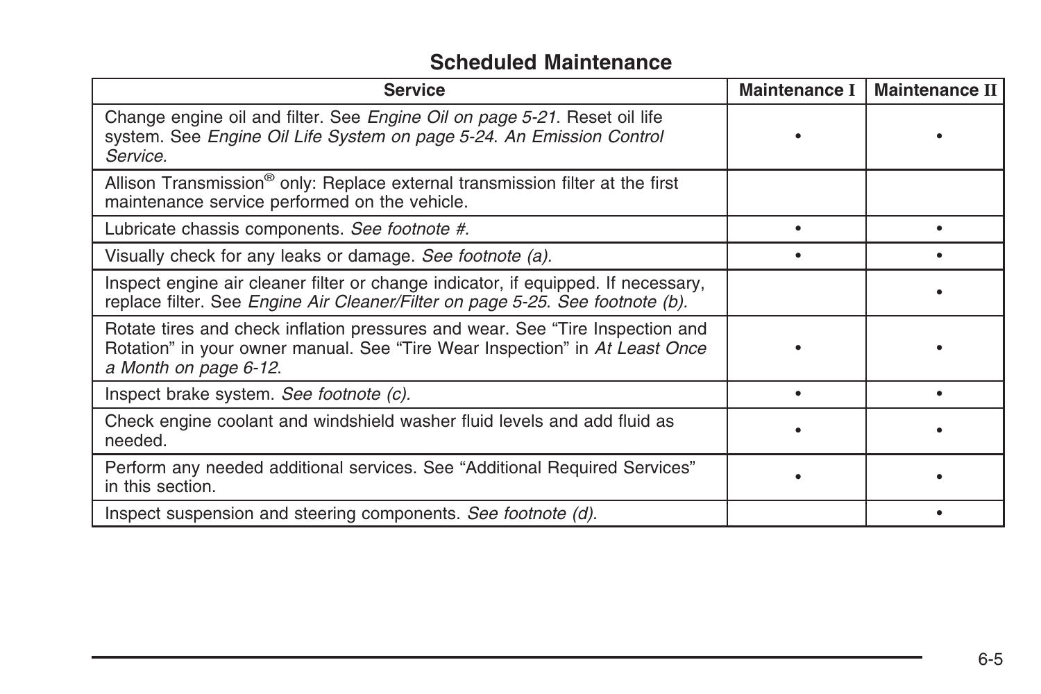## Scheduled Maintenance

| Service | Maintenance I | Maintenance II |
|---|---|---|
| Change engine oil and filter. See *Engine Oil on page 5-21*. Reset oil life system. See *Engine Oil Life System on page 5-24*. *An Emission Control Service.* | • | • |
| Allison Transmission® only: Replace external transmission filter at the first maintenance service performed on the vehicle. | | |
| Lubricate chassis components. *See footnote #.* | • | • |
| Visually check for any leaks or damage. *See footnote (a).* | • | • |
| Inspect engine air cleaner filter or change indicator, if equipped. If necessary, replace filter. See *Engine Air Cleaner/Filter on page 5-25*. *See footnote (b).* | | • |
| Rotate tires and check inflation pressures and wear. See “Tire Inspection and Rotation” in your owner manual. See “Tire Wear Inspection” in *At Least Once a Month on page 6-12*. | • | • |
| Inspect brake system. *See footnote (c).* | • | • |
| Check engine coolant and windshield washer fluid levels and add fluid as needed. | • | • |
| Perform any needed additional services. See “Additional Required Services” in this section. | • | • |
| Inspect suspension and steering components. *See footnote (d).* | | • |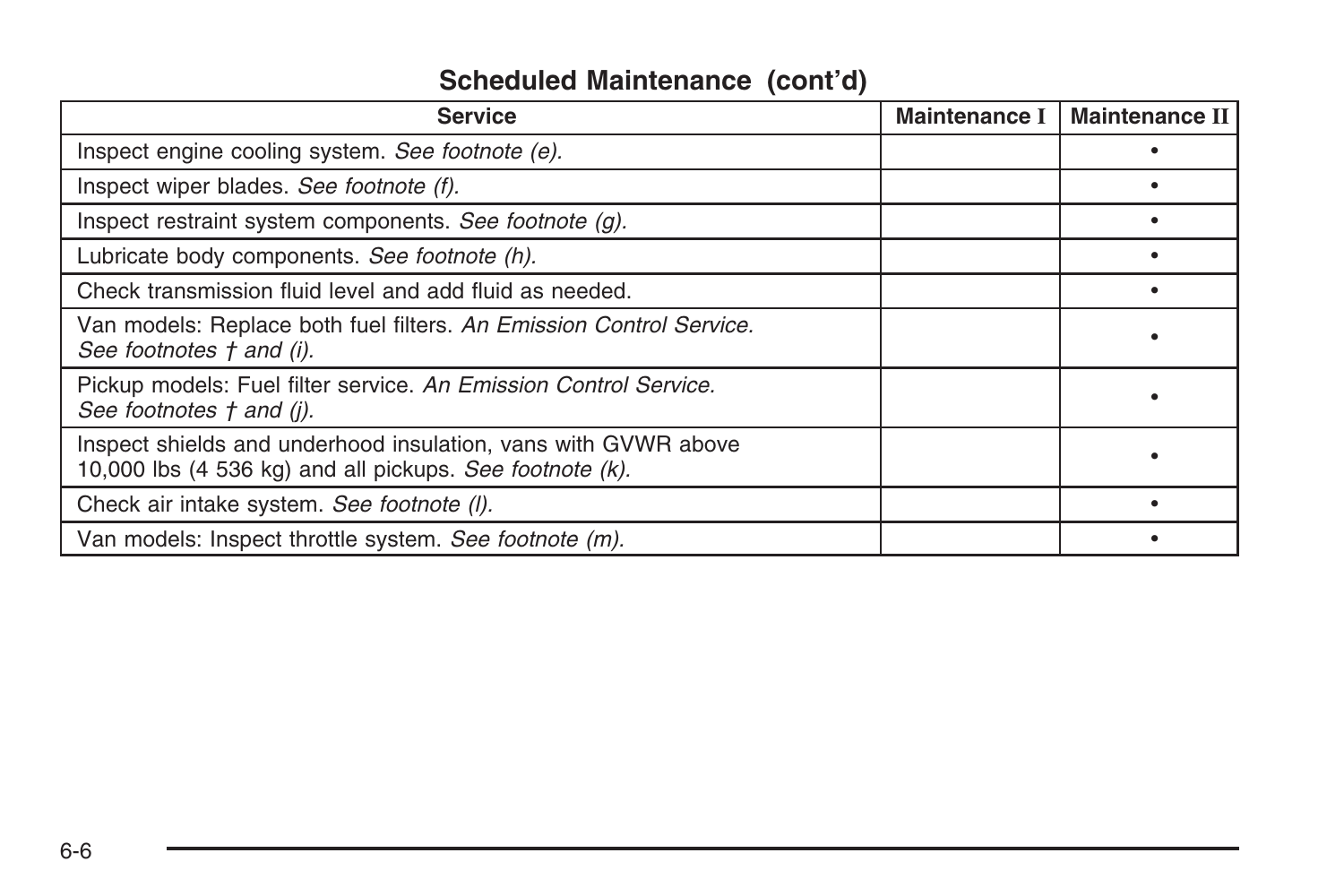## Scheduled Maintenance (cont'd)

| Service | Maintenance I | Maintenance II |
|---|---|---|
| Inspect engine cooling system. *See footnote (e).* | | • |
| Inspect wiper blades. *See footnote (f).* | | • |
| Inspect restraint system components. *See footnote (g).* | | • |
| Lubricate body components. *See footnote (h).* | | • |
| Check transmission fluid level and add fluid as needed. | | • |
| Van models: Replace both fuel filters. *An Emission Control Service. See footnotes † and (i).* | | • |
| Pickup models: Fuel filter service. *An Emission Control Service. See footnotes † and (j).* | | • |
| Inspect shields and underhood insulation, vans with GVWR above 10,000 lbs (4 536 kg) and all pickups. *See footnote (k).* | | • |
| Check air intake system. *See footnote (l).* | | • |
| Van models: Inspect throttle system. *See footnote (m).* | | • |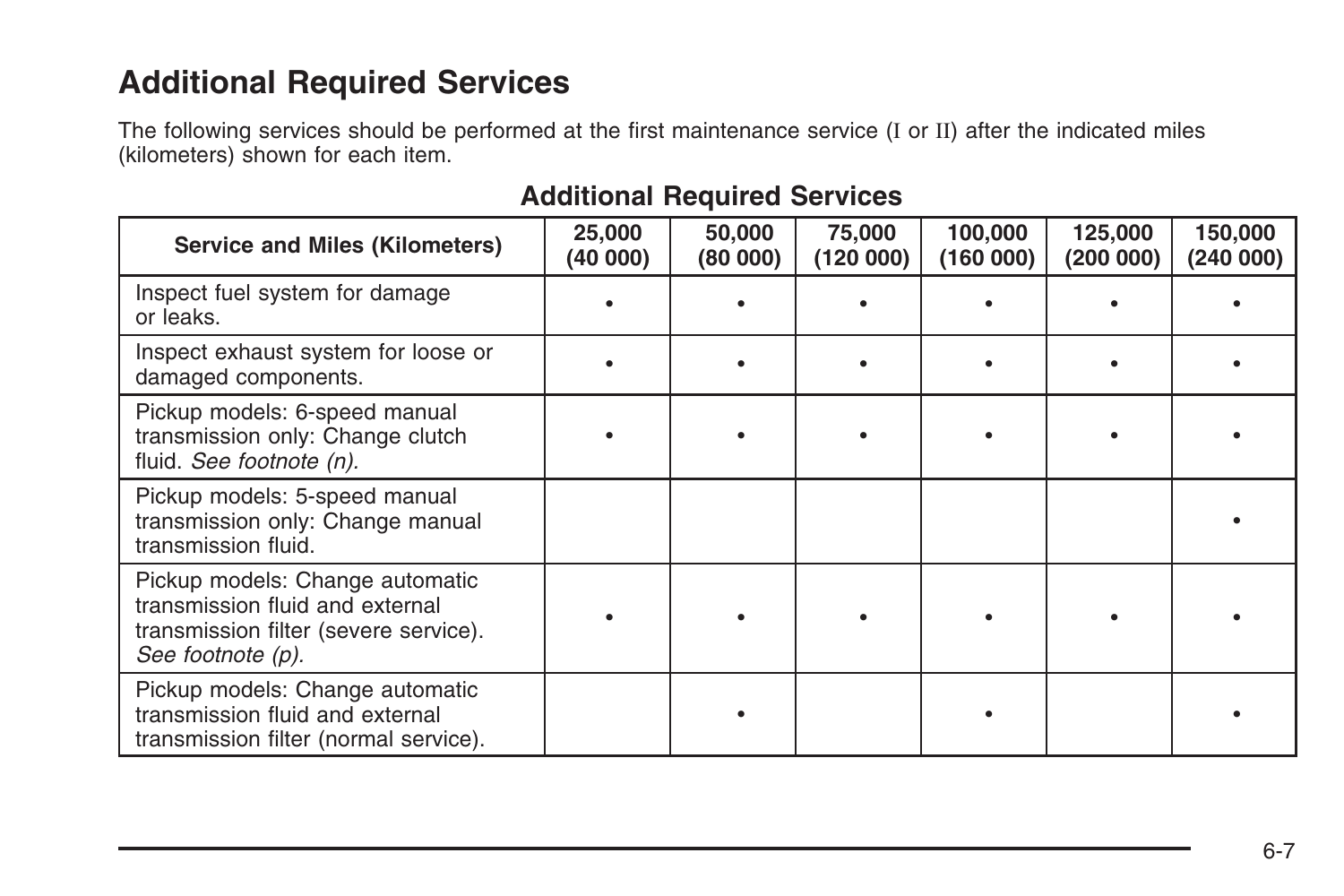## Additional Required Services

The following services should be performed at the first maintenance service (I or II) after the indicated miles (kilometers) shown for each item.

**Additional Required Services**

| Service and Miles (Kilometers) | 25,000 (40 000) | 50,000 (80 000) | 75,000 (120 000) | 100,000 (160 000) | 125,000 (200 000) | 150,000 (240 000) |
|---|---|---|---|---|---|---|
| Inspect fuel system for damage or leaks. | • | • | • | • | • | • |
| Inspect exhaust system for loose or damaged components. | • | • | • | • | • | • |
| Pickup models: 6-speed manual transmission only: Change clutch fluid. *See footnote (n).* | • | • | • | • | • | • |
| Pickup models: 5-speed manual transmission only: Change manual transmission fluid. | | | | | | • |
| Pickup models: Change automatic transmission fluid and external transmission filter (severe service). *See footnote (p).* | • | • | • | • | • | • |
| Pickup models: Change automatic transmission fluid and external transmission filter (normal service). | | • | | • | | • |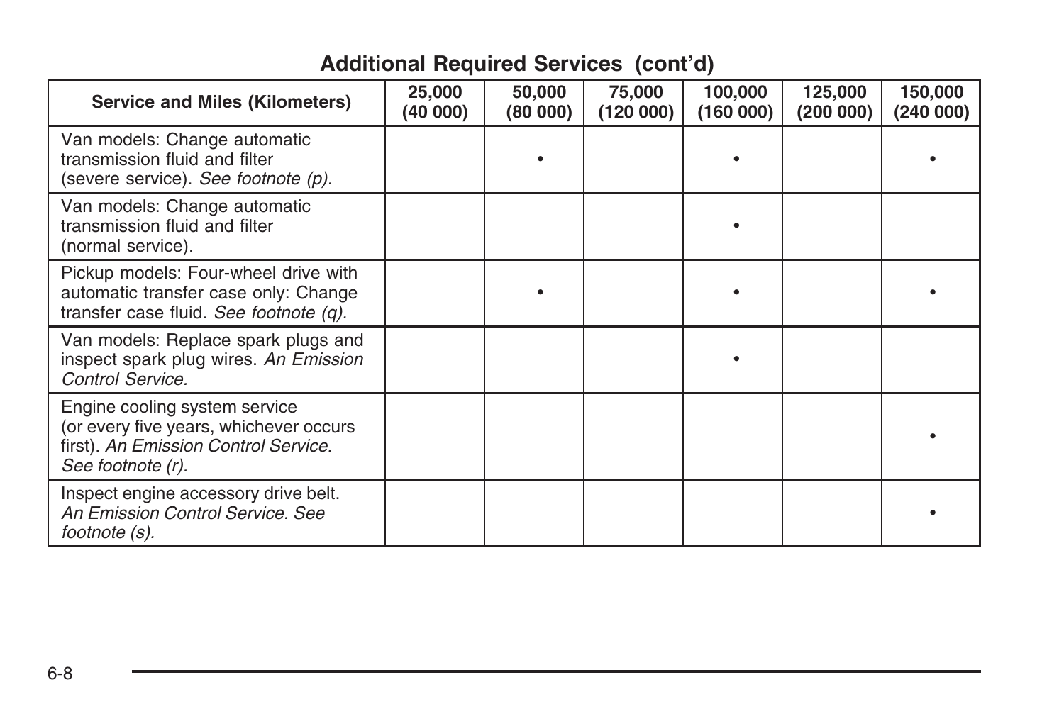## Additional Required Services (cont'd)

| Service and Miles (Kilometers) | 25,000 (40 000) | 50,000 (80 000) | 75,000 (120 000) | 100,000 (160 000) | 125,000 (200 000) | 150,000 (240 000) |
|---|---|---|---|---|---|---|
| Van models: Change automatic transmission fluid and filter (severe service). *See footnote (p).* | | • | | • | | • |
| Van models: Change automatic transmission fluid and filter (normal service). | | | | • | | |
| Pickup models: Four-wheel drive with automatic transfer case only: Change transfer case fluid. *See footnote (q).* | | • | | • | | • |
| Van models: Replace spark plugs and inspect spark plug wires. *An Emission Control Service.* | | | | • | | |
| Engine cooling system service (or every five years, whichever occurs first). *An Emission Control Service. See footnote (r).* | | | | | | • |
| Inspect engine accessory drive belt. *An Emission Control Service. See footnote (s).* | | | | | | • |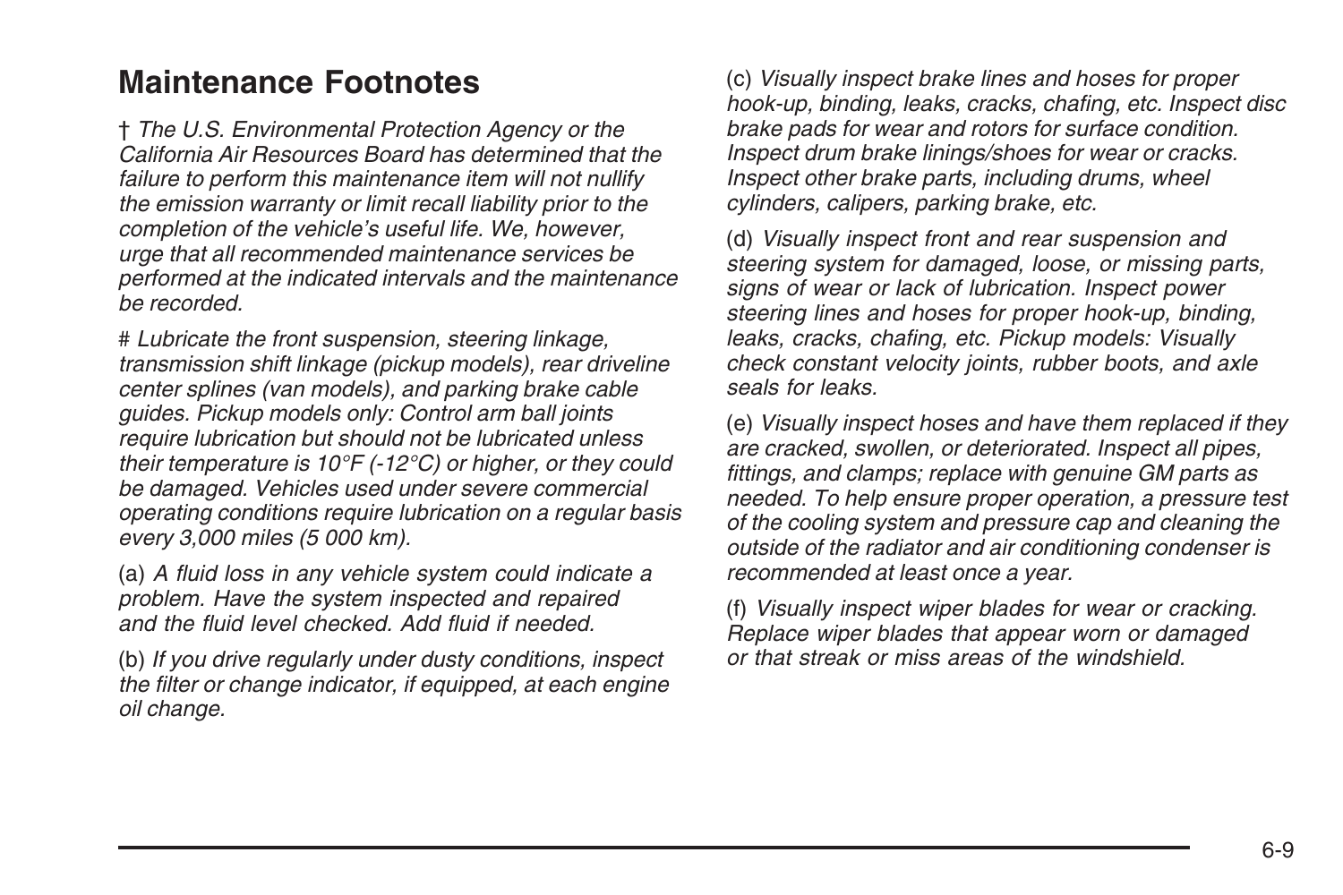## Maintenance Footnotes

† *The U.S. Environmental Protection Agency or the California Air Resources Board has determined that the failure to perform this maintenance item will not nullify the emission warranty or limit recall liability prior to the completion of the vehicle's useful life. We, however, urge that all recommended maintenance services be performed at the indicated intervals and the maintenance be recorded.*

# *Lubricate the front suspension, steering linkage, transmission shift linkage (pickup models), rear driveline center splines (van models), and parking brake cable guides. Pickup models only: Control arm ball joints require lubrication but should not be lubricated unless their temperature is 10°F (-12°C) or higher, or they could be damaged. Vehicles used under severe commercial operating conditions require lubrication on a regular basis every 3,000 miles (5 000 km).*

(a) *A fluid loss in any vehicle system could indicate a problem. Have the system inspected and repaired and the fluid level checked. Add fluid if needed.*

(b) *If you drive regularly under dusty conditions, inspect the filter or change indicator, if equipped, at each engine oil change.*

(c) *Visually inspect brake lines and hoses for proper hook-up, binding, leaks, cracks, chafing, etc. Inspect disc brake pads for wear and rotors for surface condition. Inspect drum brake linings/shoes for wear or cracks. Inspect other brake parts, including drums, wheel cylinders, calipers, parking brake, etc.*

(d) *Visually inspect front and rear suspension and steering system for damaged, loose, or missing parts, signs of wear or lack of lubrication. Inspect power steering lines and hoses for proper hook-up, binding, leaks, cracks, chafing, etc. Pickup models: Visually check constant velocity joints, rubber boots, and axle seals for leaks.*

(e) *Visually inspect hoses and have them replaced if they are cracked, swollen, or deteriorated. Inspect all pipes, fittings, and clamps; replace with genuine GM parts as needed. To help ensure proper operation, a pressure test of the cooling system and pressure cap and cleaning the outside of the radiator and air conditioning condenser is recommended at least once a year.*

(f) *Visually inspect wiper blades for wear or cracking. Replace wiper blades that appear worn or damaged or that streak or miss areas of the windshield.*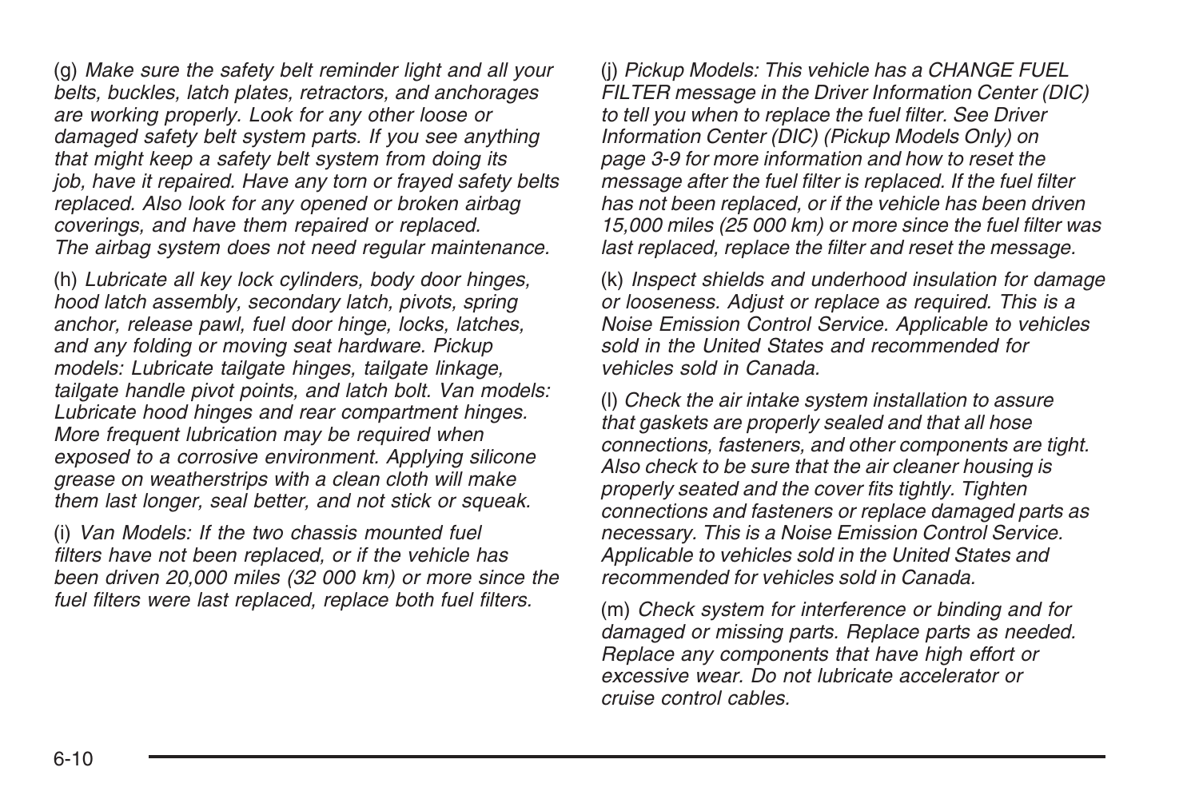(g) *Make sure the safety belt reminder light and all your belts, buckles, latch plates, retractors, and anchorages are working properly. Look for any other loose or damaged safety belt system parts. If you see anything that might keep a safety belt system from doing its job, have it repaired. Have any torn or frayed safety belts replaced. Also look for any opened or broken airbag coverings, and have them repaired or replaced. The airbag system does not need regular maintenance.*

(h) *Lubricate all key lock cylinders, body door hinges, hood latch assembly, secondary latch, pivots, spring anchor, release pawl, fuel door hinge, locks, latches, and any folding or moving seat hardware. Pickup models: Lubricate tailgate hinges, tailgate linkage, tailgate handle pivot points, and latch bolt. Van models: Lubricate hood hinges and rear compartment hinges. More frequent lubrication may be required when exposed to a corrosive environment. Applying silicone grease on weatherstrips with a clean cloth will make them last longer, seal better, and not stick or squeak.*

(i) *Van Models: If the two chassis mounted fuel filters have not been replaced, or if the vehicle has been driven 20,000 miles (32 000 km) or more since the fuel filters were last replaced, replace both fuel filters.*

(j) *Pickup Models: This vehicle has a CHANGE FUEL FILTER message in the Driver Information Center (DIC) to tell you when to replace the fuel filter. See Driver Information Center (DIC) (Pickup Models Only) on page 3-9 for more information and how to reset the message after the fuel filter is replaced. If the fuel filter has not been replaced, or if the vehicle has been driven 15,000 miles (25 000 km) or more since the fuel filter was last replaced, replace the filter and reset the message.*

(k) *Inspect shields and underhood insulation for damage or looseness. Adjust or replace as required. This is a Noise Emission Control Service. Applicable to vehicles sold in the United States and recommended for vehicles sold in Canada.*

(l) *Check the air intake system installation to assure that gaskets are properly sealed and that all hose connections, fasteners, and other components are tight. Also check to be sure that the air cleaner housing is properly seated and the cover fits tightly. Tighten connections and fasteners or replace damaged parts as necessary. This is a Noise Emission Control Service. Applicable to vehicles sold in the United States and recommended for vehicles sold in Canada.*

(m) *Check system for interference or binding and for damaged or missing parts. Replace parts as needed. Replace any components that have high effort or excessive wear. Do not lubricate accelerator or cruise control cables.*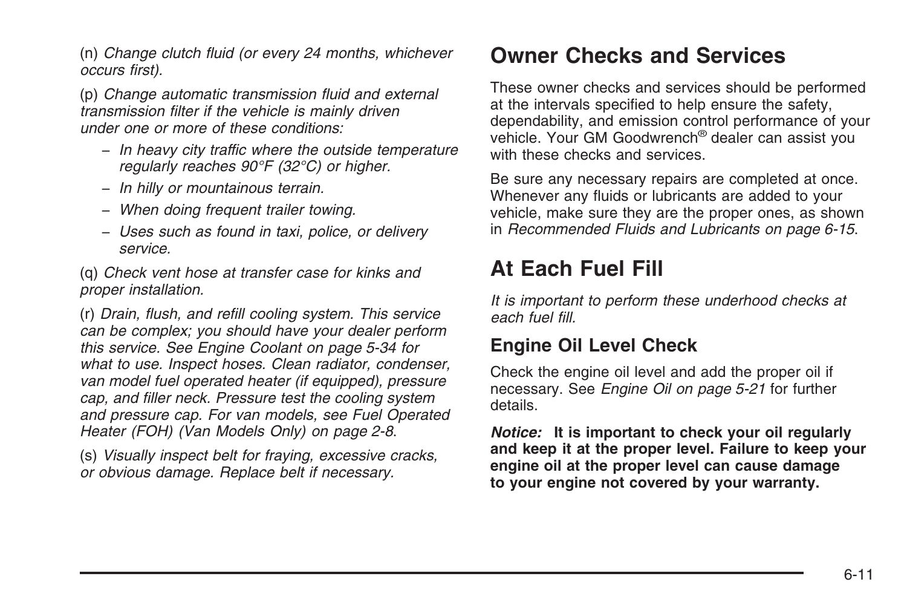(n) *Change clutch fluid (or every 24 months, whichever occurs first).*

(p) *Change automatic transmission fluid and external transmission filter if the vehicle is mainly driven under one or more of these conditions:*

- *In heavy city traffic where the outside temperature regularly reaches 90°F (32°C) or higher.*
- *In hilly or mountainous terrain.*
- *When doing frequent trailer towing.*
- *Uses such as found in taxi, police, or delivery service.*

(q) *Check vent hose at transfer case for kinks and proper installation.*

(r) *Drain, flush, and refill cooling system. This service can be complex; you should have your dealer perform this service. See Engine Coolant on page 5-34 for what to use. Inspect hoses. Clean radiator, condenser, van model fuel operated heater (if equipped), pressure cap, and filler neck. Pressure test the cooling system and pressure cap. For van models, see Fuel Operated Heater (FOH) (Van Models Only) on page 2-8*.

(s) *Visually inspect belt for fraying, excessive cracks, or obvious damage. Replace belt if necessary.*

# Owner Checks and Services

These owner checks and services should be performed at the intervals specified to help ensure the safety, dependability, and emission control performance of your vehicle. Your GM Goodwrench® dealer can assist you with these checks and services.

Be sure any necessary repairs are completed at once. Whenever any fluids or lubricants are added to your vehicle, make sure they are the proper ones, as shown in *Recommended Fluids and Lubricants on page 6-15*.

# At Each Fuel Fill

*It is important to perform these underhood checks at each fuel fill.*

## Engine Oil Level Check

Check the engine oil level and add the proper oil if necessary. See *Engine Oil on page 5-21* for further details.

***Notice:*** **It is important to check your oil regularly and keep it at the proper level. Failure to keep your engine oil at the proper level can cause damage to your engine not covered by your warranty.**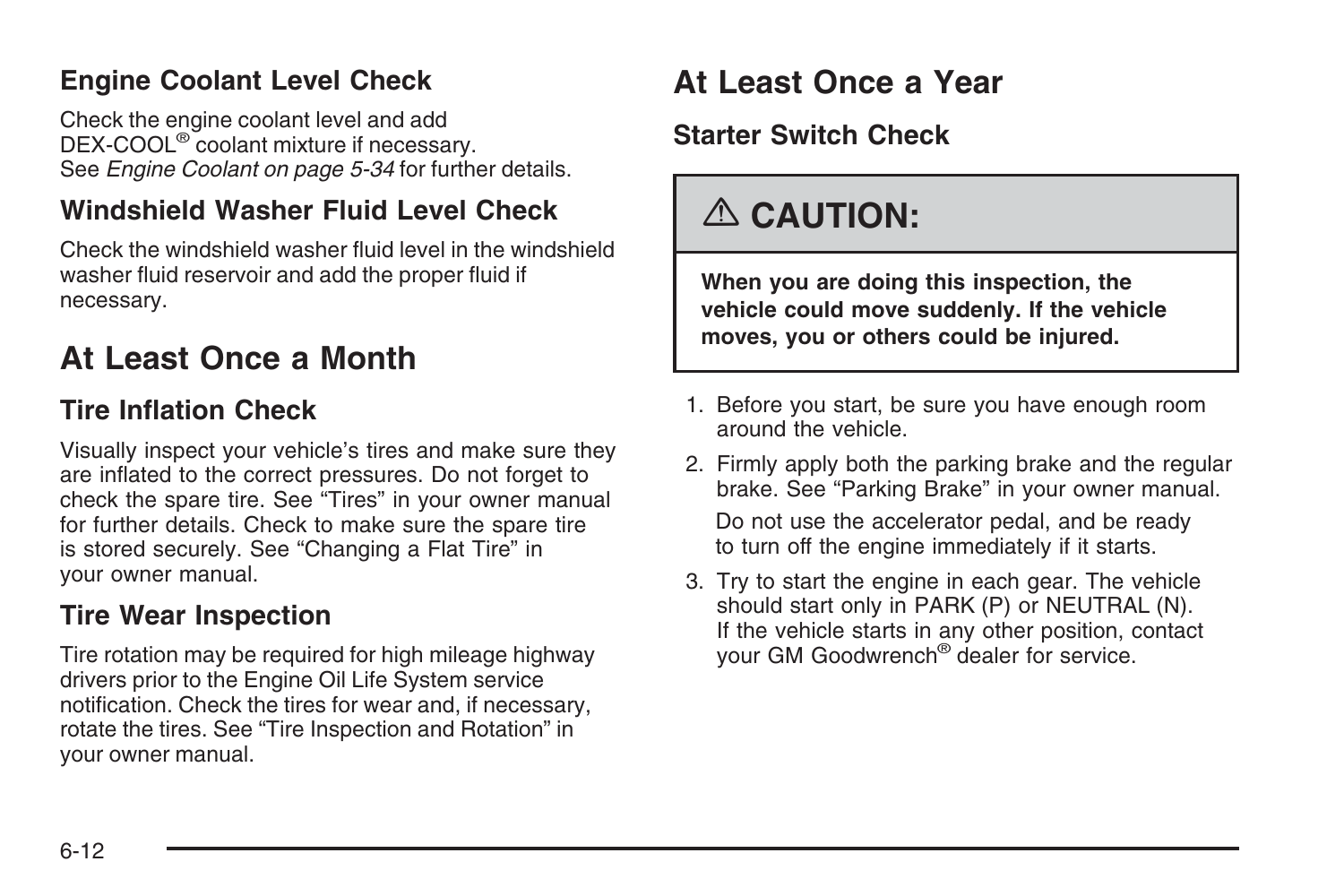### Engine Coolant Level Check

Check the engine coolant level and add DEX-COOL® coolant mixture if necessary. See *Engine Coolant on page 5-34* for further details.

### Windshield Washer Fluid Level Check

Check the windshield washer fluid level in the windshield washer fluid reservoir and add the proper fluid if necessary.

## At Least Once a Month

### Tire Inflation Check

Visually inspect your vehicle's tires and make sure they are inflated to the correct pressures. Do not forget to check the spare tire. See "Tires" in your owner manual for further details. Check to make sure the spare tire is stored securely. See "Changing a Flat Tire" in your owner manual.

### Tire Wear Inspection

Tire rotation may be required for high mileage highway drivers prior to the Engine Oil Life System service notification. Check the tires for wear and, if necessary, rotate the tires. See "Tire Inspection and Rotation" in your owner manual.

## At Least Once a Year

### Starter Switch Check

> **⚠ CAUTION:**
>
> **When you are doing this inspection, the vehicle could move suddenly. If the vehicle moves, you or others could be injured.**

1. Before you start, be sure you have enough room around the vehicle.
2. Firmly apply both the parking brake and the regular brake. See "Parking Brake" in your owner manual.

   Do not use the accelerator pedal, and be ready to turn off the engine immediately if it starts.
3. Try to start the engine in each gear. The vehicle should start only in PARK (P) or NEUTRAL (N). If the vehicle starts in any other position, contact your GM Goodwrench® dealer for service.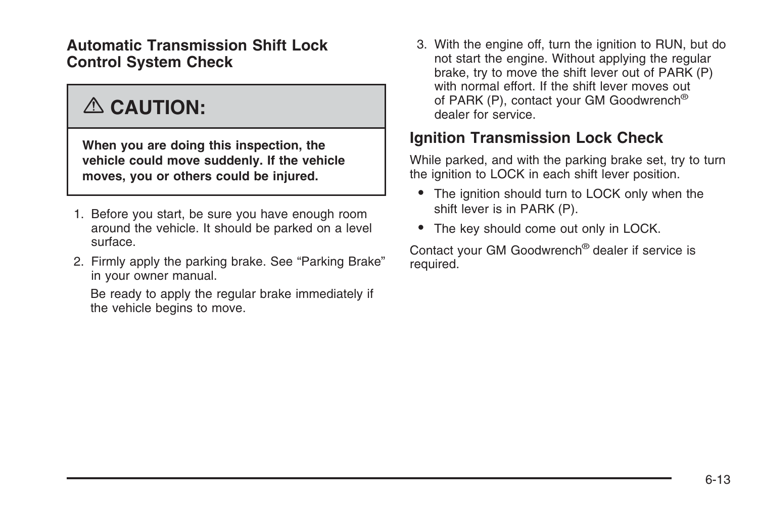## Automatic Transmission Shift Lock Control System Check

> ⚠ **CAUTION:**
>
> **When you are doing this inspection, the vehicle could move suddenly. If the vehicle moves, you or others could be injured.**

1. Before you start, be sure you have enough room around the vehicle. It should be parked on a level surface.
2. Firmly apply the parking brake. See "Parking Brake" in your owner manual.

   Be ready to apply the regular brake immediately if the vehicle begins to move.
3. With the engine off, turn the ignition to RUN, but do not start the engine. Without applying the regular brake, try to move the shift lever out of PARK (P) with normal effort. If the shift lever moves out of PARK (P), contact your GM Goodwrench® dealer for service.

## Ignition Transmission Lock Check

While parked, and with the parking brake set, try to turn the ignition to LOCK in each shift lever position.

- The ignition should turn to LOCK only when the shift lever is in PARK (P).
- The key should come out only in LOCK.

Contact your GM Goodwrench® dealer if service is required.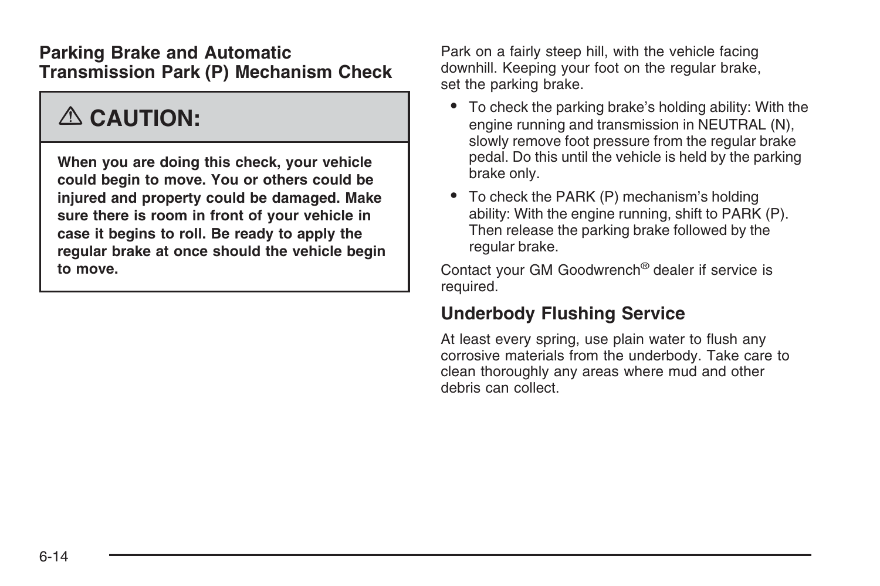### Parking Brake and Automatic Transmission Park (P) Mechanism Check

> **⚠ CAUTION:**
>
> **When you are doing this check, your vehicle could begin to move. You or others could be injured and property could be damaged. Make sure there is room in front of your vehicle in case it begins to roll. Be ready to apply the regular brake at once should the vehicle begin to move.**

Park on a fairly steep hill, with the vehicle facing downhill. Keeping your foot on the regular brake, set the parking brake.

- To check the parking brake's holding ability: With the engine running and transmission in NEUTRAL (N), slowly remove foot pressure from the regular brake pedal. Do this until the vehicle is held by the parking brake only.
- To check the PARK (P) mechanism's holding ability: With the engine running, shift to PARK (P). Then release the parking brake followed by the regular brake.

Contact your GM Goodwrench® dealer if service is required.

### Underbody Flushing Service

At least every spring, use plain water to flush any corrosive materials from the underbody. Take care to clean thoroughly any areas where mud and other debris can collect.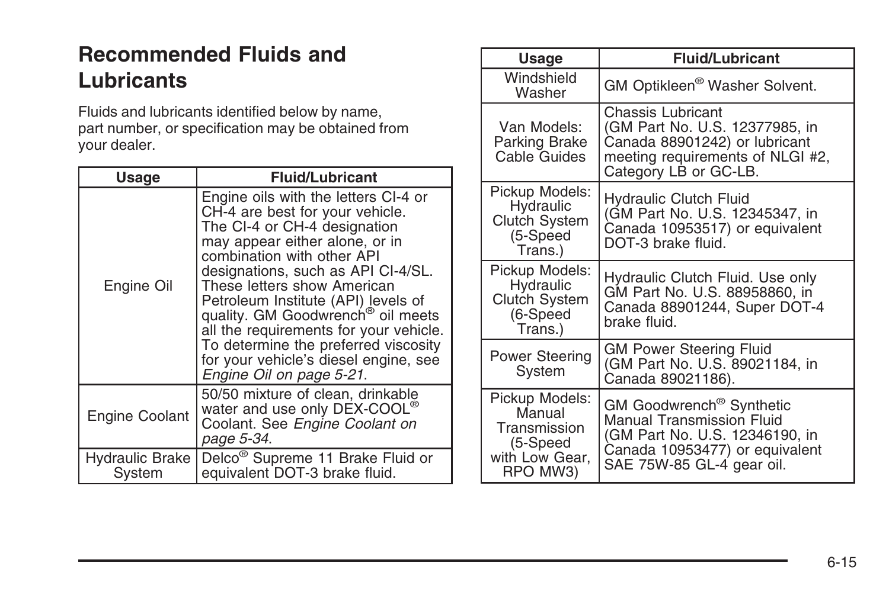# Recommended Fluids and Lubricants

Fluids and lubricants identified below by name, part number, or specification may be obtained from your dealer.

| Usage | Fluid/Lubricant |
|---|---|
| Engine Oil | Engine oils with the letters CI-4 or CH-4 are best for your vehicle. The CI-4 or CH-4 designation may appear either alone, or in combination with other API designations, such as API CI-4/SL. These letters show American Petroleum Institute (API) levels of quality. GM Goodwrench® oil meets all the requirements for your vehicle. To determine the preferred viscosity for your vehicle's diesel engine, see *Engine Oil on page 5-21*. |
| Engine Coolant | 50/50 mixture of clean, drinkable water and use only DEX-COOL® Coolant. See *Engine Coolant on page 5-34*. |
| Hydraulic Brake System | Delco® Supreme 11 Brake Fluid or equivalent DOT-3 brake fluid. |
| Windshield Washer | GM Optikleen® Washer Solvent. |
| Van Models: Parking Brake Cable Guides | Chassis Lubricant (GM Part No. U.S. 12377985, in Canada 88901242) or lubricant meeting requirements of NLGI #2, Category LB or GC-LB. |
| Pickup Models: Hydraulic Clutch System (5-Speed Trans.) | Hydraulic Clutch Fluid (GM Part No. U.S. 12345347, in Canada 10953517) or equivalent DOT-3 brake fluid. |
| Pickup Models: Hydraulic Clutch System (6-Speed Trans.) | Hydraulic Clutch Fluid. Use only GM Part No. U.S. 88958860, in Canada 88901244, Super DOT-4 brake fluid. |
| Power Steering System | GM Power Steering Fluid (GM Part No. U.S. 89021184, in Canada 89021186). |
| Pickup Models: Manual Transmission (5-Speed with Low Gear, RPO MW3) | GM Goodwrench® Synthetic Manual Transmission Fluid (GM Part No. U.S. 12346190, in Canada 10953477) or equivalent SAE 75W-85 GL-4 gear oil. |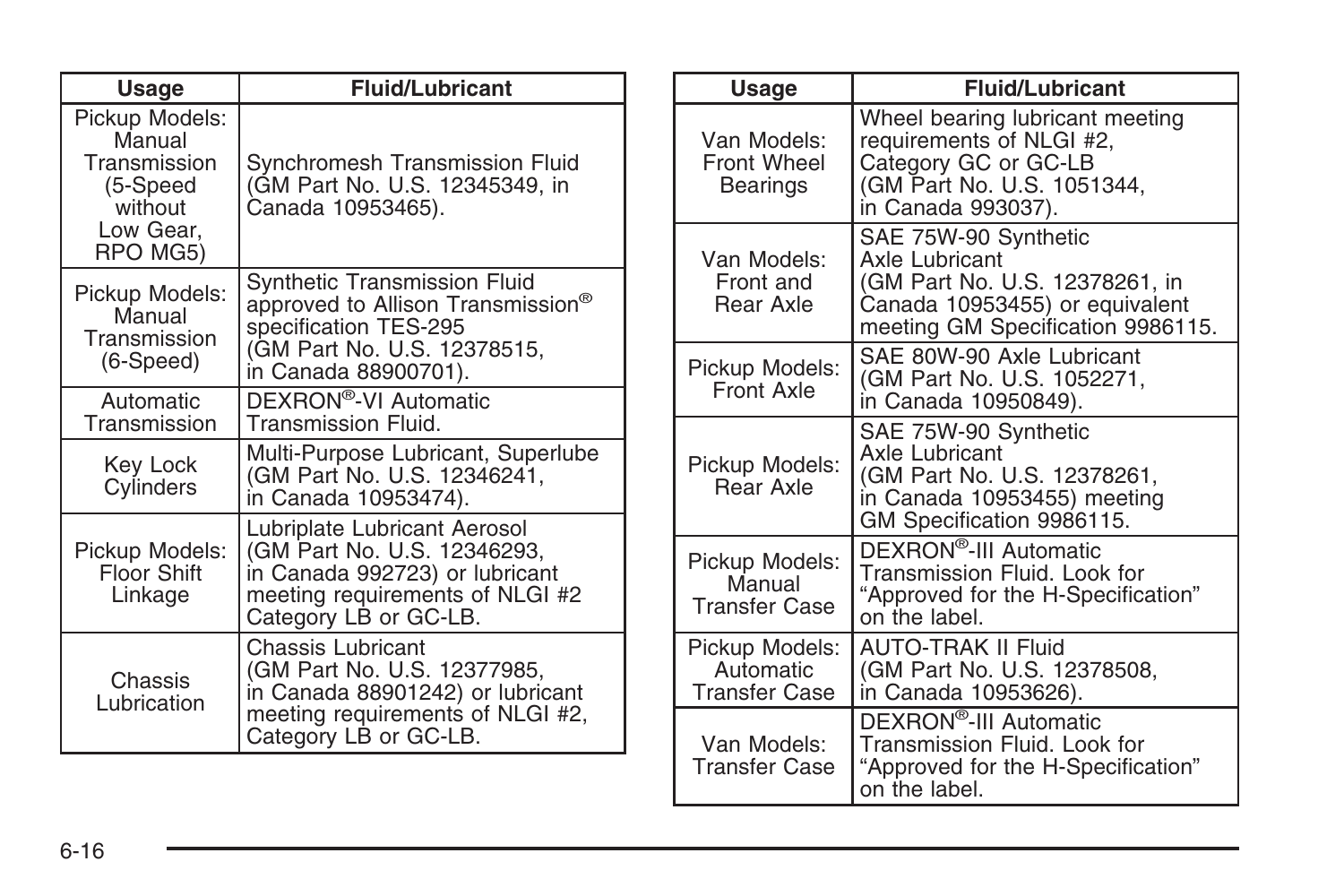| Usage | Fluid/Lubricant |
|---|---|
| Pickup Models: Manual Transmission (5-Speed without Low Gear, RPO MG5) | Synchromesh Transmission Fluid (GM Part No. U.S. 12345349, in Canada 10953465). |
| Pickup Models: Manual Transmission (6-Speed) | Synthetic Transmission Fluid approved to Allison Transmission® specification TES-295 (GM Part No. U.S. 12378515, in Canada 88900701). |
| Automatic Transmission | DEXRON®-VI Automatic Transmission Fluid. |
| Key Lock Cylinders | Multi-Purpose Lubricant, Superlube (GM Part No. U.S. 12346241, in Canada 10953474). |
| Pickup Models: Floor Shift Linkage | Lubriplate Lubricant Aerosol (GM Part No. U.S. 12346293, in Canada 992723) or lubricant meeting requirements of NLGI #2 Category LB or GC-LB. |
| Chassis Lubrication | Chassis Lubricant (GM Part No. U.S. 12377985, in Canada 88901242) or lubricant meeting requirements of NLGI #2, Category LB or GC-LB. |

| Usage | Fluid/Lubricant |
|---|---|
| Van Models: Front Wheel Bearings | Wheel bearing lubricant meeting requirements of NLGI #2, Category GC or GC-LB (GM Part No. U.S. 1051344, in Canada 993037). |
| Van Models: Front and Rear Axle | SAE 75W-90 Synthetic Axle Lubricant (GM Part No. U.S. 12378261, in Canada 10953455) or equivalent meeting GM Specification 9986115. |
| Pickup Models: Front Axle | SAE 80W-90 Axle Lubricant (GM Part No. U.S. 1052271, in Canada 10950849). |
| Pickup Models: Rear Axle | SAE 75W-90 Synthetic Axle Lubricant (GM Part No. U.S. 12378261, in Canada 10953455) meeting GM Specification 9986115. |
| Pickup Models: Manual Transfer Case | DEXRON®-III Automatic Transmission Fluid. Look for “Approved for the H-Specification” on the label. |
| Pickup Models: Automatic Transfer Case | AUTO-TRAK II Fluid (GM Part No. U.S. 12378508, in Canada 10953626). |
| Van Models: Transfer Case | DEXRON®-III Automatic Transmission Fluid. Look for “Approved for the H-Specification” on the label. |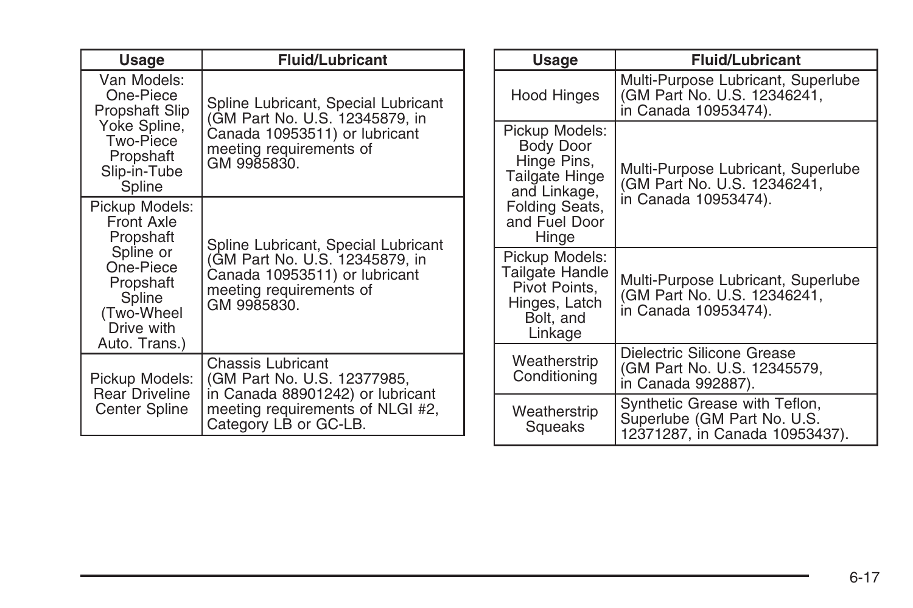| Usage | Fluid/Lubricant |
| --- | --- |
| Van Models: One-Piece Propshaft Slip Yoke Spline, Two-Piece Propshaft Slip-in-Tube Spline | Spline Lubricant, Special Lubricant (GM Part No. U.S. 12345879, in Canada 10953511) or lubricant meeting requirements of GM 9985830. |
| Pickup Models: Front Axle Propshaft Spline or One-Piece Propshaft Spline (Two-Wheel Drive with Auto. Trans.) | Spline Lubricant, Special Lubricant (GM Part No. U.S. 12345879, in Canada 10953511) or lubricant meeting requirements of GM 9985830. |
| Pickup Models: Rear Driveline Center Spline | Chassis Lubricant (GM Part No. U.S. 12377985, in Canada 88901242) or lubricant meeting requirements of NLGI #2, Category LB or GC-LB. |

| Usage | Fluid/Lubricant |
| --- | --- |
| Hood Hinges | Multi-Purpose Lubricant, Superlube (GM Part No. U.S. 12346241, in Canada 10953474). |
| Pickup Models: Body Door Hinge Pins, Tailgate Hinge and Linkage, Folding Seats, and Fuel Door Hinge | Multi-Purpose Lubricant, Superlube (GM Part No. U.S. 12346241, in Canada 10953474). |
| Pickup Models: Tailgate Handle Pivot Points, Hinges, Latch Bolt, and Linkage | Multi-Purpose Lubricant, Superlube (GM Part No. U.S. 12346241, in Canada 10953474). |
| Weatherstrip Conditioning | Dielectric Silicone Grease (GM Part No. U.S. 12345579, in Canada 992887). |
| Weatherstrip Squeaks | Synthetic Grease with Teflon, Superlube (GM Part No. U.S. 12371287, in Canada 10953437). |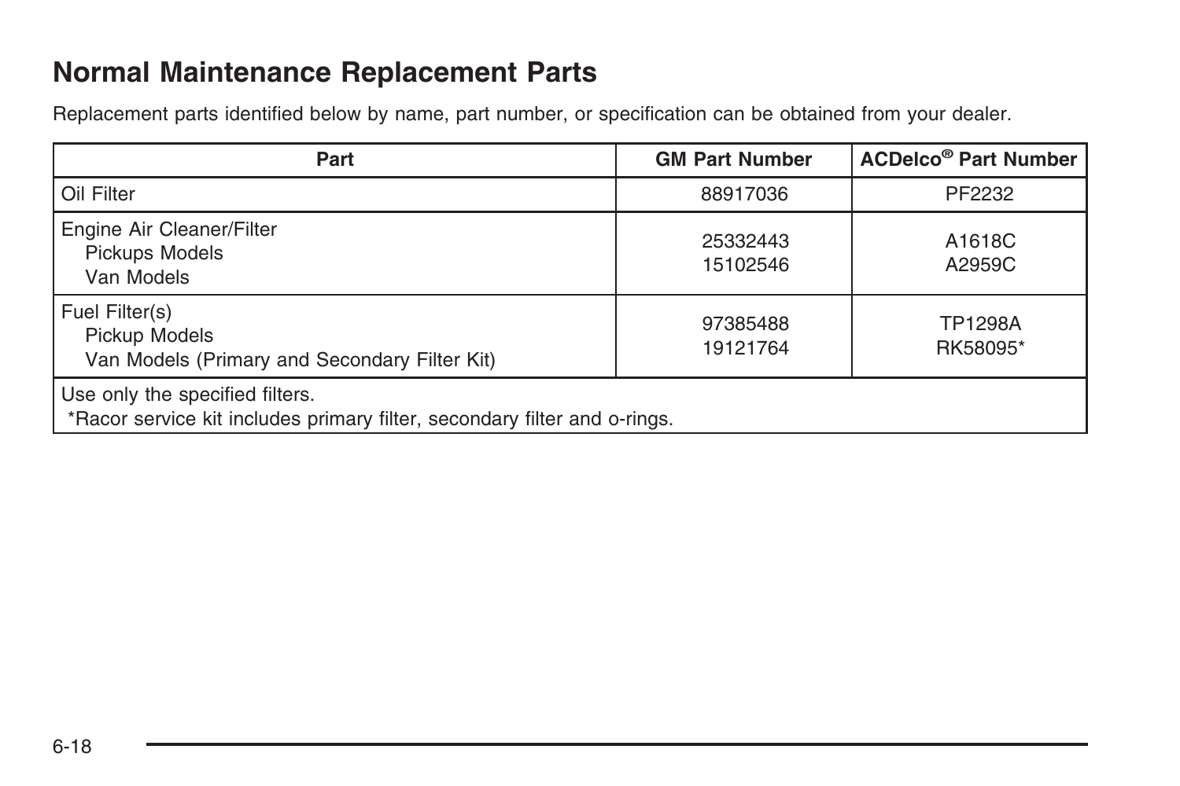## Normal Maintenance Replacement Parts

Replacement parts identified below by name, part number, or specification can be obtained from your dealer.

| Part | GM Part Number | ACDelco® Part Number |
|---|---|---|
| Oil Filter | 88917036 | PF2232 |
| Engine Air Cleaner/Filter | | |
| Pickups Models | 25332443 | A1618C |
| Van Models | 15102546 | A2959C |
| Fuel Filter(s) | | |
| Pickup Models | 97385488 | TP1298A |
| Van Models (Primary and Secondary Filter Kit) | 19121764 | RK58095* |
| Use only the specified filters. *Racor service kit includes primary filter, secondary filter and o-rings. | | |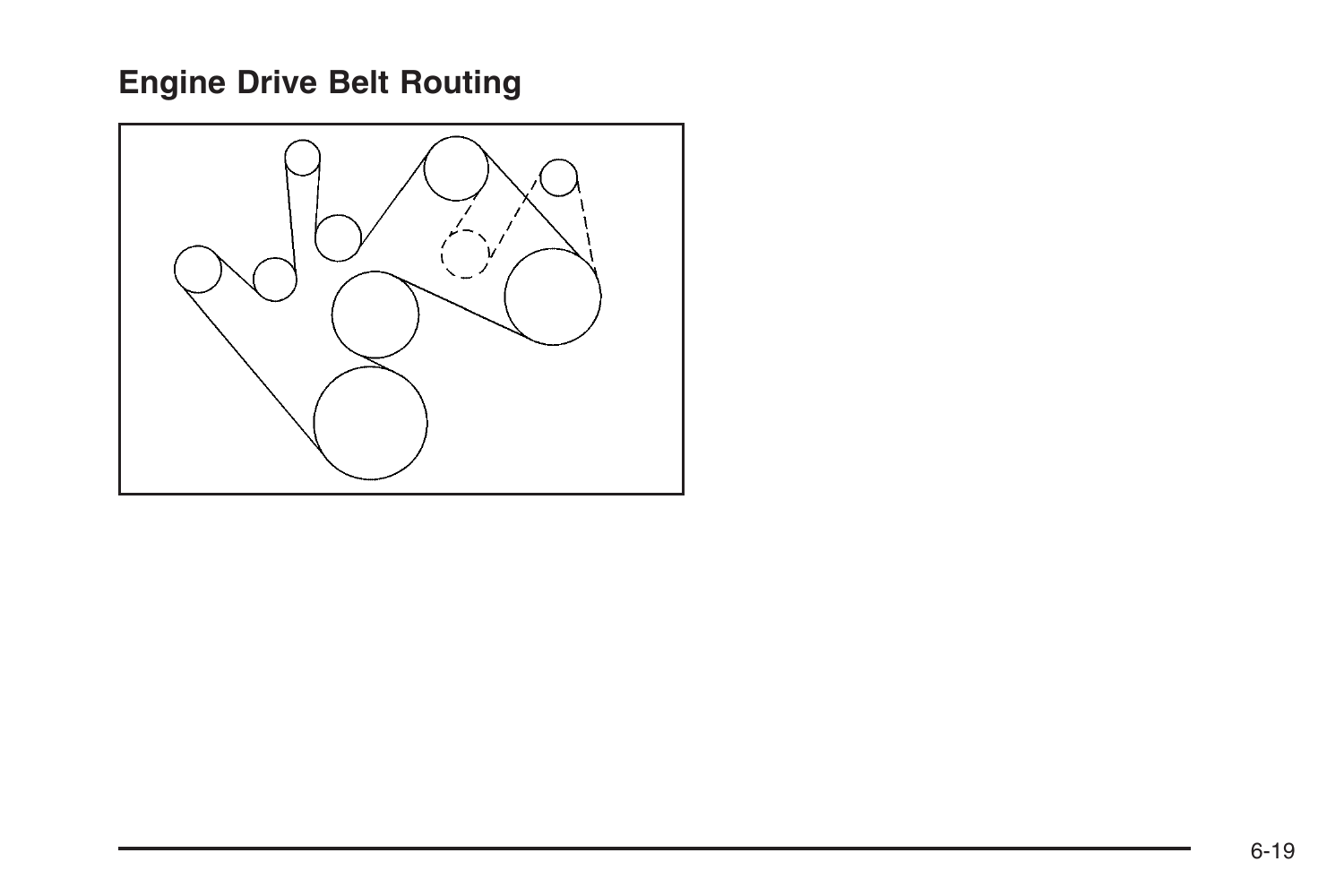## Engine Drive Belt Routing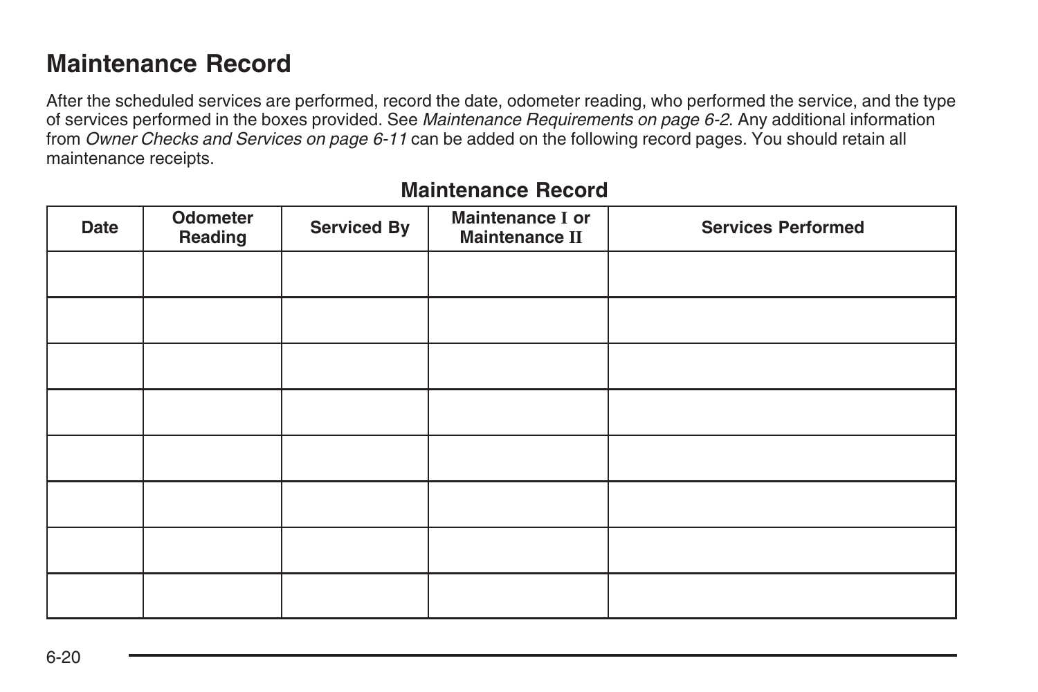## Maintenance Record

After the scheduled services are performed, record the date, odometer reading, who performed the service, and the type of services performed in the boxes provided. See *Maintenance Requirements on page 6-2*. Any additional information from *Owner Checks and Services on page 6-11* can be added on the following record pages. You should retain all maintenance receipts.

**Maintenance Record**

| Date | Odometer Reading | Serviced By | Maintenance I or Maintenance II | Services Performed |
|---|---|---|---|---|
| | | | | |
| | | | | |
| | | | | |
| | | | | |
| | | | | |
| | | | | |
| | | | | |
| | | | | |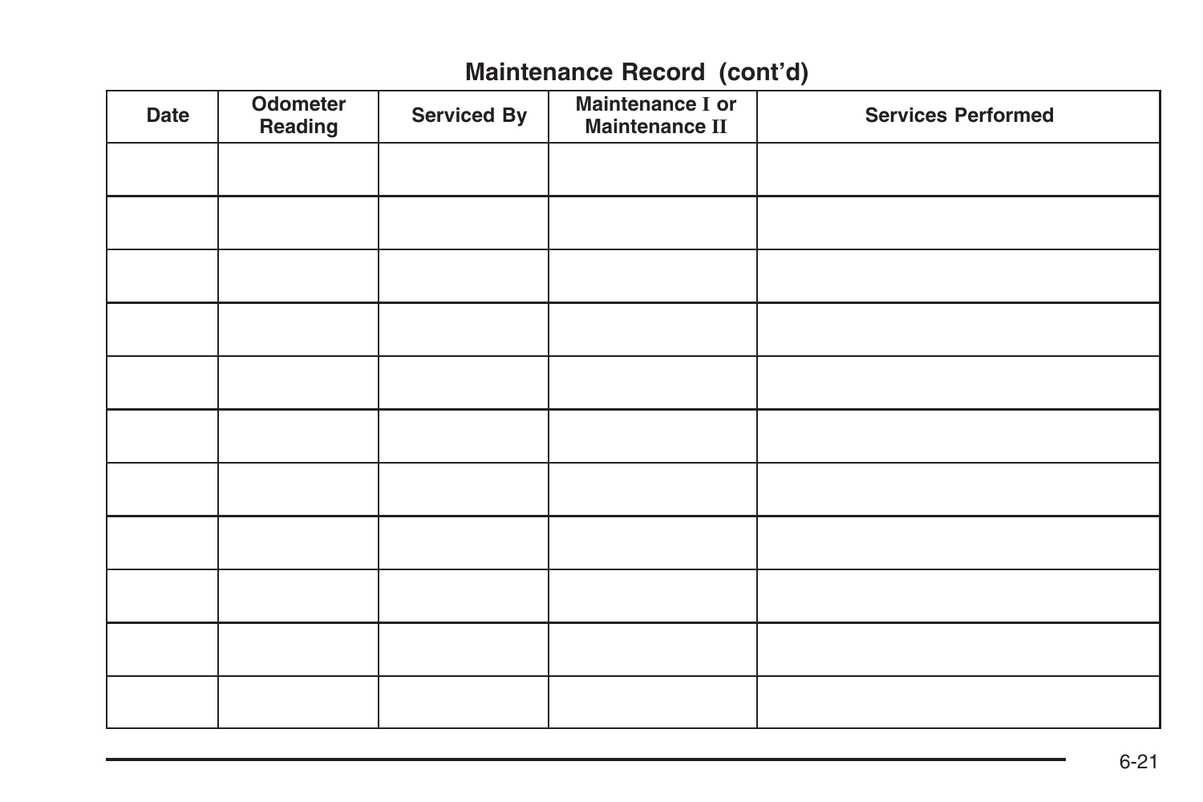## Maintenance Record (cont'd)

| Date | Odometer Reading | Serviced By | Maintenance I or Maintenance II | Services Performed |
|---|---|---|---|---|
| | | | | |
| | | | | |
| | | | | |
| | | | | |
| | | | | |
| | | | | |
| | | | | |
| | | | | |
| | | | | |
| | | | | |
| | | | | |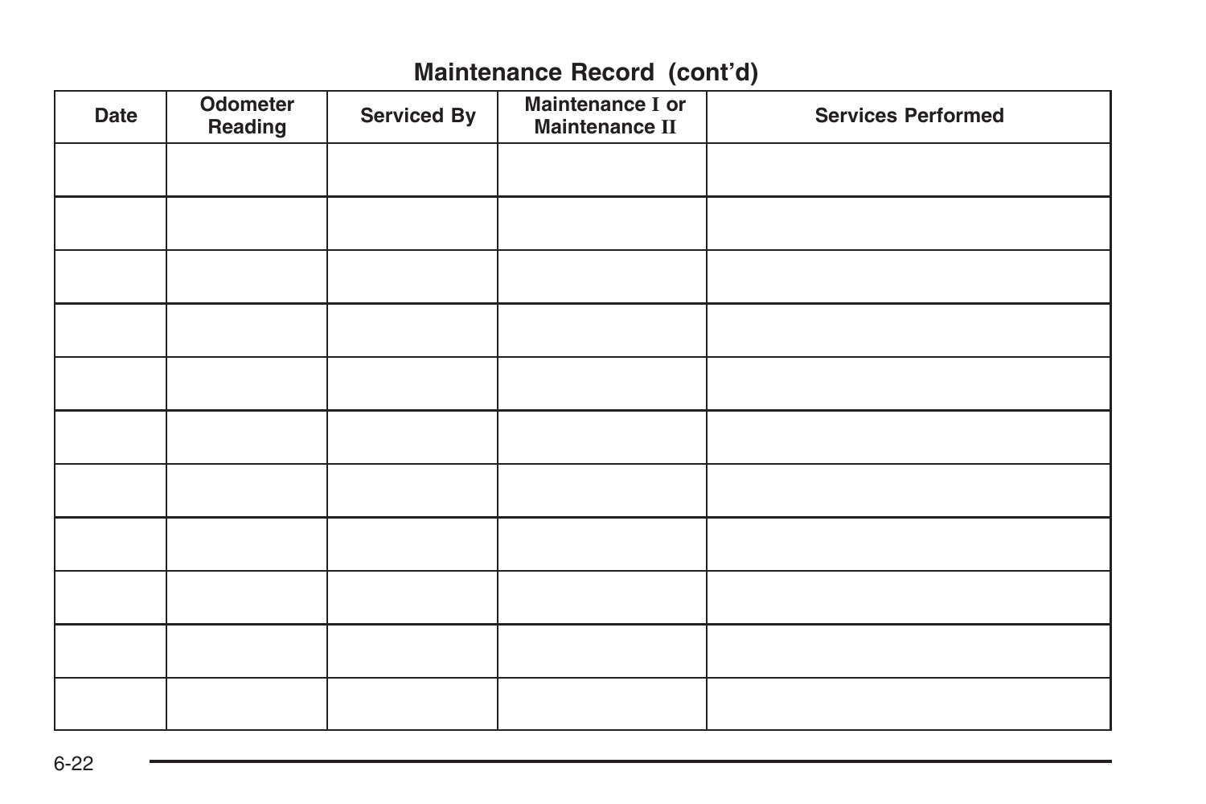## Maintenance Record (cont'd)

| Date | Odometer Reading | Serviced By | Maintenance I or Maintenance II | Services Performed |
|---|---|---|---|---|
| | | | | |
| | | | | |
| | | | | |
| | | | | |
| | | | | |
| | | | | |
| | | | | |
| | | | | |
| | | | | |
| | | | | |
| | | | | |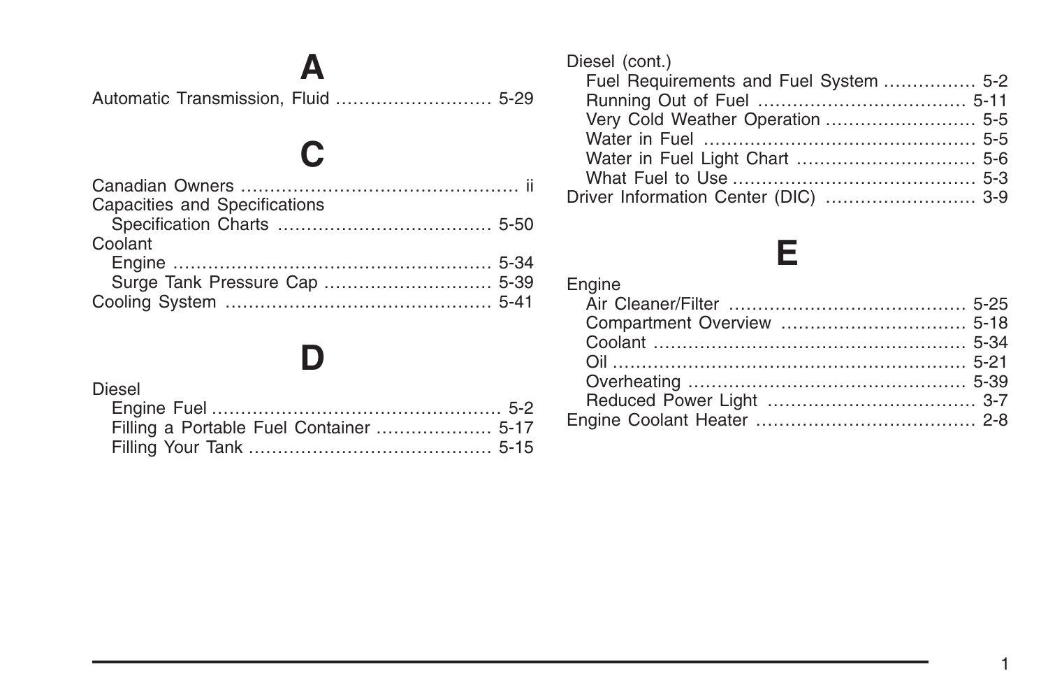# A

Automatic Transmission, Fluid .......................... 5-29

# C

Canadian Owners ............................................... ii
Capacities and Specifications
- Specification Charts .................................... 5-50

Coolant
- Engine ...................................................... 5-34
- Surge Tank Pressure Cap ............................ 5-39

Cooling System ............................................. 5-41

# D

Diesel
- Engine Fuel ................................................. 5-2
- Filling a Portable Fuel Container .................... 5-17
- Filling Your Tank .......................................... 5-15
- Fuel Requirements and Fuel System ................ 5-2
- Running Out of Fuel ................................... 5-11
- Very Cold Weather Operation .......................... 5-5
- Water in Fuel ............................................... 5-5
- Water in Fuel Light Chart .............................. 5-6
- What Fuel to Use .......................................... 5-3

Driver Information Center (DIC) ......................... 3-9

# E

Engine
- Air Cleaner/Filter ........................................ 5-25
- Compartment Overview ............................... 5-18
- Coolant ..................................................... 5-34
- Oil ........................................................... 5-21
- Overheating ............................................... 5-39
- Reduced Power Light ................................... 3-7

Engine Coolant Heater ...................................... 2-8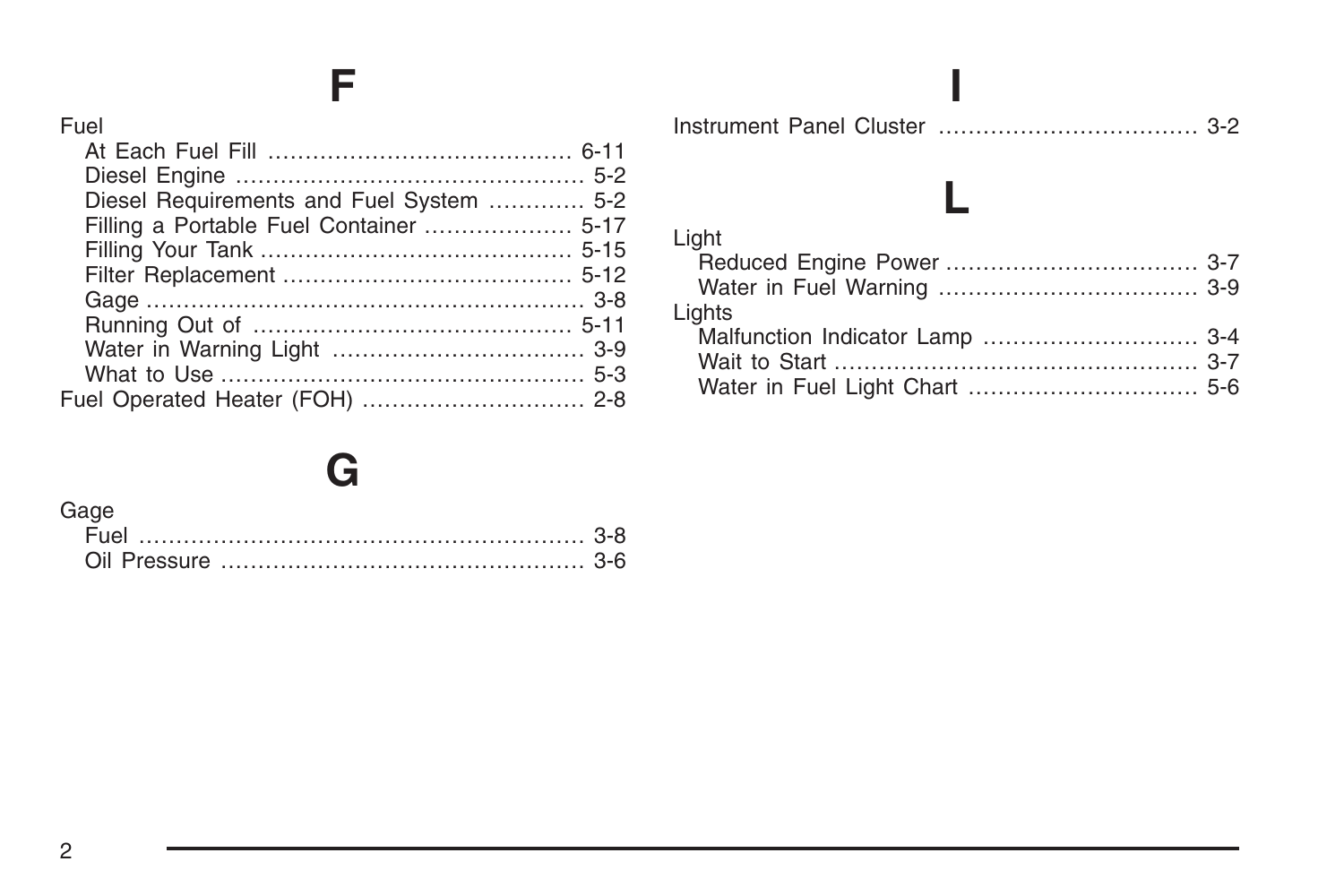# F

Fuel
- At Each Fuel Fill ........................................ 6-11
- Diesel Engine .............................................. 5-2
- Diesel Requirements and Fuel System ............ 5-2
- Filling a Portable Fuel Container ................... 5-17
- Filling Your Tank ......................................... 5-15
- Filter Replacement ...................................... 5-12
- Gage .......................................................... 3-8
- Running Out of ........................................... 5-11
- Water in Warning Light ................................. 3-9
- What to Use ................................................ 5-3

Fuel Operated Heater (FOH) ............................. 2-8

# G

Gage
- Fuel ........................................................... 3-8
- Oil Pressure ................................................ 3-6

# I

Instrument Panel Cluster .................................. 3-2

# L

Light
- Reduced Engine Power ................................. 3-7
- Water in Fuel Warning .................................. 3-9

Lights
- Malfunction Indicator Lamp ............................ 3-4
- Wait to Start ................................................ 3-7
- Water in Fuel Light Chart .............................. 5-6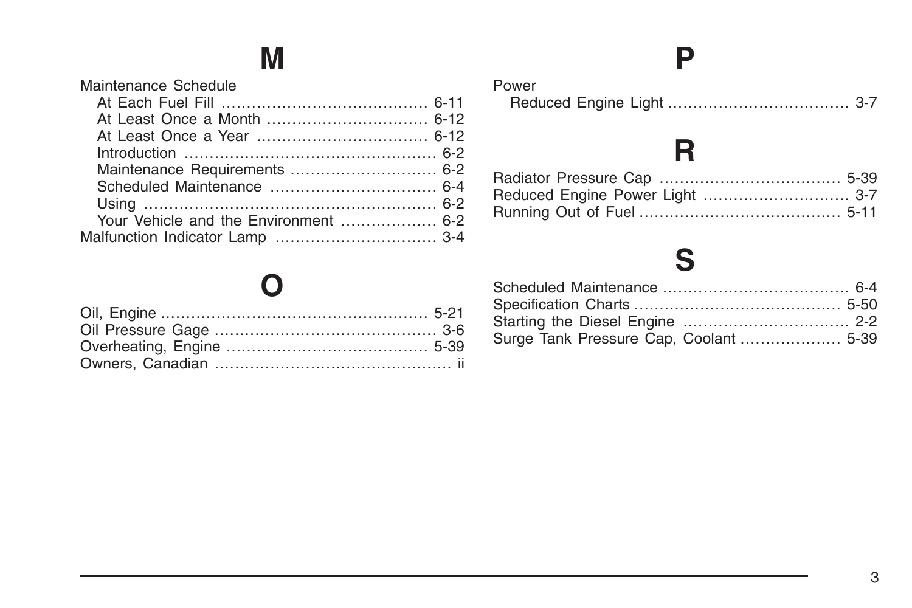# M

Maintenance Schedule
- At Each Fuel Fill ........................................ 6-11
- At Least Once a Month ............................... 6-12
- At Least Once a Year ................................. 6-12
- Introduction ................................................. 6-2
- Maintenance Requirements ............................ 6-2
- Scheduled Maintenance ................................ 6-4
- Using .......................................................... 6-2
- Your Vehicle and the Environment .................. 6-2

Malfunction Indicator Lamp ................................ 3-4

# O

Oil, Engine .................................................... 5-21
Oil Pressure Gage ........................................... 3-6
Overheating, Engine ....................................... 5-39
Owners, Canadian .............................................. ii

# P

Power
- Reduced Engine Light ................................... 3-7

# R

Radiator Pressure Cap ................................... 5-39
Reduced Engine Power Light ............................ 3-7
Running Out of Fuel ....................................... 5-11

# S

Scheduled Maintenance .................................... 6-4
Specification Charts ........................................ 5-50
Starting the Diesel Engine ................................ 2-2
Surge Tank Pressure Cap, Coolant .................... 5-39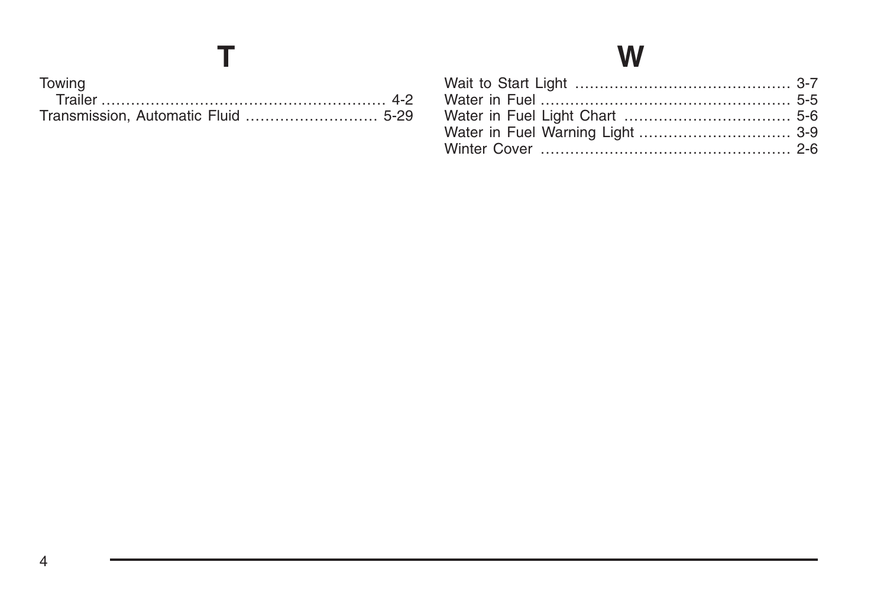## T

Towing
  Trailer .......................................................... 4-2
Transmission, Automatic Fluid .......................... 5-29

## W

Wait to Start Light ........................................... 3-7
Water in Fuel .................................................. 5-5
Water in Fuel Light Chart ................................. 5-6
Water in Fuel Warning Light .............................. 3-9
Winter Cover .................................................. 2-6